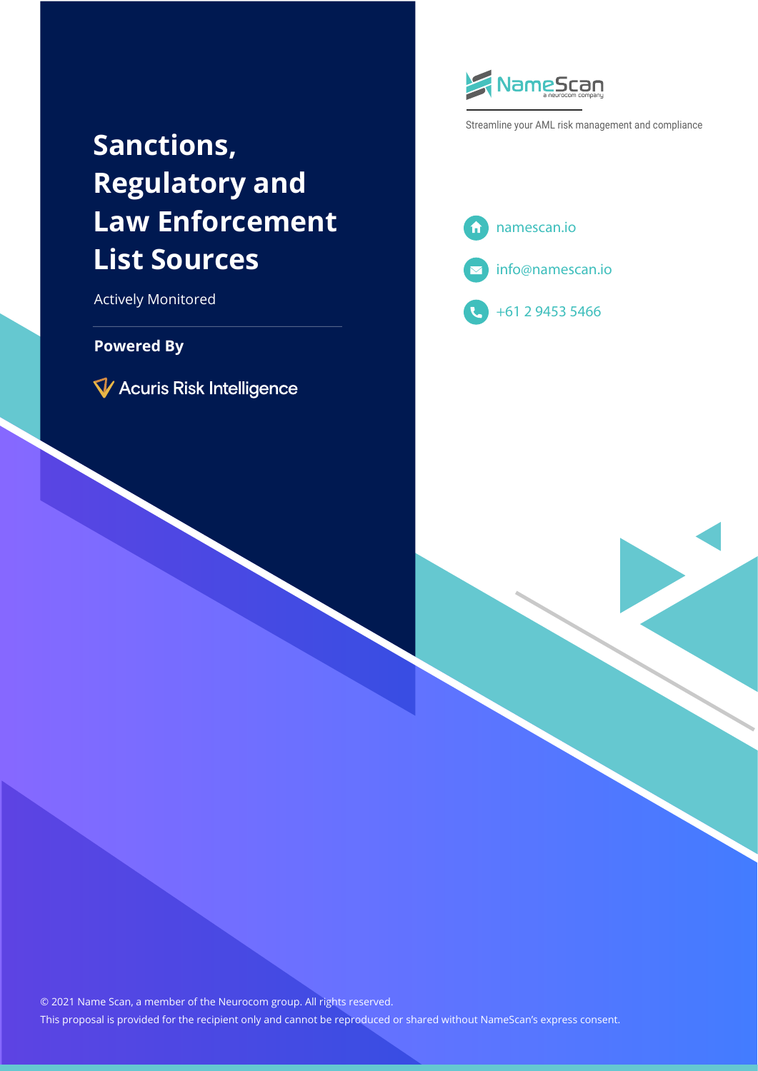# Sanctions, Regulatory and Law Enforcement List Sources

Actively Monitored

**Powered By**

Acuris Risk Intelligence

NameScan
a neurocom company

Streamline your AML risk management and compliance

namescan.io

info@namescan.io

+61 2 9453 5466

© 2021 Name Scan, a member of the Neurocom group. All rights reserved.

This proposal is provided for the recipient only and cannot be reproduced or shared without NameScan's express consent.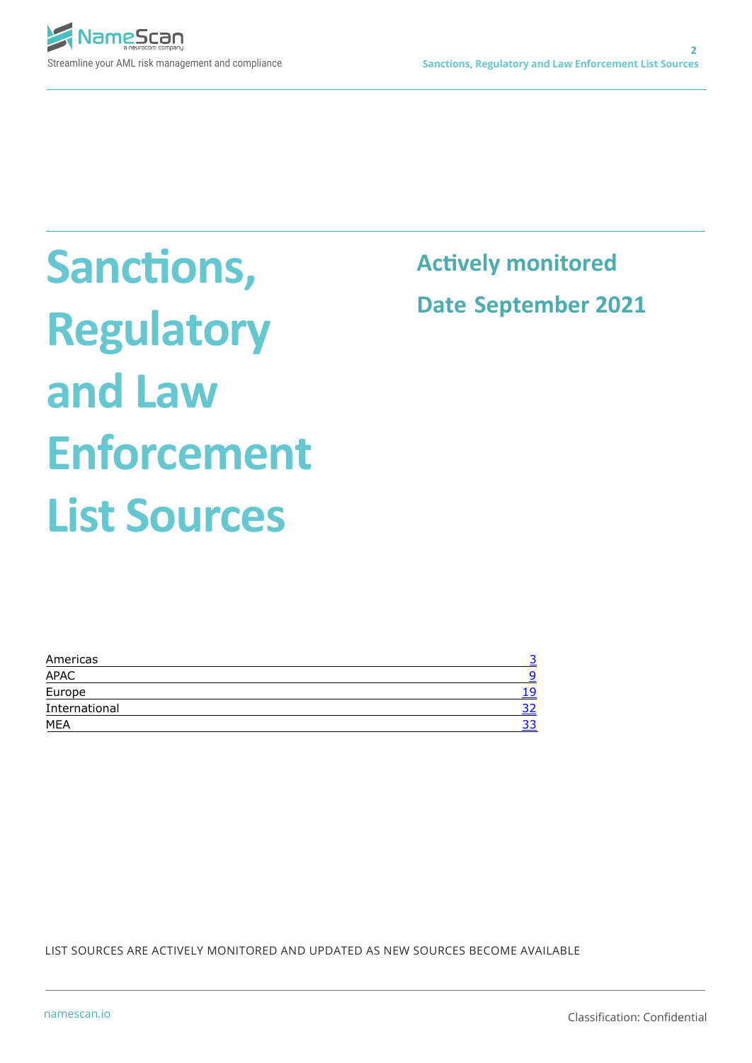# Sanctions, Regulatory and Law Enforcement List Sources

**Actively monitored**

**Date September 2021**

| | |
|---|---|
| Americas | 3 |
| APAC | 9 |
| Europe | 19 |
| International | 32 |
| MEA | 33 |

LIST SOURCES ARE ACTIVELY MONITORED AND UPDATED AS NEW SOURCES BECOME AVAILABLE

Classification: Confidential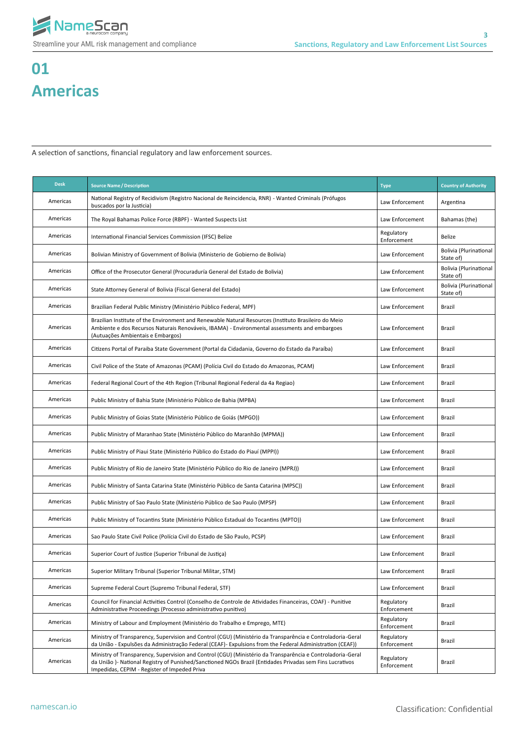# 01 Americas

A selection of sanctions, financial regulatory and law enforcement sources.

| Desk | Source Name / Description | Type | Country of Authority |
|---|---|---|---|
| Americas | National Registry of Recidivism (Registro Nacional de Reincidencia, RNR) - Wanted Criminals (Prófugos buscados por la Justicia) | Law Enforcement | Argentina |
| Americas | The Royal Bahamas Police Force (RBPF) - Wanted Suspects List | Law Enforcement | Bahamas (the) |
| Americas | International Financial Services Commission (IFSC) Belize | Regulatory Enforcement | Belize |
| Americas | Bolivian Ministry of Government of Bolivia (Ministerio de Gobierno de Bolivia) | Law Enforcement | Bolivia (Plurinational State of) |
| Americas | Office of the Prosecutor General (Procuraduría General del Estado de Bolivia) | Law Enforcement | Bolivia (Plurinational State of) |
| Americas | State Attorney General of Bolivia (Fiscal General del Estado) | Law Enforcement | Bolivia (Plurinational State of) |
| Americas | Brazilian Federal Public Ministry (Ministério Público Federal, MPF) | Law Enforcement | Brazil |
| Americas | Brazilian Institute of the Environment and Renewable Natural Resources (Instituto Brasileiro do Meio Ambiente e dos Recursos Naturais Renováveis, IBAMA) - Environmental assessments and embargoes (Autuações Ambientais e Embargos) | Law Enforcement | Brazil |
| Americas | Citizens Portal of Paraiba State Government (Portal da Cidadania, Governo do Estado da Paraíba) | Law Enforcement | Brazil |
| Americas | Civil Police of the State of Amazonas (PCAM) (Polícia Civil do Estado do Amazonas, PCAM) | Law Enforcement | Brazil |
| Americas | Federal Regional Court of the 4th Region (Tribunal Regional Federal da 4a Regiao) | Law Enforcement | Brazil |
| Americas | Public Ministry of Bahia State (Ministério Público de Bahia (MPBA) | Law Enforcement | Brazil |
| Americas | Public Ministry of Goias State (Ministério Público de Goiás (MPGO)) | Law Enforcement | Brazil |
| Americas | Public Ministry of Maranhao State (Ministério Público do Maranhão (MPMA)) | Law Enforcement | Brazil |
| Americas | Public Ministry of Piaui State (Ministério Público do Estado do Piauí (MPPI)) | Law Enforcement | Brazil |
| Americas | Public Ministry of Rio de Janeiro State (Ministério Público do Rio de Janeiro (MPRJ)) | Law Enforcement | Brazil |
| Americas | Public Ministry of Santa Catarina State (Ministério Público de Santa Catarina (MPSC)) | Law Enforcement | Brazil |
| Americas | Public Ministry of Sao Paulo State (Ministério Público de Sao Paulo (MPSP) | Law Enforcement | Brazil |
| Americas | Public Ministry of Tocantins State (Ministério Público Estadual do Tocantins (MPTO)) | Law Enforcement | Brazil |
| Americas | Sao Paulo State Civil Police (Polícia Civil do Estado de São Paulo, PCSP) | Law Enforcement | Brazil |
| Americas | Superior Court of Justice (Superior Tribunal de Justiça) | Law Enforcement | Brazil |
| Americas | Superior Military Tribunal (Superior Tribunal Militar, STM) | Law Enforcement | Brazil |
| Americas | Supreme Federal Court (Supremo Tribunal Federal, STF) | Law Enforcement | Brazil |
| Americas | Council for Financial Activities Control (Conselho de Controle de Atividades Financeiras, COAF) - Punitive Administrative Proceedings (Processo administrativo punitivo) | Regulatory Enforcement | Brazil |
| Americas | Ministry of Labour and Employment (Ministério do Trabalho e Emprego, MTE) | Regulatory Enforcement | Brazil |
| Americas | Ministry of Transparency, Supervision and Control (CGU) (Ministério da Transparência e Controladoria-Geral da União - Expulsões da Administração Federal (CEAF)- Expulsions from the Federal Administration (CEAF)) | Regulatory Enforcement | Brazil |
| Americas | Ministry of Transparency, Supervision and Control (CGU) (Ministério da Transparência e Controladoria-Geral da União )- National Registry of Punished/Sanctioned NGOs Brazil (Entidades Privadas sem Fins Lucrativos Impedidas, CEPIM - Register of Impeded Priva | Regulatory Enforcement | Brazil |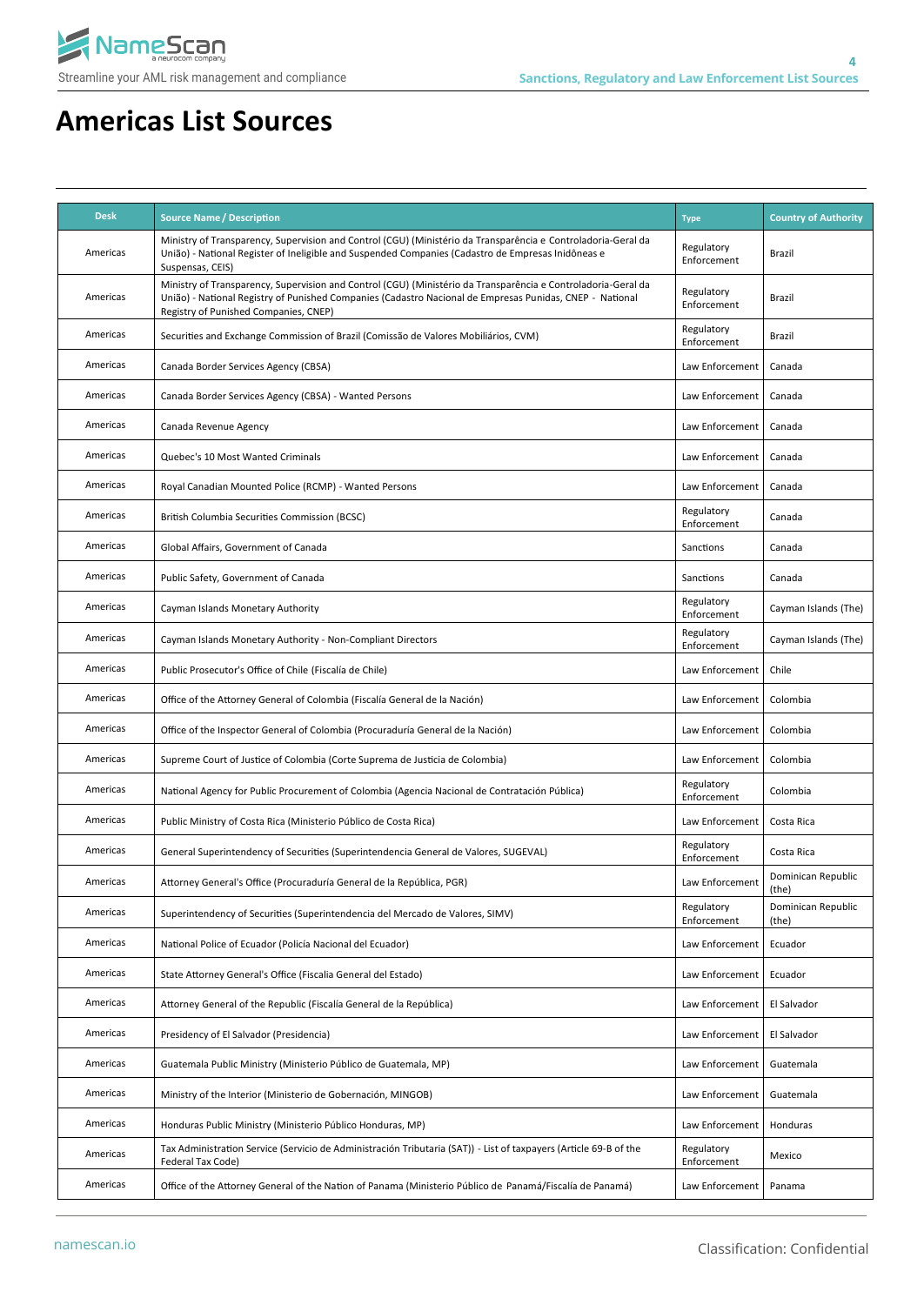# Americas List Sources

| Desk | Source Name / Description | Type | Country of Authority |
|---|---|---|---|
| Americas | Ministry of Transparency, Supervision and Control (CGU) (Ministério da Transparência e Controladoria-Geral da União) - National Register of Ineligible and Suspended Companies (Cadastro de Empresas Inidôneas e Suspensas, CEIS) | Regulatory Enforcement | Brazil |
| Americas | Ministry of Transparency, Supervision and Control (CGU) (Ministério da Transparência e Controladoria-Geral da União) - National Registry of Punished Companies (Cadastro Nacional de Empresas Punidas, CNEP - National Registry of Punished Companies, CNEP) | Regulatory Enforcement | Brazil |
| Americas | Securities and Exchange Commission of Brazil (Comissão de Valores Mobiliários, CVM) | Regulatory Enforcement | Brazil |
| Americas | Canada Border Services Agency (CBSA) | Law Enforcement | Canada |
| Americas | Canada Border Services Agency (CBSA) - Wanted Persons | Law Enforcement | Canada |
| Americas | Canada Revenue Agency | Law Enforcement | Canada |
| Americas | Quebec's 10 Most Wanted Criminals | Law Enforcement | Canada |
| Americas | Royal Canadian Mounted Police (RCMP) - Wanted Persons | Law Enforcement | Canada |
| Americas | British Columbia Securities Commission (BCSC) | Regulatory Enforcement | Canada |
| Americas | Global Affairs, Government of Canada | Sanctions | Canada |
| Americas | Public Safety, Government of Canada | Sanctions | Canada |
| Americas | Cayman Islands Monetary Authority | Regulatory Enforcement | Cayman Islands (The) |
| Americas | Cayman Islands Monetary Authority - Non-Compliant Directors | Regulatory Enforcement | Cayman Islands (The) |
| Americas | Public Prosecutor's Office of Chile (Fiscalía de Chile) | Law Enforcement | Chile |
| Americas | Office of the Attorney General of Colombia (Fiscalía General de la Nación) | Law Enforcement | Colombia |
| Americas | Office of the Inspector General of Colombia (Procuraduría General de la Nación) | Law Enforcement | Colombia |
| Americas | Supreme Court of Justice of Colombia (Corte Suprema de Justicia de Colombia) | Law Enforcement | Colombia |
| Americas | National Agency for Public Procurement of Colombia (Agencia Nacional de Contratación Pública) | Regulatory Enforcement | Colombia |
| Americas | Public Ministry of Costa Rica (Ministerio Público de Costa Rica) | Law Enforcement | Costa Rica |
| Americas | General Superintendency of Securities (Superintendencia General de Valores, SUGEVAL) | Regulatory Enforcement | Costa Rica |
| Americas | Attorney General's Office (Procuraduría General de la República, PGR) | Law Enforcement | Dominican Republic (the) |
| Americas | Superintendency of Securities (Superintendencia del Mercado de Valores, SIMV) | Regulatory Enforcement | Dominican Republic (the) |
| Americas | National Police of Ecuador (Policía Nacional del Ecuador) | Law Enforcement | Ecuador |
| Americas | State Attorney General's Office (Fiscalia General del Estado) | Law Enforcement | Ecuador |
| Americas | Attorney General of the Republic (Fiscalía General de la República) | Law Enforcement | El Salvador |
| Americas | Presidency of El Salvador (Presidencia) | Law Enforcement | El Salvador |
| Americas | Guatemala Public Ministry (Ministerio Público de Guatemala, MP) | Law Enforcement | Guatemala |
| Americas | Ministry of the Interior (Ministerio de Gobernación, MINGOB) | Law Enforcement | Guatemala |
| Americas | Honduras Public Ministry (Ministerio Público Honduras, MP) | Law Enforcement | Honduras |
| Americas | Tax Administration Service (Servicio de Administración Tributaria (SAT)) - List of taxpayers (Article 69-B of the Federal Tax Code) | Regulatory Enforcement | Mexico |
| Americas | Office of the Attorney General of the Nation of Panama (Ministerio Público de Panamá/Fiscalía de Panamá) | Law Enforcement | Panama |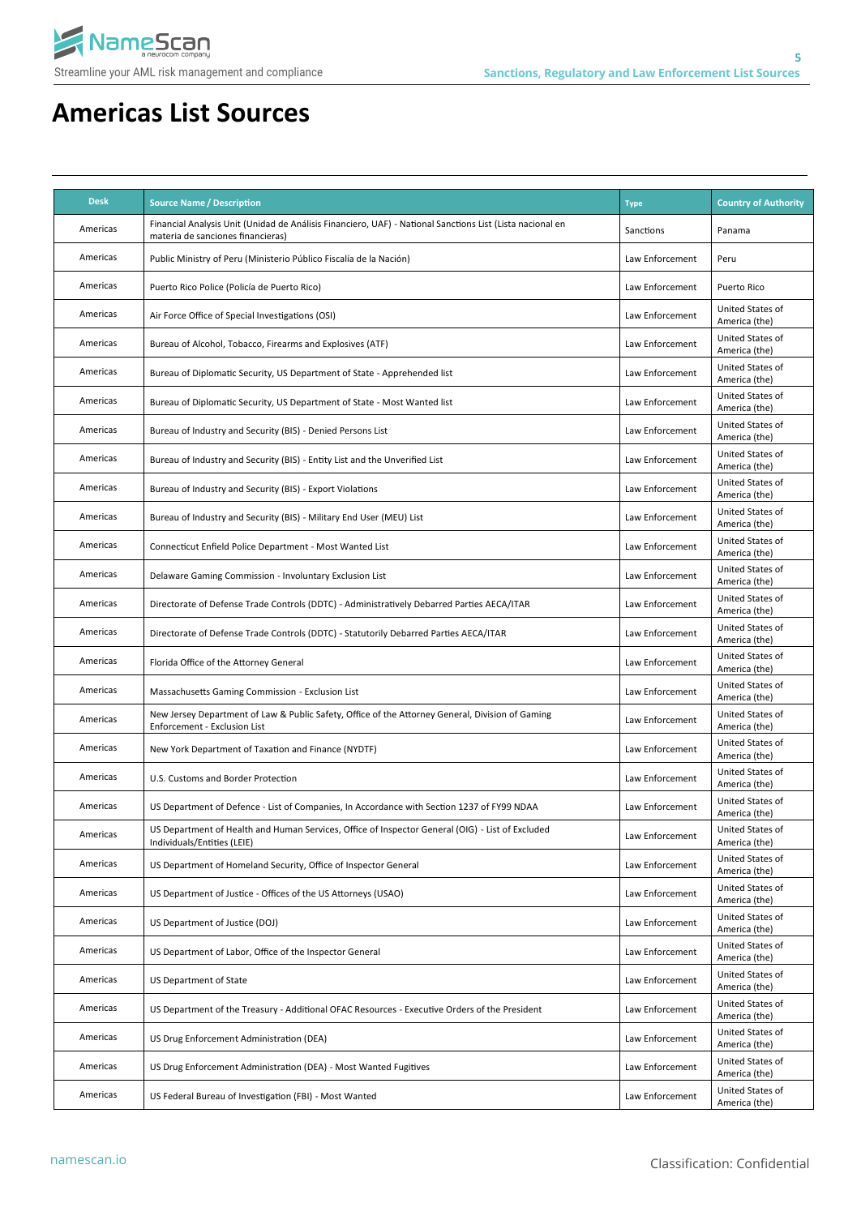# Americas List Sources

| Desk | Source Name / Description | Type | Country of Authority |
|---|---|---|---|
| Americas | Financial Analysis Unit (Unidad de Análisis Financiero, UAF) - National Sanctions List (Lista nacional en materia de sanciones financieras) | Sanctions | Panama |
| Americas | Public Ministry of Peru (Ministerio Público Fiscalía de la Nación) | Law Enforcement | Peru |
| Americas | Puerto Rico Police (Policía de Puerto Rico) | Law Enforcement | Puerto Rico |
| Americas | Air Force Office of Special Investigations (OSI) | Law Enforcement | United States of America (the) |
| Americas | Bureau of Alcohol, Tobacco, Firearms and Explosives (ATF) | Law Enforcement | United States of America (the) |
| Americas | Bureau of Diplomatic Security, US Department of State - Apprehended list | Law Enforcement | United States of America (the) |
| Americas | Bureau of Diplomatic Security, US Department of State - Most Wanted list | Law Enforcement | United States of America (the) |
| Americas | Bureau of Industry and Security (BIS) - Denied Persons List | Law Enforcement | United States of America (the) |
| Americas | Bureau of Industry and Security (BIS) - Entity List and the Unverified List | Law Enforcement | United States of America (the) |
| Americas | Bureau of Industry and Security (BIS) - Export Violations | Law Enforcement | United States of America (the) |
| Americas | Bureau of Industry and Security (BIS) - Military End User (MEU) List | Law Enforcement | United States of America (the) |
| Americas | Connecticut Enfield Police Department - Most Wanted List | Law Enforcement | United States of America (the) |
| Americas | Delaware Gaming Commission - Involuntary Exclusion List | Law Enforcement | United States of America (the) |
| Americas | Directorate of Defense Trade Controls (DDTC) - Administratively Debarred Parties AECA/ITAR | Law Enforcement | United States of America (the) |
| Americas | Directorate of Defense Trade Controls (DDTC) - Statutorily Debarred Parties AECA/ITAR | Law Enforcement | United States of America (the) |
| Americas | Florida Office of the Attorney General | Law Enforcement | United States of America (the) |
| Americas | Massachusetts Gaming Commission - Exclusion List | Law Enforcement | United States of America (the) |
| Americas | New Jersey Department of Law & Public Safety, Office of the Attorney General, Division of Gaming Enforcement - Exclusion List | Law Enforcement | United States of America (the) |
| Americas | New York Department of Taxation and Finance (NYDTF) | Law Enforcement | United States of America (the) |
| Americas | U.S. Customs and Border Protection | Law Enforcement | United States of America (the) |
| Americas | US Department of Defence - List of Companies, In Accordance with Section 1237 of FY99 NDAA | Law Enforcement | United States of America (the) |
| Americas | US Department of Health and Human Services, Office of Inspector General (OIG) - List of Excluded Individuals/Entities (LEIE) | Law Enforcement | United States of America (the) |
| Americas | US Department of Homeland Security, Office of Inspector General | Law Enforcement | United States of America (the) |
| Americas | US Department of Justice - Offices of the US Attorneys (USAO) | Law Enforcement | United States of America (the) |
| Americas | US Department of Justice (DOJ) | Law Enforcement | United States of America (the) |
| Americas | US Department of Labor, Office of the Inspector General | Law Enforcement | United States of America (the) |
| Americas | US Department of State | Law Enforcement | United States of America (the) |
| Americas | US Department of the Treasury - Additional OFAC Resources - Executive Orders of the President | Law Enforcement | United States of America (the) |
| Americas | US Drug Enforcement Administration (DEA) | Law Enforcement | United States of America (the) |
| Americas | US Drug Enforcement Administration (DEA) - Most Wanted Fugitives | Law Enforcement | United States of America (the) |
| Americas | US Federal Bureau of Investigation (FBI) - Most Wanted | Law Enforcement | United States of America (the) |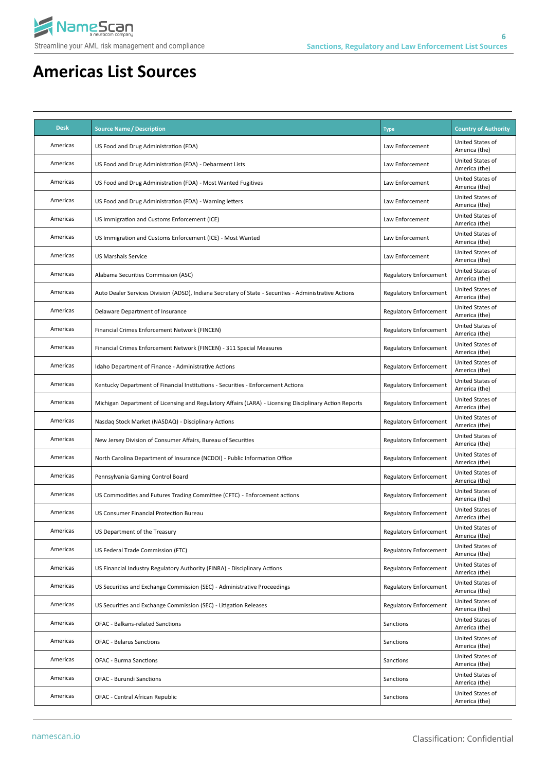# Americas List Sources

| Desk | Source Name / Description | Type | Country of Authority |
|---|---|---|---|
| Americas | US Food and Drug Administration (FDA) | Law Enforcement | United States of America (the) |
| Americas | US Food and Drug Administration (FDA) - Debarment Lists | Law Enforcement | United States of America (the) |
| Americas | US Food and Drug Administration (FDA) - Most Wanted Fugitives | Law Enforcement | United States of America (the) |
| Americas | US Food and Drug Administration (FDA) - Warning letters | Law Enforcement | United States of America (the) |
| Americas | US Immigration and Customs Enforcement (ICE) | Law Enforcement | United States of America (the) |
| Americas | US Immigration and Customs Enforcement (ICE) - Most Wanted | Law Enforcement | United States of America (the) |
| Americas | US Marshals Service | Law Enforcement | United States of America (the) |
| Americas | Alabama Securities Commission (ASC) | Regulatory Enforcement | United States of America (the) |
| Americas | Auto Dealer Services Division (ADSD), Indiana Secretary of State - Securities - Administrative Actions | Regulatory Enforcement | United States of America (the) |
| Americas | Delaware Department of Insurance | Regulatory Enforcement | United States of America (the) |
| Americas | Financial Crimes Enforcement Network (FINCEN) | Regulatory Enforcement | United States of America (the) |
| Americas | Financial Crimes Enforcement Network (FINCEN) - 311 Special Measures | Regulatory Enforcement | United States of America (the) |
| Americas | Idaho Department of Finance - Administrative Actions | Regulatory Enforcement | United States of America (the) |
| Americas | Kentucky Department of Financial Institutions - Securities - Enforcement Actions | Regulatory Enforcement | United States of America (the) |
| Americas | Michigan Department of Licensing and Regulatory Affairs (LARA) - Licensing Disciplinary Action Reports | Regulatory Enforcement | United States of America (the) |
| Americas | Nasdaq Stock Market (NASDAQ) - Disciplinary Actions | Regulatory Enforcement | United States of America (the) |
| Americas | New Jersey Division of Consumer Affairs, Bureau of Securities | Regulatory Enforcement | United States of America (the) |
| Americas | North Carolina Department of Insurance (NCDOI) - Public Information Office | Regulatory Enforcement | United States of America (the) |
| Americas | Pennsylvania Gaming Control Board | Regulatory Enforcement | United States of America (the) |
| Americas | US Commodities and Futures Trading Committee (CFTC) - Enforcement actions | Regulatory Enforcement | United States of America (the) |
| Americas | US Consumer Financial Protection Bureau | Regulatory Enforcement | United States of America (the) |
| Americas | US Department of the Treasury | Regulatory Enforcement | United States of America (the) |
| Americas | US Federal Trade Commission (FTC) | Regulatory Enforcement | United States of America (the) |
| Americas | US Financial Industry Regulatory Authority (FINRA) - Disciplinary Actions | Regulatory Enforcement | United States of America (the) |
| Americas | US Securities and Exchange Commission (SEC) - Administrative Proceedings | Regulatory Enforcement | United States of America (the) |
| Americas | US Securities and Exchange Commission (SEC) - Litigation Releases | Regulatory Enforcement | United States of America (the) |
| Americas | OFAC - Balkans-related Sanctions | Sanctions | United States of America (the) |
| Americas | OFAC - Belarus Sanctions | Sanctions | United States of America (the) |
| Americas | OFAC - Burma Sanctions | Sanctions | United States of America (the) |
| Americas | OFAC - Burundi Sanctions | Sanctions | United States of America (the) |
| Americas | OFAC - Central African Republic | Sanctions | United States of America (the) |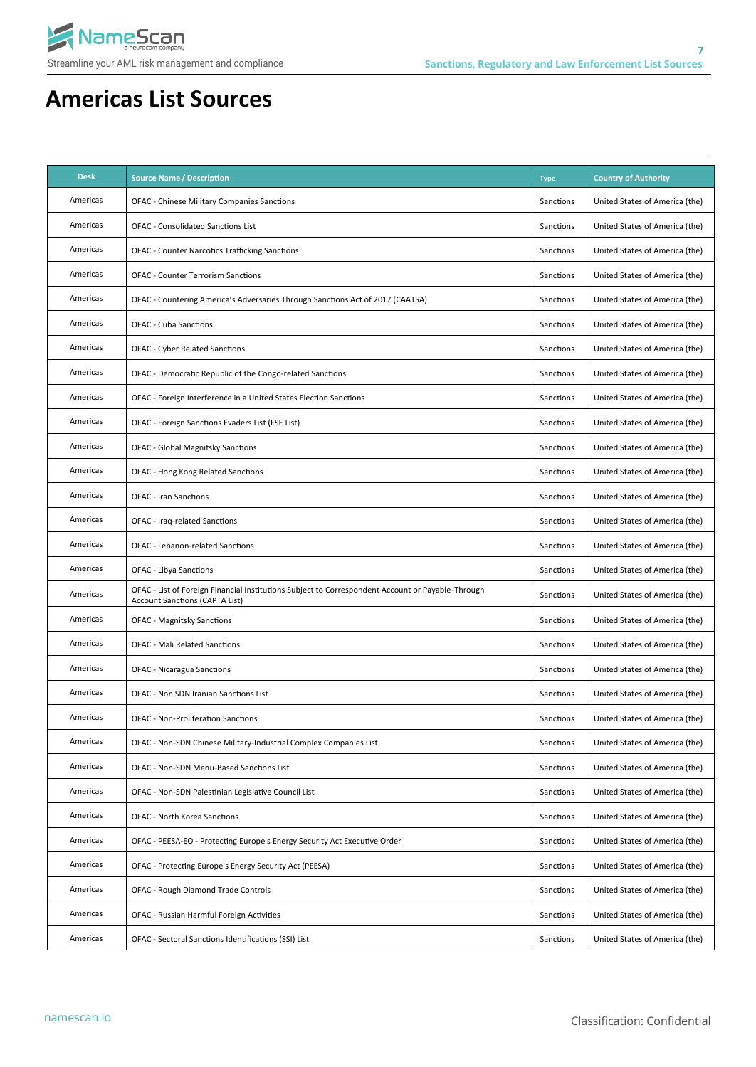# Americas List Sources

| Desk | Source Name / Description | Type | Country of Authority |
|---|---|---|---|
| Americas | OFAC - Chinese Military Companies Sanctions | Sanctions | United States of America (the) |
| Americas | OFAC - Consolidated Sanctions List | Sanctions | United States of America (the) |
| Americas | OFAC - Counter Narcotics Trafficking Sanctions | Sanctions | United States of America (the) |
| Americas | OFAC - Counter Terrorism Sanctions | Sanctions | United States of America (the) |
| Americas | OFAC - Countering America's Adversaries Through Sanctions Act of 2017 (CAATSA) | Sanctions | United States of America (the) |
| Americas | OFAC - Cuba Sanctions | Sanctions | United States of America (the) |
| Americas | OFAC - Cyber Related Sanctions | Sanctions | United States of America (the) |
| Americas | OFAC - Democratic Republic of the Congo-related Sanctions | Sanctions | United States of America (the) |
| Americas | OFAC - Foreign Interference in a United States Election Sanctions | Sanctions | United States of America (the) |
| Americas | OFAC - Foreign Sanctions Evaders List (FSE List) | Sanctions | United States of America (the) |
| Americas | OFAC - Global Magnitsky Sanctions | Sanctions | United States of America (the) |
| Americas | OFAC - Hong Kong Related Sanctions | Sanctions | United States of America (the) |
| Americas | OFAC - Iran Sanctions | Sanctions | United States of America (the) |
| Americas | OFAC - Iraq-related Sanctions | Sanctions | United States of America (the) |
| Americas | OFAC - Lebanon-related Sanctions | Sanctions | United States of America (the) |
| Americas | OFAC - Libya Sanctions | Sanctions | United States of America (the) |
| Americas | OFAC - List of Foreign Financial Institutions Subject to Correspondent Account or Payable-Through Account Sanctions (CAPTA List) | Sanctions | United States of America (the) |
| Americas | OFAC - Magnitsky Sanctions | Sanctions | United States of America (the) |
| Americas | OFAC - Mali Related Sanctions | Sanctions | United States of America (the) |
| Americas | OFAC - Nicaragua Sanctions | Sanctions | United States of America (the) |
| Americas | OFAC - Non SDN Iranian Sanctions List | Sanctions | United States of America (the) |
| Americas | OFAC - Non-Proliferation Sanctions | Sanctions | United States of America (the) |
| Americas | OFAC - Non-SDN Chinese Military-Industrial Complex Companies List | Sanctions | United States of America (the) |
| Americas | OFAC - Non-SDN Menu-Based Sanctions List | Sanctions | United States of America (the) |
| Americas | OFAC - Non-SDN Palestinian Legislative Council List | Sanctions | United States of America (the) |
| Americas | OFAC - North Korea Sanctions | Sanctions | United States of America (the) |
| Americas | OFAC - PEESA-EO - Protecting Europe's Energy Security Act Executive Order | Sanctions | United States of America (the) |
| Americas | OFAC - Protecting Europe's Energy Security Act (PEESA) | Sanctions | United States of America (the) |
| Americas | OFAC - Rough Diamond Trade Controls | Sanctions | United States of America (the) |
| Americas | OFAC - Russian Harmful Foreign Activities | Sanctions | United States of America (the) |
| Americas | OFAC - Sectoral Sanctions Identifications (SSI) List | Sanctions | United States of America (the) |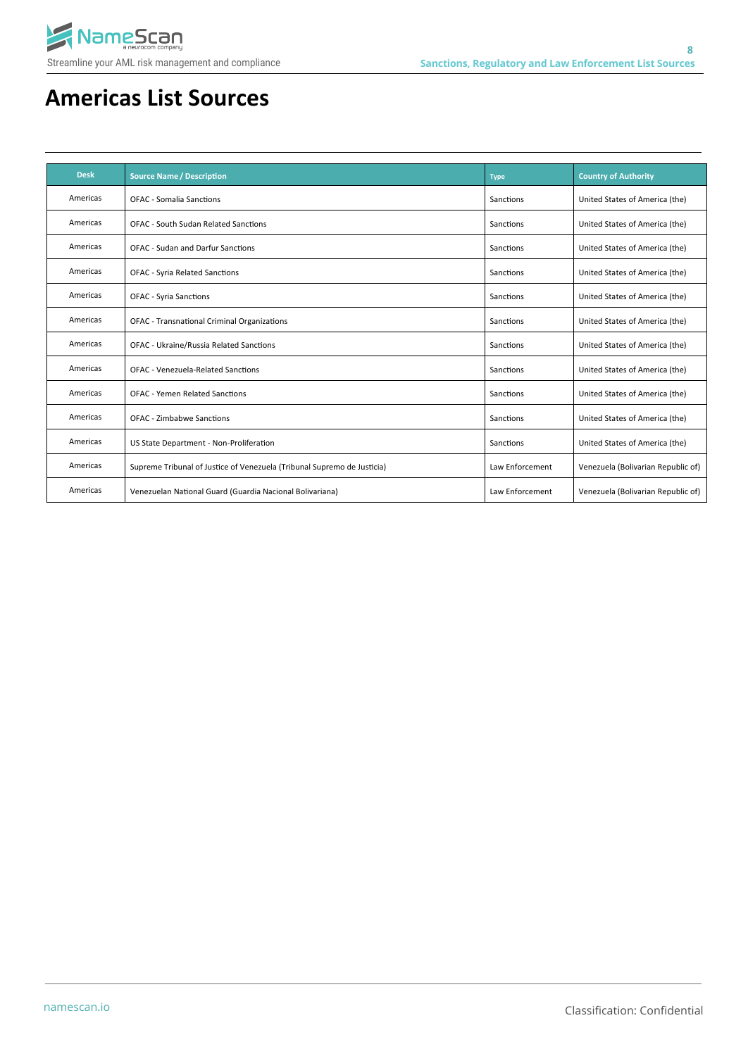# Americas List Sources

| Desk | Source Name / Description | Type | Country of Authority |
|---|---|---|---|
| Americas | OFAC - Somalia Sanctions | Sanctions | United States of America (the) |
| Americas | OFAC - South Sudan Related Sanctions | Sanctions | United States of America (the) |
| Americas | OFAC - Sudan and Darfur Sanctions | Sanctions | United States of America (the) |
| Americas | OFAC - Syria Related Sanctions | Sanctions | United States of America (the) |
| Americas | OFAC - Syria Sanctions | Sanctions | United States of America (the) |
| Americas | OFAC - Transnational Criminal Organizations | Sanctions | United States of America (the) |
| Americas | OFAC - Ukraine/Russia Related Sanctions | Sanctions | United States of America (the) |
| Americas | OFAC - Venezuela-Related Sanctions | Sanctions | United States of America (the) |
| Americas | OFAC - Yemen Related Sanctions | Sanctions | United States of America (the) |
| Americas | OFAC - Zimbabwe Sanctions | Sanctions | United States of America (the) |
| Americas | US State Department - Non-Proliferation | Sanctions | United States of America (the) |
| Americas | Supreme Tribunal of Justice of Venezuela (Tribunal Supremo de Justicia) | Law Enforcement | Venezuela (Bolivarian Republic of) |
| Americas | Venezuelan National Guard (Guardia Nacional Bolivariana) | Law Enforcement | Venezuela (Bolivarian Republic of) |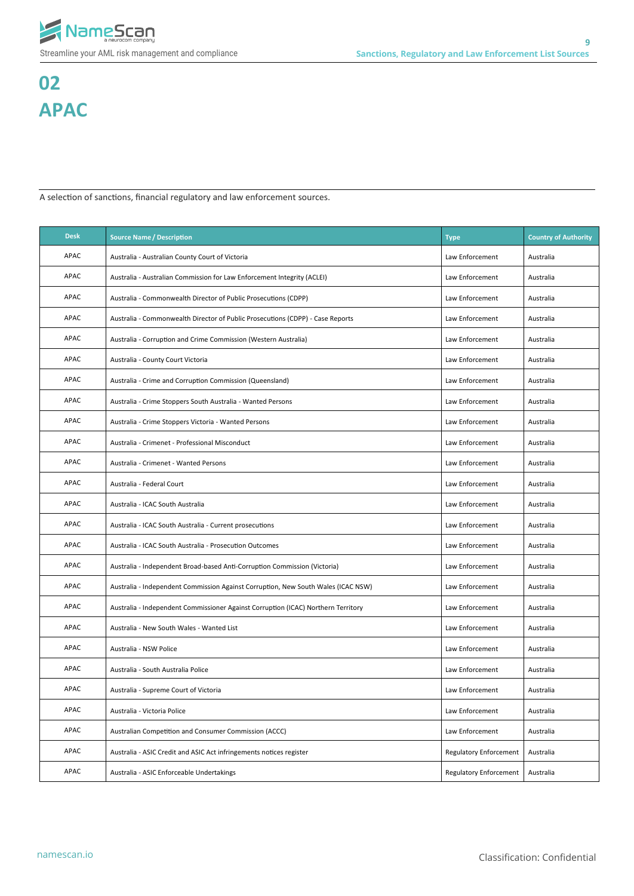# 02
# APAC

A selection of sanctions, financial regulatory and law enforcement sources.

| Desk | Source Name / Description | Type | Country of Authority |
|---|---|---|---|
| APAC | Australia - Australian County Court of Victoria | Law Enforcement | Australia |
| APAC | Australia - Australian Commission for Law Enforcement Integrity (ACLEI) | Law Enforcement | Australia |
| APAC | Australia - Commonwealth Director of Public Prosecutions (CDPP) | Law Enforcement | Australia |
| APAC | Australia - Commonwealth Director of Public Prosecutions (CDPP) - Case Reports | Law Enforcement | Australia |
| APAC | Australia - Corruption and Crime Commission (Western Australia) | Law Enforcement | Australia |
| APAC | Australia - County Court Victoria | Law Enforcement | Australia |
| APAC | Australia - Crime and Corruption Commission (Queensland) | Law Enforcement | Australia |
| APAC | Australia - Crime Stoppers South Australia - Wanted Persons | Law Enforcement | Australia |
| APAC | Australia - Crime Stoppers Victoria - Wanted Persons | Law Enforcement | Australia |
| APAC | Australia - Crimenet - Professional Misconduct | Law Enforcement | Australia |
| APAC | Australia - Crimenet - Wanted Persons | Law Enforcement | Australia |
| APAC | Australia - Federal Court | Law Enforcement | Australia |
| APAC | Australia - ICAC South Australia | Law Enforcement | Australia |
| APAC | Australia - ICAC South Australia - Current prosecutions | Law Enforcement | Australia |
| APAC | Australia - ICAC South Australia - Prosecution Outcomes | Law Enforcement | Australia |
| APAC | Australia - Independent Broad-based Anti-Corruption Commission (Victoria) | Law Enforcement | Australia |
| APAC | Australia - Independent Commission Against Corruption, New South Wales (ICAC NSW) | Law Enforcement | Australia |
| APAC | Australia - Independent Commissioner Against Corruption (ICAC) Northern Territory | Law Enforcement | Australia |
| APAC | Australia - New South Wales - Wanted List | Law Enforcement | Australia |
| APAC | Australia - NSW Police | Law Enforcement | Australia |
| APAC | Australia - South Australia Police | Law Enforcement | Australia |
| APAC | Australia - Supreme Court of Victoria | Law Enforcement | Australia |
| APAC | Australia - Victoria Police | Law Enforcement | Australia |
| APAC | Australian Competition and Consumer Commission (ACCC) | Law Enforcement | Australia |
| APAC | Australia - ASIC Credit and ASIC Act infringements notices register | Regulatory Enforcement | Australia |
| APAC | Australia - ASIC Enforceable Undertakings | Regulatory Enforcement | Australia |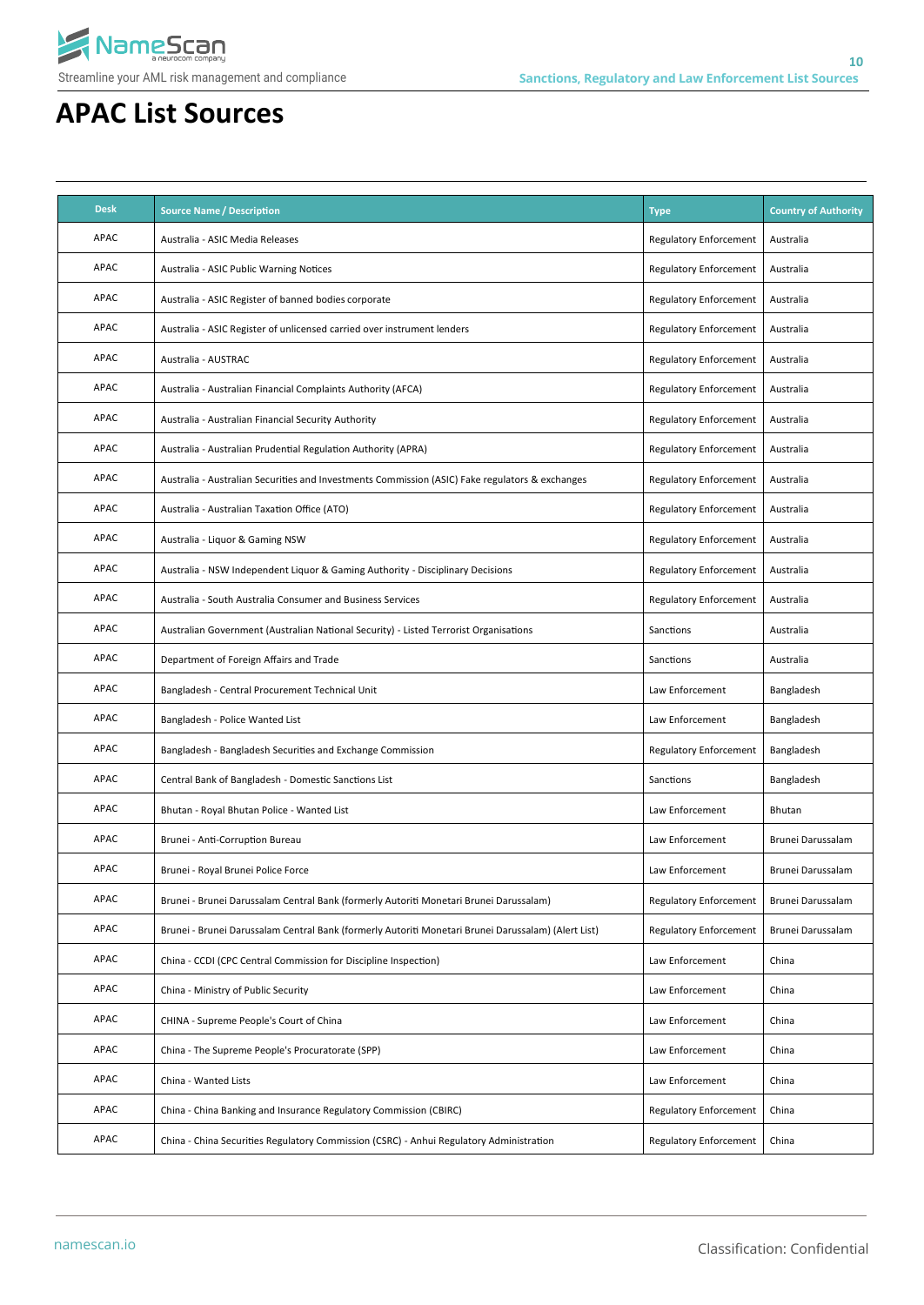# APAC List Sources

| Desk | Source Name / Description | Type | Country of Authority |
|---|---|---|---|
| APAC | Australia - ASIC Media Releases | Regulatory Enforcement | Australia |
| APAC | Australia - ASIC Public Warning Notices | Regulatory Enforcement | Australia |
| APAC | Australia - ASIC Register of banned bodies corporate | Regulatory Enforcement | Australia |
| APAC | Australia - ASIC Register of unlicensed carried over instrument lenders | Regulatory Enforcement | Australia |
| APAC | Australia - AUSTRAC | Regulatory Enforcement | Australia |
| APAC | Australia - Australian Financial Complaints Authority (AFCA) | Regulatory Enforcement | Australia |
| APAC | Australia - Australian Financial Security Authority | Regulatory Enforcement | Australia |
| APAC | Australia - Australian Prudential Regulation Authority (APRA) | Regulatory Enforcement | Australia |
| APAC | Australia - Australian Securities and Investments Commission (ASIC) Fake regulators & exchanges | Regulatory Enforcement | Australia |
| APAC | Australia - Australian Taxation Office (ATO) | Regulatory Enforcement | Australia |
| APAC | Australia - Liquor & Gaming NSW | Regulatory Enforcement | Australia |
| APAC | Australia - NSW Independent Liquor & Gaming Authority - Disciplinary Decisions | Regulatory Enforcement | Australia |
| APAC | Australia - South Australia Consumer and Business Services | Regulatory Enforcement | Australia |
| APAC | Australian Government (Australian National Security) - Listed Terrorist Organisations | Sanctions | Australia |
| APAC | Department of Foreign Affairs and Trade | Sanctions | Australia |
| APAC | Bangladesh - Central Procurement Technical Unit | Law Enforcement | Bangladesh |
| APAC | Bangladesh - Police Wanted List | Law Enforcement | Bangladesh |
| APAC | Bangladesh - Bangladesh Securities and Exchange Commission | Regulatory Enforcement | Bangladesh |
| APAC | Central Bank of Bangladesh - Domestic Sanctions List | Sanctions | Bangladesh |
| APAC | Bhutan - Royal Bhutan Police - Wanted List | Law Enforcement | Bhutan |
| APAC | Brunei - Anti-Corruption Bureau | Law Enforcement | Brunei Darussalam |
| APAC | Brunei - Royal Brunei Police Force | Law Enforcement | Brunei Darussalam |
| APAC | Brunei - Brunei Darussalam Central Bank (formerly Autoriti Monetari Brunei Darussalam) | Regulatory Enforcement | Brunei Darussalam |
| APAC | Brunei - Brunei Darussalam Central Bank (formerly Autoriti Monetari Brunei Darussalam) (Alert List) | Regulatory Enforcement | Brunei Darussalam |
| APAC | China - CCDI (CPC Central Commission for Discipline Inspection) | Law Enforcement | China |
| APAC | China - Ministry of Public Security | Law Enforcement | China |
| APAC | CHINA - Supreme People's Court of China | Law Enforcement | China |
| APAC | China - The Supreme People's Procuratorate (SPP) | Law Enforcement | China |
| APAC | China - Wanted Lists | Law Enforcement | China |
| APAC | China - China Banking and Insurance Regulatory Commission (CBIRC) | Regulatory Enforcement | China |
| APAC | China - China Securities Regulatory Commission (CSRC) - Anhui Regulatory Administration | Regulatory Enforcement | China |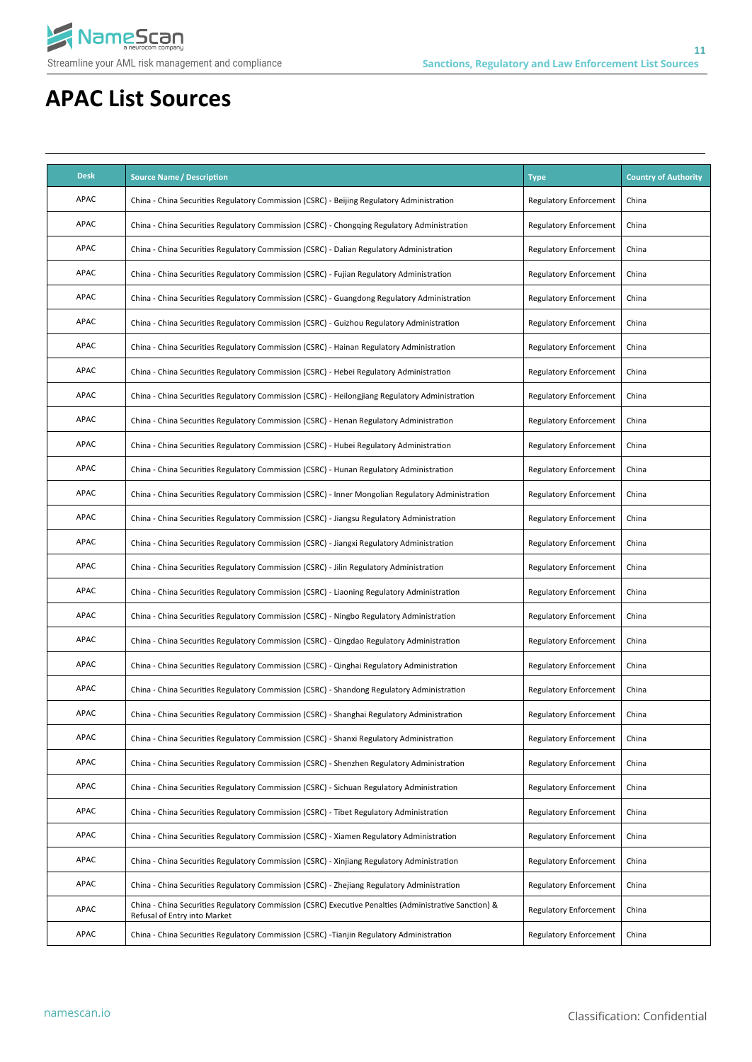# APAC List Sources

| Desk | Source Name / Description | Type | Country of Authority |
|---|---|---|---|
| APAC | China - China Securities Regulatory Commission (CSRC) - Beijing Regulatory Administration | Regulatory Enforcement | China |
| APAC | China - China Securities Regulatory Commission (CSRC) - Chongqing Regulatory Administration | Regulatory Enforcement | China |
| APAC | China - China Securities Regulatory Commission (CSRC) - Dalian Regulatory Administration | Regulatory Enforcement | China |
| APAC | China - China Securities Regulatory Commission (CSRC) - Fujian Regulatory Administration | Regulatory Enforcement | China |
| APAC | China - China Securities Regulatory Commission (CSRC) - Guangdong Regulatory Administration | Regulatory Enforcement | China |
| APAC | China - China Securities Regulatory Commission (CSRC) - Guizhou Regulatory Administration | Regulatory Enforcement | China |
| APAC | China - China Securities Regulatory Commission (CSRC) - Hainan Regulatory Administration | Regulatory Enforcement | China |
| APAC | China - China Securities Regulatory Commission (CSRC) - Hebei Regulatory Administration | Regulatory Enforcement | China |
| APAC | China - China Securities Regulatory Commission (CSRC) - Heilongjiang Regulatory Administration | Regulatory Enforcement | China |
| APAC | China - China Securities Regulatory Commission (CSRC) - Henan Regulatory Administration | Regulatory Enforcement | China |
| APAC | China - China Securities Regulatory Commission (CSRC) - Hubei Regulatory Administration | Regulatory Enforcement | China |
| APAC | China - China Securities Regulatory Commission (CSRC) - Hunan Regulatory Administration | Regulatory Enforcement | China |
| APAC | China - China Securities Regulatory Commission (CSRC) - Inner Mongolian Regulatory Administration | Regulatory Enforcement | China |
| APAC | China - China Securities Regulatory Commission (CSRC) - Jiangsu Regulatory Administration | Regulatory Enforcement | China |
| APAC | China - China Securities Regulatory Commission (CSRC) - Jiangxi Regulatory Administration | Regulatory Enforcement | China |
| APAC | China - China Securities Regulatory Commission (CSRC) - Jilin Regulatory Administration | Regulatory Enforcement | China |
| APAC | China - China Securities Regulatory Commission (CSRC) - Liaoning Regulatory Administration | Regulatory Enforcement | China |
| APAC | China - China Securities Regulatory Commission (CSRC) - Ningbo Regulatory Administration | Regulatory Enforcement | China |
| APAC | China - China Securities Regulatory Commission (CSRC) - Qingdao Regulatory Administration | Regulatory Enforcement | China |
| APAC | China - China Securities Regulatory Commission (CSRC) - Qinghai Regulatory Administration | Regulatory Enforcement | China |
| APAC | China - China Securities Regulatory Commission (CSRC) - Shandong Regulatory Administration | Regulatory Enforcement | China |
| APAC | China - China Securities Regulatory Commission (CSRC) - Shanghai Regulatory Administration | Regulatory Enforcement | China |
| APAC | China - China Securities Regulatory Commission (CSRC) - Shanxi Regulatory Administration | Regulatory Enforcement | China |
| APAC | China - China Securities Regulatory Commission (CSRC) - Shenzhen Regulatory Administration | Regulatory Enforcement | China |
| APAC | China - China Securities Regulatory Commission (CSRC) - Sichuan Regulatory Administration | Regulatory Enforcement | China |
| APAC | China - China Securities Regulatory Commission (CSRC) - Tibet Regulatory Administration | Regulatory Enforcement | China |
| APAC | China - China Securities Regulatory Commission (CSRC) - Xiamen Regulatory Administration | Regulatory Enforcement | China |
| APAC | China - China Securities Regulatory Commission (CSRC) - Xinjiang Regulatory Administration | Regulatory Enforcement | China |
| APAC | China - China Securities Regulatory Commission (CSRC) - Zhejiang Regulatory Administration | Regulatory Enforcement | China |
| APAC | China - China Securities Regulatory Commission (CSRC) Executive Penalties (Administrative Sanction) & Refusal of Entry into Market | Regulatory Enforcement | China |
| APAC | China - China Securities Regulatory Commission (CSRC) -Tianjin Regulatory Administration | Regulatory Enforcement | China |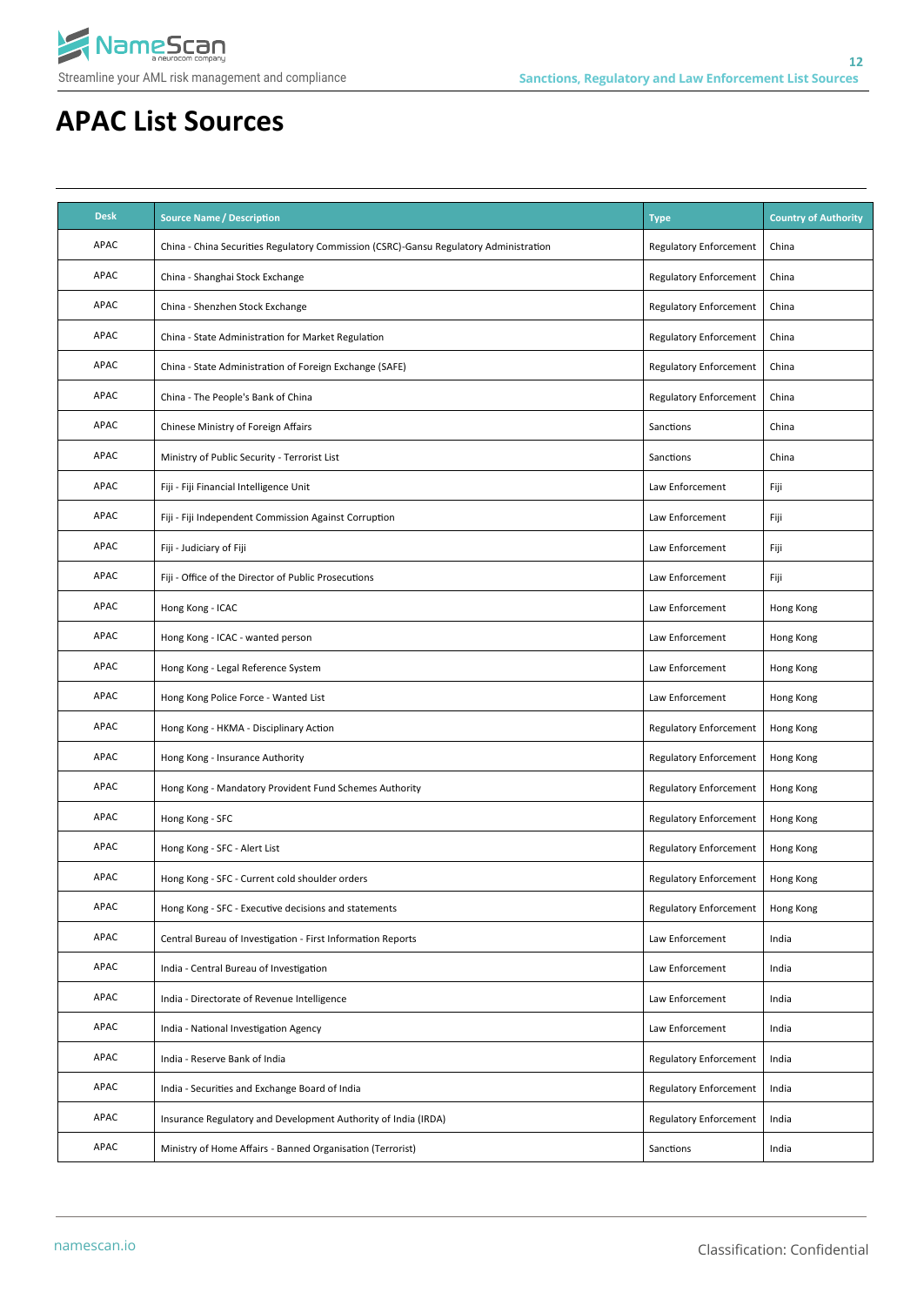# APAC List Sources

| Desk | Source Name / Description | Type | Country of Authority |
|---|---|---|---|
| APAC | China - China Securities Regulatory Commission (CSRC)-Gansu Regulatory Administration | Regulatory Enforcement | China |
| APAC | China - Shanghai Stock Exchange | Regulatory Enforcement | China |
| APAC | China - Shenzhen Stock Exchange | Regulatory Enforcement | China |
| APAC | China - State Administration for Market Regulation | Regulatory Enforcement | China |
| APAC | China - State Administration of Foreign Exchange (SAFE) | Regulatory Enforcement | China |
| APAC | China - The People's Bank of China | Regulatory Enforcement | China |
| APAC | Chinese Ministry of Foreign Affairs | Sanctions | China |
| APAC | Ministry of Public Security - Terrorist List | Sanctions | China |
| APAC | Fiji - Fiji Financial Intelligence Unit | Law Enforcement | Fiji |
| APAC | Fiji - Fiji Independent Commission Against Corruption | Law Enforcement | Fiji |
| APAC | Fiji - Judiciary of Fiji | Law Enforcement | Fiji |
| APAC | Fiji - Office of the Director of Public Prosecutions | Law Enforcement | Fiji |
| APAC | Hong Kong - ICAC | Law Enforcement | Hong Kong |
| APAC | Hong Kong - ICAC - wanted person | Law Enforcement | Hong Kong |
| APAC | Hong Kong - Legal Reference System | Law Enforcement | Hong Kong |
| APAC | Hong Kong Police Force - Wanted List | Law Enforcement | Hong Kong |
| APAC | Hong Kong - HKMA - Disciplinary Action | Regulatory Enforcement | Hong Kong |
| APAC | Hong Kong - Insurance Authority | Regulatory Enforcement | Hong Kong |
| APAC | Hong Kong - Mandatory Provident Fund Schemes Authority | Regulatory Enforcement | Hong Kong |
| APAC | Hong Kong - SFC | Regulatory Enforcement | Hong Kong |
| APAC | Hong Kong - SFC - Alert List | Regulatory Enforcement | Hong Kong |
| APAC | Hong Kong - SFC - Current cold shoulder orders | Regulatory Enforcement | Hong Kong |
| APAC | Hong Kong - SFC - Executive decisions and statements | Regulatory Enforcement | Hong Kong |
| APAC | Central Bureau of Investigation - First Information Reports | Law Enforcement | India |
| APAC | India - Central Bureau of Investigation | Law Enforcement | India |
| APAC | India - Directorate of Revenue Intelligence | Law Enforcement | India |
| APAC | India - National Investigation Agency | Law Enforcement | India |
| APAC | India - Reserve Bank of India | Regulatory Enforcement | India |
| APAC | India - Securities and Exchange Board of India | Regulatory Enforcement | India |
| APAC | Insurance Regulatory and Development Authority of India (IRDA) | Regulatory Enforcement | India |
| APAC | Ministry of Home Affairs - Banned Organisation (Terrorist) | Sanctions | India |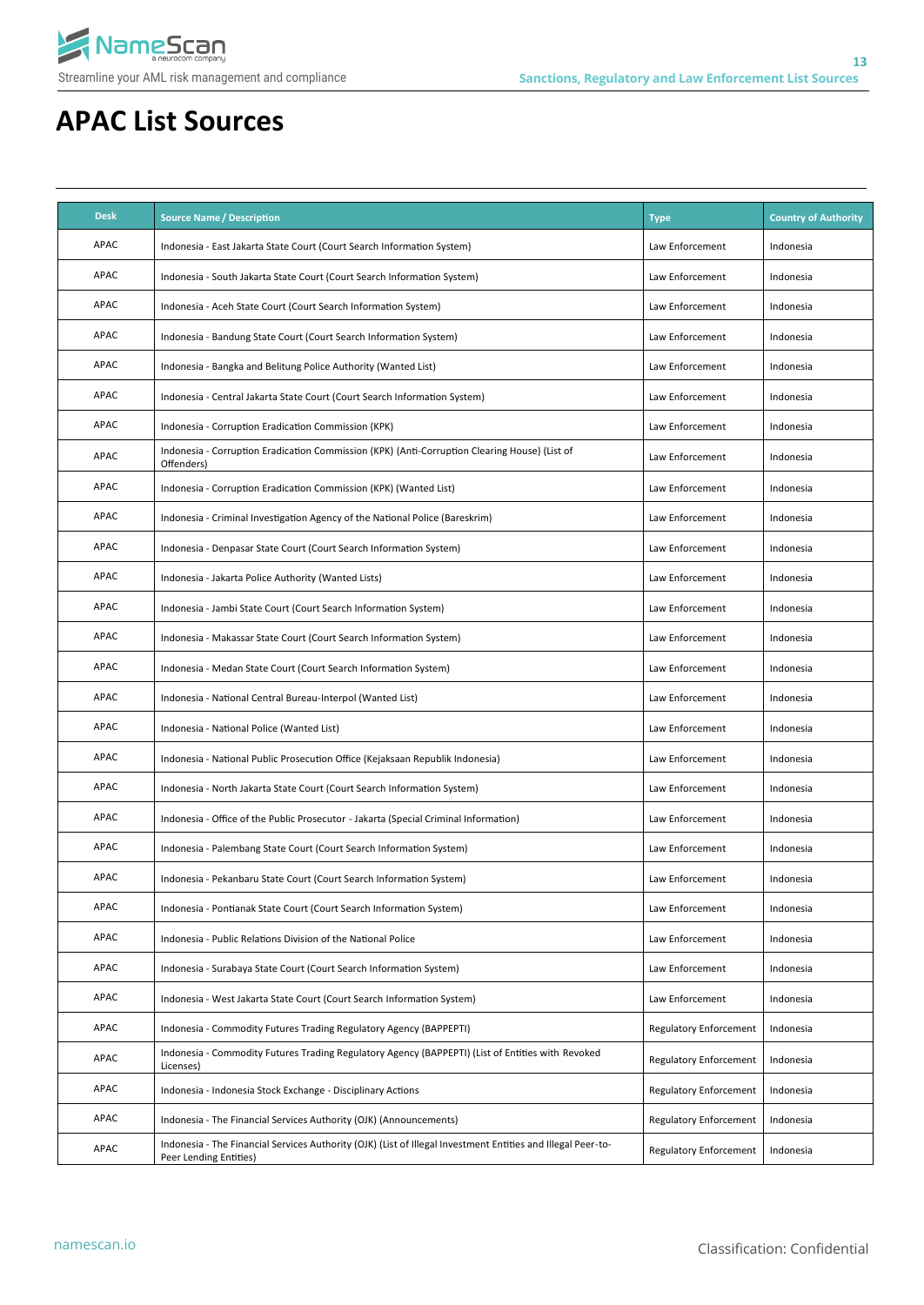# APAC List Sources

| Desk | Source Name / Description | Type | Country of Authority |
|---|---|---|---|
| APAC | Indonesia - East Jakarta State Court (Court Search Information System) | Law Enforcement | Indonesia |
| APAC | Indonesia - South Jakarta State Court (Court Search Information System) | Law Enforcement | Indonesia |
| APAC | Indonesia - Aceh State Court (Court Search Information System) | Law Enforcement | Indonesia |
| APAC | Indonesia - Bandung State Court (Court Search Information System) | Law Enforcement | Indonesia |
| APAC | Indonesia - Bangka and Belitung Police Authority (Wanted List) | Law Enforcement | Indonesia |
| APAC | Indonesia - Central Jakarta State Court (Court Search Information System) | Law Enforcement | Indonesia |
| APAC | Indonesia - Corruption Eradication Commission (KPK) | Law Enforcement | Indonesia |
| APAC | Indonesia - Corruption Eradication Commission (KPK) (Anti-Corruption Clearing House) (List of Offenders) | Law Enforcement | Indonesia |
| APAC | Indonesia - Corruption Eradication Commission (KPK) (Wanted List) | Law Enforcement | Indonesia |
| APAC | Indonesia - Criminal Investigation Agency of the National Police (Bareskrim) | Law Enforcement | Indonesia |
| APAC | Indonesia - Denpasar State Court (Court Search Information System) | Law Enforcement | Indonesia |
| APAC | Indonesia - Jakarta Police Authority (Wanted Lists) | Law Enforcement | Indonesia |
| APAC | Indonesia - Jambi State Court (Court Search Information System) | Law Enforcement | Indonesia |
| APAC | Indonesia - Makassar State Court (Court Search Information System) | Law Enforcement | Indonesia |
| APAC | Indonesia - Medan State Court (Court Search Information System) | Law Enforcement | Indonesia |
| APAC | Indonesia - National Central Bureau-Interpol (Wanted List) | Law Enforcement | Indonesia |
| APAC | Indonesia - National Police (Wanted List) | Law Enforcement | Indonesia |
| APAC | Indonesia - National Public Prosecution Office (Kejaksaan Republik Indonesia) | Law Enforcement | Indonesia |
| APAC | Indonesia - North Jakarta State Court (Court Search Information System) | Law Enforcement | Indonesia |
| APAC | Indonesia - Office of the Public Prosecutor - Jakarta (Special Criminal Information) | Law Enforcement | Indonesia |
| APAC | Indonesia - Palembang State Court (Court Search Information System) | Law Enforcement | Indonesia |
| APAC | Indonesia - Pekanbaru State Court (Court Search Information System) | Law Enforcement | Indonesia |
| APAC | Indonesia - Pontianak State Court (Court Search Information System) | Law Enforcement | Indonesia |
| APAC | Indonesia - Public Relations Division of the National Police | Law Enforcement | Indonesia |
| APAC | Indonesia - Surabaya State Court (Court Search Information System) | Law Enforcement | Indonesia |
| APAC | Indonesia - West Jakarta State Court (Court Search Information System) | Law Enforcement | Indonesia |
| APAC | Indonesia - Commodity Futures Trading Regulatory Agency (BAPPEPTI) | Regulatory Enforcement | Indonesia |
| APAC | Indonesia - Commodity Futures Trading Regulatory Agency (BAPPEPTI) (List of Entities with Revoked Licenses) | Regulatory Enforcement | Indonesia |
| APAC | Indonesia - Indonesia Stock Exchange - Disciplinary Actions | Regulatory Enforcement | Indonesia |
| APAC | Indonesia - The Financial Services Authority (OJK) (Announcements) | Regulatory Enforcement | Indonesia |
| APAC | Indonesia - The Financial Services Authority (OJK) (List of Illegal Investment Entities and Illegal Peer-to-Peer Lending Entities) | Regulatory Enforcement | Indonesia |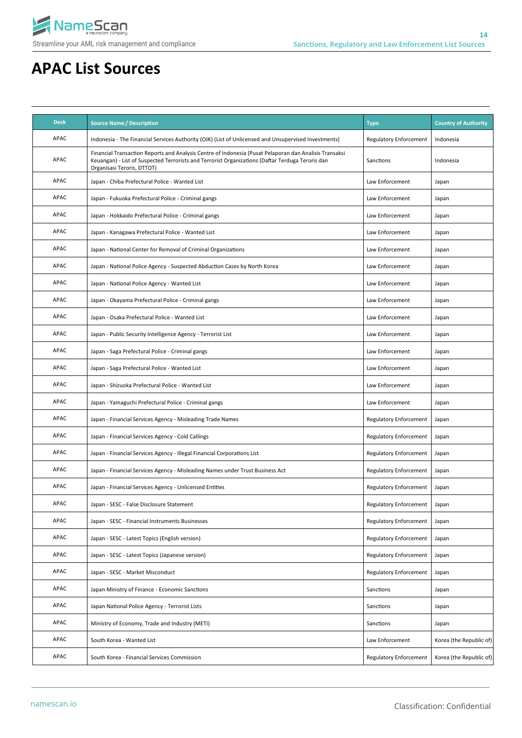# APAC List Sources

| Desk | Source Name / Description | Type | Country of Authority |
|---|---|---|---|
| APAC | Indonesia - The Financial Services Authority (OJK) (List of Unlicensed and Unsupervised Investments) | Regulatory Enforcement | Indonesia |
| APAC | Financial Transaction Reports and Analysis Centre of Indonesia (Pusat Pelaporan dan Analisis Transaksi Keuangan) - List of Suspected Terrorists and Terrorist Organizations (Daftar Terduga Teroris dan Organisasi Teroris, DTTOT) | Sanctions | Indonesia |
| APAC | Japan - Chiba Prefectural Police - Wanted List | Law Enforcement | Japan |
| APAC | Japan - Fukuoka Prefectural Police - Criminal gangs | Law Enforcement | Japan |
| APAC | Japan - Hokkaido Prefectural Police - Criminal gangs | Law Enforcement | Japan |
| APAC | Japan - Kanagawa Prefectural Police - Wanted List | Law Enforcement | Japan |
| APAC | Japan - National Center for Removal of Criminal Organizations | Law Enforcement | Japan |
| APAC | Japan - National Police Agency - Suspected Abduction Cases by North Korea | Law Enforcement | Japan |
| APAC | Japan - National Police Agency - Wanted List | Law Enforcement | Japan |
| APAC | Japan - Okayama Prefectural Police - Criminal gangs | Law Enforcement | Japan |
| APAC | Japan - Osaka Prefectural Police - Wanted List | Law Enforcement | Japan |
| APAC | Japan - Public Security Intelligence Agency - Terrorist List | Law Enforcement | Japan |
| APAC | Japan - Saga Prefectural Police - Criminal gangs | Law Enforcement | Japan |
| APAC | Japan - Saga Prefectural Police - Wanted List | Law Enforcement | Japan |
| APAC | Japan - Shizuoka Prefectural Police - Wanted List | Law Enforcement | Japan |
| APAC | Japan - Yamaguchi Prefectural Police - Criminal gangs | Law Enforcement | Japan |
| APAC | Japan - Financial Services Agency - Misleading Trade Names | Regulatory Enforcement | Japan |
| APAC | Japan - Financial Services Agency - Cold Callings | Regulatory Enforcement | Japan |
| APAC | Japan - Financial Services Agency - Illegal Financial Corporations List | Regulatory Enforcement | Japan |
| APAC | Japan - Financial Services Agency - Misleading Names under Trust Business Act | Regulatory Enforcement | Japan |
| APAC | Japan - Financial Services Agency - Unlicensed Entities | Regulatory Enforcement | Japan |
| APAC | Japan - SESC - False Disclosure Statement | Regulatory Enforcement | Japan |
| APAC | Japan - SESC - Financial Instruments Businesses | Regulatory Enforcement | Japan |
| APAC | Japan - SESC - Latest Topics (English version) | Regulatory Enforcement | Japan |
| APAC | Japan - SESC - Latest Topics (Japanese version) | Regulatory Enforcement | Japan |
| APAC | Japan - SESC - Market Misconduct | Regulatory Enforcement | Japan |
| APAC | Japan Ministry of Finance - Economic Sanctions | Sanctions | Japan |
| APAC | Japan National Police Agency - Terrorist Lists | Sanctions | Japan |
| APAC | Ministry of Economy, Trade and Industry (METI) | Sanctions | Japan |
| APAC | South Korea - Wanted List | Law Enforcement | Korea (the Republic of) |
| APAC | South Korea - Financial Services Commission | Regulatory Enforcement | Korea (the Republic of) |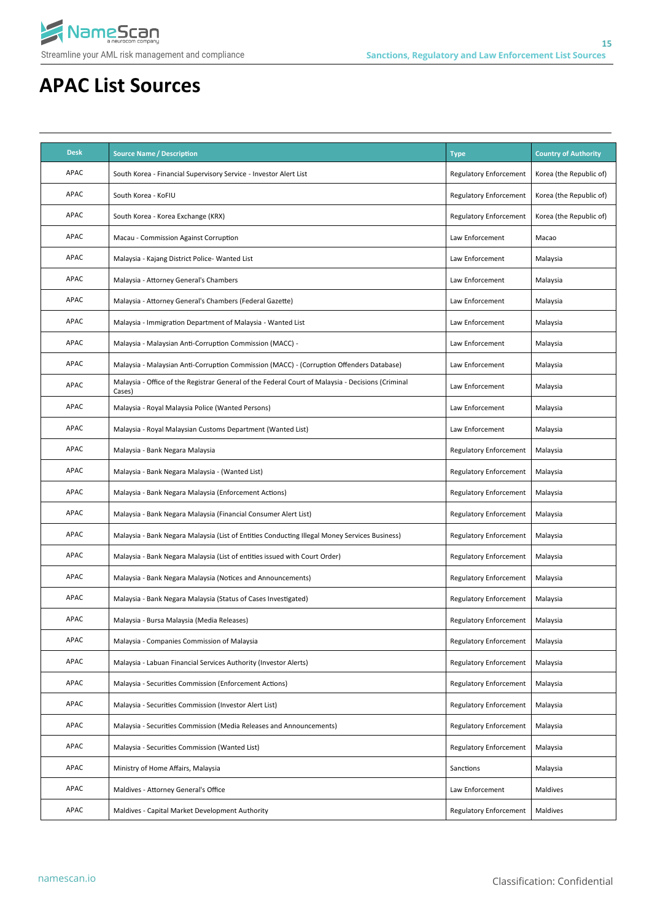# APAC List Sources

| Desk | Source Name / Description | Type | Country of Authority |
|---|---|---|---|
| APAC | South Korea - Financial Supervisory Service - Investor Alert List | Regulatory Enforcement | Korea (the Republic of) |
| APAC | South Korea - KoFIU | Regulatory Enforcement | Korea (the Republic of) |
| APAC | South Korea - Korea Exchange (KRX) | Regulatory Enforcement | Korea (the Republic of) |
| APAC | Macau - Commission Against Corruption | Law Enforcement | Macao |
| APAC | Malaysia - Kajang District Police- Wanted List | Law Enforcement | Malaysia |
| APAC | Malaysia - Attorney General's Chambers | Law Enforcement | Malaysia |
| APAC | Malaysia - Attorney General's Chambers (Federal Gazette) | Law Enforcement | Malaysia |
| APAC | Malaysia - Immigration Department of Malaysia - Wanted List | Law Enforcement | Malaysia |
| APAC | Malaysia - Malaysian Anti-Corruption Commission (MACC) - | Law Enforcement | Malaysia |
| APAC | Malaysia - Malaysian Anti-Corruption Commission (MACC) - (Corruption Offenders Database) | Law Enforcement | Malaysia |
| APAC | Malaysia - Office of the Registrar General of the Federal Court of Malaysia - Decisions (Criminal Cases) | Law Enforcement | Malaysia |
| APAC | Malaysia - Royal Malaysia Police (Wanted Persons) | Law Enforcement | Malaysia |
| APAC | Malaysia - Royal Malaysian Customs Department (Wanted List) | Law Enforcement | Malaysia |
| APAC | Malaysia - Bank Negara Malaysia | Regulatory Enforcement | Malaysia |
| APAC | Malaysia - Bank Negara Malaysia - (Wanted List) | Regulatory Enforcement | Malaysia |
| APAC | Malaysia - Bank Negara Malaysia (Enforcement Actions) | Regulatory Enforcement | Malaysia |
| APAC | Malaysia - Bank Negara Malaysia (Financial Consumer Alert List) | Regulatory Enforcement | Malaysia |
| APAC | Malaysia - Bank Negara Malaysia (List of Entities Conducting Illegal Money Services Business) | Regulatory Enforcement | Malaysia |
| APAC | Malaysia - Bank Negara Malaysia (List of entities issued with Court Order) | Regulatory Enforcement | Malaysia |
| APAC | Malaysia - Bank Negara Malaysia (Notices and Announcements) | Regulatory Enforcement | Malaysia |
| APAC | Malaysia - Bank Negara Malaysia (Status of Cases Investigated) | Regulatory Enforcement | Malaysia |
| APAC | Malaysia - Bursa Malaysia (Media Releases) | Regulatory Enforcement | Malaysia |
| APAC | Malaysia - Companies Commission of Malaysia | Regulatory Enforcement | Malaysia |
| APAC | Malaysia - Labuan Financial Services Authority (Investor Alerts) | Regulatory Enforcement | Malaysia |
| APAC | Malaysia - Securities Commission (Enforcement Actions) | Regulatory Enforcement | Malaysia |
| APAC | Malaysia - Securities Commission (Investor Alert List) | Regulatory Enforcement | Malaysia |
| APAC | Malaysia - Securities Commission (Media Releases and Announcements) | Regulatory Enforcement | Malaysia |
| APAC | Malaysia - Securities Commission (Wanted List) | Regulatory Enforcement | Malaysia |
| APAC | Ministry of Home Affairs, Malaysia | Sanctions | Malaysia |
| APAC | Maldives - Attorney General's Office | Law Enforcement | Maldives |
| APAC | Maldives - Capital Market Development Authority | Regulatory Enforcement | Maldives |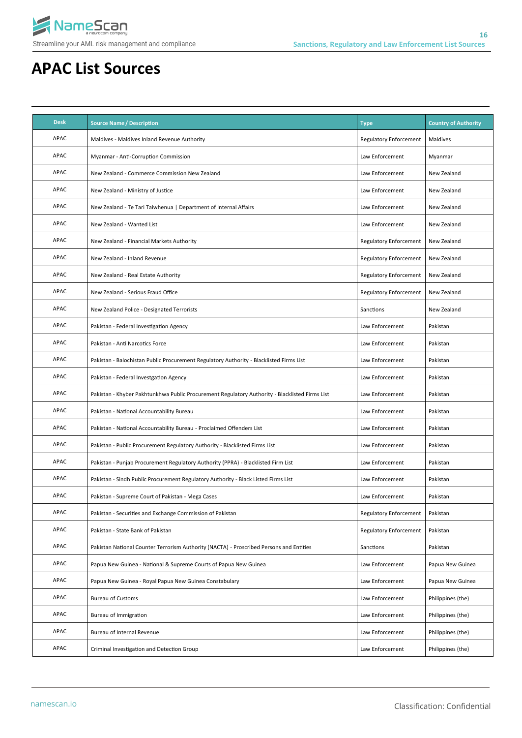# APAC List Sources

| Desk | Source Name / Description | Type | Country of Authority |
|---|---|---|---|
| APAC | Maldives - Maldives Inland Revenue Authority | Regulatory Enforcement | Maldives |
| APAC | Myanmar - Anti-Corruption Commission | Law Enforcement | Myanmar |
| APAC | New Zealand - Commerce Commission New Zealand | Law Enforcement | New Zealand |
| APAC | New Zealand - Ministry of Justice | Law Enforcement | New Zealand |
| APAC | New Zealand - Te Tari Taiwhenua \| Department of Internal Affairs | Law Enforcement | New Zealand |
| APAC | New Zealand - Wanted List | Law Enforcement | New Zealand |
| APAC | New Zealand - Financial Markets Authority | Regulatory Enforcement | New Zealand |
| APAC | New Zealand - Inland Revenue | Regulatory Enforcement | New Zealand |
| APAC | New Zealand - Real Estate Authority | Regulatory Enforcement | New Zealand |
| APAC | New Zealand - Serious Fraud Office | Regulatory Enforcement | New Zealand |
| APAC | New Zealand Police - Designated Terrorists | Sanctions | New Zealand |
| APAC | Pakistan - Federal Investigation Agency | Law Enforcement | Pakistan |
| APAC | Pakistan - Anti Narcotics Force | Law Enforcement | Pakistan |
| APAC | Pakistan - Balochistan Public Procurement Regulatory Authority - Blacklisted Firms List | Law Enforcement | Pakistan |
| APAC | Pakistan - Federal Investgation Agency | Law Enforcement | Pakistan |
| APAC | Pakistan - Khyber Pakhtunkhwa Public Procurement Regulatory Authority - Blacklisted Firms List | Law Enforcement | Pakistan |
| APAC | Pakistan - National Accountability Bureau | Law Enforcement | Pakistan |
| APAC | Pakistan - National Accountability Bureau - Proclaimed Offenders List | Law Enforcement | Pakistan |
| APAC | Pakistan - Public Procurement Regulatory Authority - Blacklisted Firms List | Law Enforcement | Pakistan |
| APAC | Pakistan - Punjab Procurement Regulatory Authority (PPRA) - Blacklisted Firm List | Law Enforcement | Pakistan |
| APAC | Pakistan - Sindh Public Procurement Regulatory Authority - Black Listed Firms List | Law Enforcement | Pakistan |
| APAC | Pakistan - Supreme Court of Pakistan - Mega Cases | Law Enforcement | Pakistan |
| APAC | Pakistan - Securities and Exchange Commission of Pakistan | Regulatory Enforcement | Pakistan |
| APAC | Pakistan - State Bank of Pakistan | Regulatory Enforcement | Pakistan |
| APAC | Pakistan National Counter Terrorism Authority (NACTA) - Proscribed Persons and Entities | Sanctions | Pakistan |
| APAC | Papua New Guinea - National & Supreme Courts of Papua New Guinea | Law Enforcement | Papua New Guinea |
| APAC | Papua New Guinea - Royal Papua New Guinea Constabulary | Law Enforcement | Papua New Guinea |
| APAC | Bureau of Customs | Law Enforcement | Philippines (the) |
| APAC | Bureau of Immigration | Law Enforcement | Philippines (the) |
| APAC | Bureau of Internal Revenue | Law Enforcement | Philippines (the) |
| APAC | Criminal Investigation and Detection Group | Law Enforcement | Philippines (the) |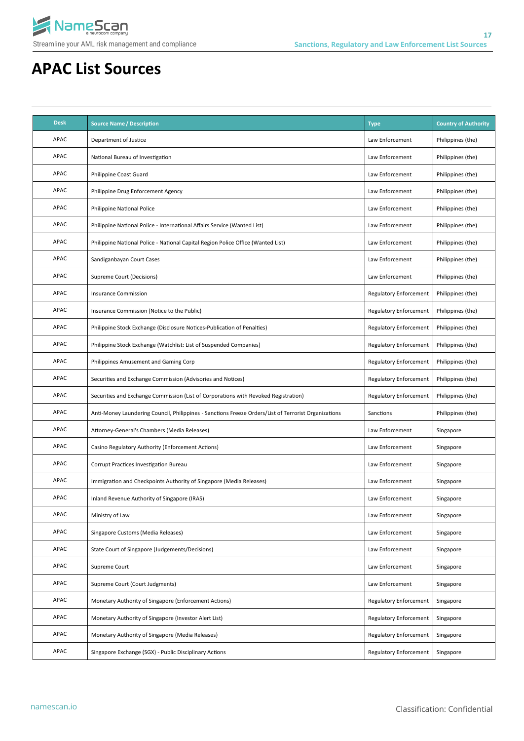# APAC List Sources

| Desk | Source Name / Description | Type | Country of Authority |
|---|---|---|---|
| APAC | Department of Justice | Law Enforcement | Philippines (the) |
| APAC | National Bureau of Investigation | Law Enforcement | Philippines (the) |
| APAC | Philippine Coast Guard | Law Enforcement | Philippines (the) |
| APAC | Philippine Drug Enforcement Agency | Law Enforcement | Philippines (the) |
| APAC | Philippine National Police | Law Enforcement | Philippines (the) |
| APAC | Philippine National Police - International Affairs Service (Wanted List) | Law Enforcement | Philippines (the) |
| APAC | Philippine National Police - National Capital Region Police Office (Wanted List) | Law Enforcement | Philippines (the) |
| APAC | Sandiganbayan Court Cases | Law Enforcement | Philippines (the) |
| APAC | Supreme Court (Decisions) | Law Enforcement | Philippines (the) |
| APAC | Insurance Commission | Regulatory Enforcement | Philippines (the) |
| APAC | Insurance Commission (Notice to the Public) | Regulatory Enforcement | Philippines (the) |
| APAC | Philippine Stock Exchange (Disclosure Notices-Publication of Penalties) | Regulatory Enforcement | Philippines (the) |
| APAC | Philippine Stock Exchange (Watchlist: List of Suspended Companies) | Regulatory Enforcement | Philippines (the) |
| APAC | Philippines Amusement and Gaming Corp | Regulatory Enforcement | Philippines (the) |
| APAC | Securities and Exchange Commission (Advisories and Notices) | Regulatory Enforcement | Philippines (the) |
| APAC | Securities and Exchange Commission (List of Corporations with Revoked Registration) | Regulatory Enforcement | Philippines (the) |
| APAC | Anti-Money Laundering Council, Philippines - Sanctions Freeze Orders/List of Terrorist Organizations | Sanctions | Philippines (the) |
| APAC | Attorney-General's Chambers (Media Releases) | Law Enforcement | Singapore |
| APAC | Casino Regulatory Authority (Enforcement Actions) | Law Enforcement | Singapore |
| APAC | Corrupt Practices Investigation Bureau | Law Enforcement | Singapore |
| APAC | Immigration and Checkpoints Authority of Singapore (Media Releases) | Law Enforcement | Singapore |
| APAC | Inland Revenue Authority of Singapore (IRAS) | Law Enforcement | Singapore |
| APAC | Ministry of Law | Law Enforcement | Singapore |
| APAC | Singapore Customs (Media Releases) | Law Enforcement | Singapore |
| APAC | State Court of Singapore (Judgements/Decisions) | Law Enforcement | Singapore |
| APAC | Supreme Court | Law Enforcement | Singapore |
| APAC | Supreme Court (Court Judgments) | Law Enforcement | Singapore |
| APAC | Monetary Authority of Singapore (Enforcement Actions) | Regulatory Enforcement | Singapore |
| APAC | Monetary Authority of Singapore (Investor Alert List) | Regulatory Enforcement | Singapore |
| APAC | Monetary Authority of Singapore (Media Releases) | Regulatory Enforcement | Singapore |
| APAC | Singapore Exchange (SGX) - Public Disciplinary Actions | Regulatory Enforcement | Singapore |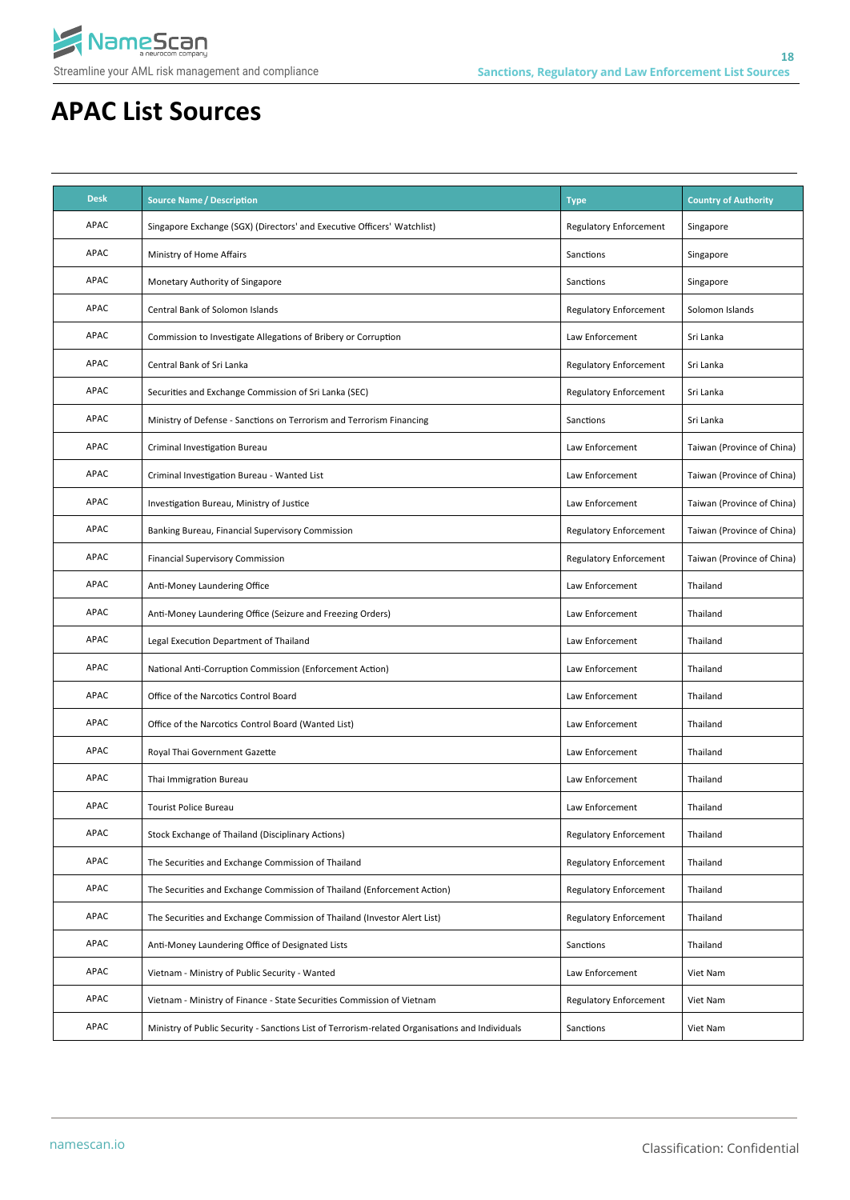# APAC List Sources

| Desk | Source Name / Description | Type | Country of Authority |
|---|---|---|---|
| APAC | Singapore Exchange (SGX) (Directors' and Executive Officers' Watchlist) | Regulatory Enforcement | Singapore |
| APAC | Ministry of Home Affairs | Sanctions | Singapore |
| APAC | Monetary Authority of Singapore | Sanctions | Singapore |
| APAC | Central Bank of Solomon Islands | Regulatory Enforcement | Solomon Islands |
| APAC | Commission to Investigate Allegations of Bribery or Corruption | Law Enforcement | Sri Lanka |
| APAC | Central Bank of Sri Lanka | Regulatory Enforcement | Sri Lanka |
| APAC | Securities and Exchange Commission of Sri Lanka (SEC) | Regulatory Enforcement | Sri Lanka |
| APAC | Ministry of Defense - Sanctions on Terrorism and Terrorism Financing | Sanctions | Sri Lanka |
| APAC | Criminal Investigation Bureau | Law Enforcement | Taiwan (Province of China) |
| APAC | Criminal Investigation Bureau - Wanted List | Law Enforcement | Taiwan (Province of China) |
| APAC | Investigation Bureau, Ministry of Justice | Law Enforcement | Taiwan (Province of China) |
| APAC | Banking Bureau, Financial Supervisory Commission | Regulatory Enforcement | Taiwan (Province of China) |
| APAC | Financial Supervisory Commission | Regulatory Enforcement | Taiwan (Province of China) |
| APAC | Anti-Money Laundering Office | Law Enforcement | Thailand |
| APAC | Anti-Money Laundering Office (Seizure and Freezing Orders) | Law Enforcement | Thailand |
| APAC | Legal Execution Department of Thailand | Law Enforcement | Thailand |
| APAC | National Anti-Corruption Commission (Enforcement Action) | Law Enforcement | Thailand |
| APAC | Office of the Narcotics Control Board | Law Enforcement | Thailand |
| APAC | Office of the Narcotics Control Board (Wanted List) | Law Enforcement | Thailand |
| APAC | Royal Thai Government Gazette | Law Enforcement | Thailand |
| APAC | Thai Immigration Bureau | Law Enforcement | Thailand |
| APAC | Tourist Police Bureau | Law Enforcement | Thailand |
| APAC | Stock Exchange of Thailand (Disciplinary Actions) | Regulatory Enforcement | Thailand |
| APAC | The Securities and Exchange Commission of Thailand | Regulatory Enforcement | Thailand |
| APAC | The Securities and Exchange Commission of Thailand (Enforcement Action) | Regulatory Enforcement | Thailand |
| APAC | The Securities and Exchange Commission of Thailand (Investor Alert List) | Regulatory Enforcement | Thailand |
| APAC | Anti-Money Laundering Office of Designated Lists | Sanctions | Thailand |
| APAC | Vietnam - Ministry of Public Security - Wanted | Law Enforcement | Viet Nam |
| APAC | Vietnam - Ministry of Finance - State Securities Commission of Vietnam | Regulatory Enforcement | Viet Nam |
| APAC | Ministry of Public Security - Sanctions List of Terrorism-related Organisations and Individuals | Sanctions | Viet Nam |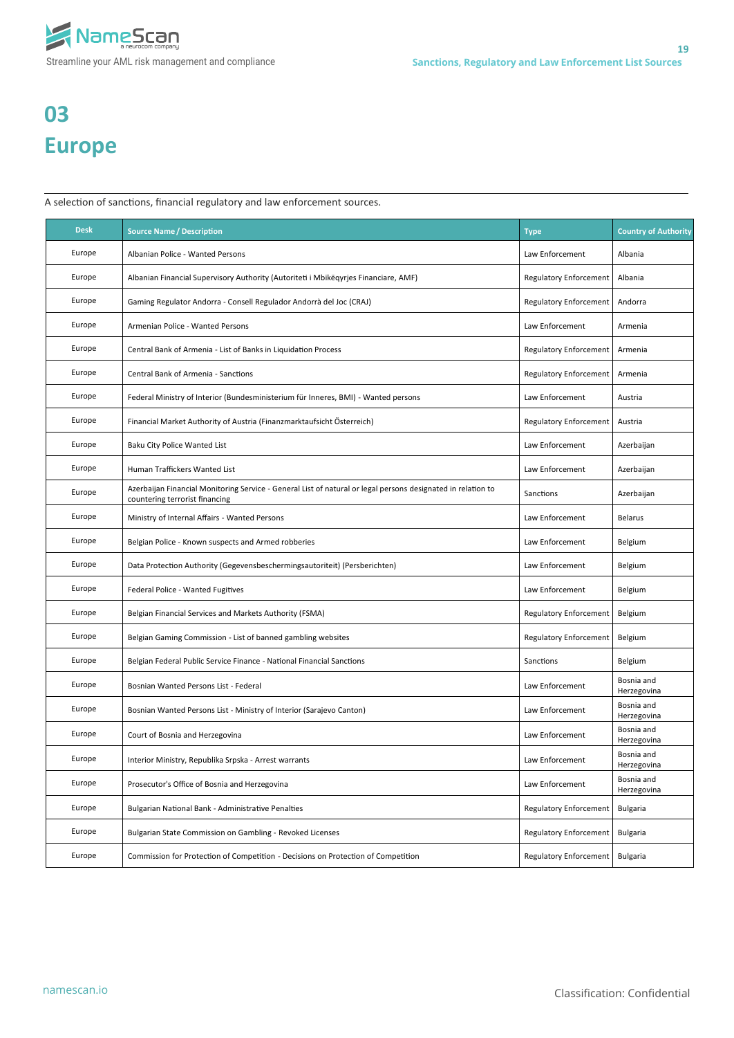# 03
# Europe

A selection of sanctions, financial regulatory and law enforcement sources.

| Desk | Source Name / Description | Type | Country of Authority |
|---|---|---|---|
| Europe | Albanian Police - Wanted Persons | Law Enforcement | Albania |
| Europe | Albanian Financial Supervisory Authority (Autoriteti i Mbikëqyrjes Financiare, AMF) | Regulatory Enforcement | Albania |
| Europe | Gaming Regulator Andorra - Consell Regulador Andorrà del Joc (CRAJ) | Regulatory Enforcement | Andorra |
| Europe | Armenian Police - Wanted Persons | Law Enforcement | Armenia |
| Europe | Central Bank of Armenia - List of Banks in Liquidation Process | Regulatory Enforcement | Armenia |
| Europe | Central Bank of Armenia - Sanctions | Regulatory Enforcement | Armenia |
| Europe | Federal Ministry of Interior (Bundesministerium für Inneres, BMI) - Wanted persons | Law Enforcement | Austria |
| Europe | Financial Market Authority of Austria (Finanzmarktaufsicht Österreich) | Regulatory Enforcement | Austria |
| Europe | Baku City Police Wanted List | Law Enforcement | Azerbaijan |
| Europe | Human Traffickers Wanted List | Law Enforcement | Azerbaijan |
| Europe | Azerbaijan Financial Monitoring Service - General List of natural or legal persons designated in relation to countering terrorist financing | Sanctions | Azerbaijan |
| Europe | Ministry of Internal Affairs - Wanted Persons | Law Enforcement | Belarus |
| Europe | Belgian Police - Known suspects and Armed robberies | Law Enforcement | Belgium |
| Europe | Data Protection Authority (Gegevensbeschermingsautoriteit) (Persberichten) | Law Enforcement | Belgium |
| Europe | Federal Police - Wanted Fugitives | Law Enforcement | Belgium |
| Europe | Belgian Financial Services and Markets Authority (FSMA) | Regulatory Enforcement | Belgium |
| Europe | Belgian Gaming Commission - List of banned gambling websites | Regulatory Enforcement | Belgium |
| Europe | Belgian Federal Public Service Finance - National Financial Sanctions | Sanctions | Belgium |
| Europe | Bosnian Wanted Persons List - Federal | Law Enforcement | Bosnia and Herzegovina |
| Europe | Bosnian Wanted Persons List - Ministry of Interior (Sarajevo Canton) | Law Enforcement | Bosnia and Herzegovina |
| Europe | Court of Bosnia and Herzegovina | Law Enforcement | Bosnia and Herzegovina |
| Europe | Interior Ministry, Republika Srpska - Arrest warrants | Law Enforcement | Bosnia and Herzegovina |
| Europe | Prosecutor's Office of Bosnia and Herzegovina | Law Enforcement | Bosnia and Herzegovina |
| Europe | Bulgarian National Bank - Administrative Penalties | Regulatory Enforcement | Bulgaria |
| Europe | Bulgarian State Commission on Gambling - Revoked Licenses | Regulatory Enforcement | Bulgaria |
| Europe | Commission for Protection of Competition - Decisions on Protection of Competition | Regulatory Enforcement | Bulgaria |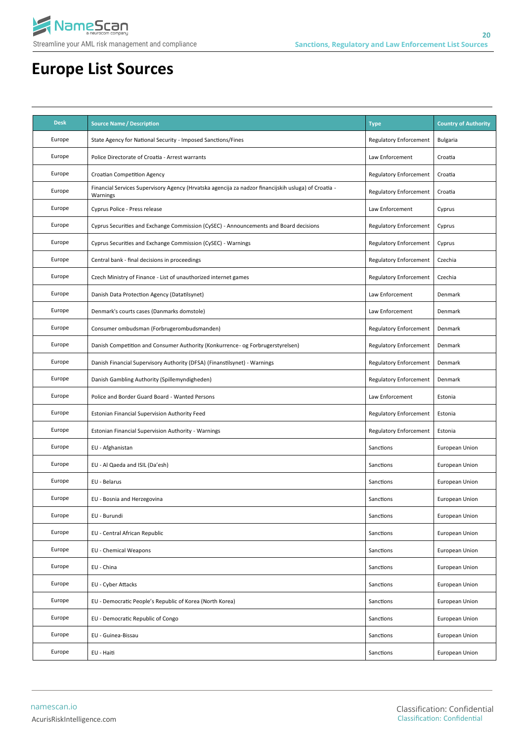# Europe List Sources

| Desk | Source Name / Description | Type | Country of Authority |
|---|---|---|---|
| Europe | State Agency for National Security - Imposed Sanctions/Fines | Regulatory Enforcement | Bulgaria |
| Europe | Police Directorate of Croatia - Arrest warrants | Law Enforcement | Croatia |
| Europe | Croatian Competition Agency | Regulatory Enforcement | Croatia |
| Europe | Financial Services Supervisory Agency (Hrvatska agencija za nadzor financijskih usluga) of Croatia - Warnings | Regulatory Enforcement | Croatia |
| Europe | Cyprus Police - Press release | Law Enforcement | Cyprus |
| Europe | Cyprus Securities and Exchange Commission (CySEC) - Announcements and Board decisions | Regulatory Enforcement | Cyprus |
| Europe | Cyprus Securities and Exchange Commission (CySEC) - Warnings | Regulatory Enforcement | Cyprus |
| Europe | Central bank - final decisions in proceedings | Regulatory Enforcement | Czechia |
| Europe | Czech Ministry of Finance - List of unauthorized internet games | Regulatory Enforcement | Czechia |
| Europe | Danish Data Protection Agency (Datatilsynet) | Law Enforcement | Denmark |
| Europe | Denmark's courts cases (Danmarks domstole) | Law Enforcement | Denmark |
| Europe | Consumer ombudsman (Forbrugerombudsmanden) | Regulatory Enforcement | Denmark |
| Europe | Danish Competition and Consumer Authority (Konkurrence- og Forbrugerstyrelsen) | Regulatory Enforcement | Denmark |
| Europe | Danish Financial Supervisory Authority (DFSA) (Finanstilsynet) - Warnings | Regulatory Enforcement | Denmark |
| Europe | Danish Gambling Authority (Spillemyndigheden) | Regulatory Enforcement | Denmark |
| Europe | Police and Border Guard Board - Wanted Persons | Law Enforcement | Estonia |
| Europe | Estonian Financial Supervision Authority Feed | Regulatory Enforcement | Estonia |
| Europe | Estonian Financial Supervision Authority - Warnings | Regulatory Enforcement | Estonia |
| Europe | EU - Afghanistan | Sanctions | European Union |
| Europe | EU - Al Qaeda and ISIL (Da'esh) | Sanctions | European Union |
| Europe | EU - Belarus | Sanctions | European Union |
| Europe | EU - Bosnia and Herzegovina | Sanctions | European Union |
| Europe | EU - Burundi | Sanctions | European Union |
| Europe | EU - Central African Republic | Sanctions | European Union |
| Europe | EU - Chemical Weapons | Sanctions | European Union |
| Europe | EU - China | Sanctions | European Union |
| Europe | EU - Cyber Attacks | Sanctions | European Union |
| Europe | EU - Democratic People's Republic of Korea (North Korea) | Sanctions | European Union |
| Europe | EU - Democratic Republic of Congo | Sanctions | European Union |
| Europe | EU - Guinea-Bissau | Sanctions | European Union |
| Europe | EU - Haiti | Sanctions | European Union |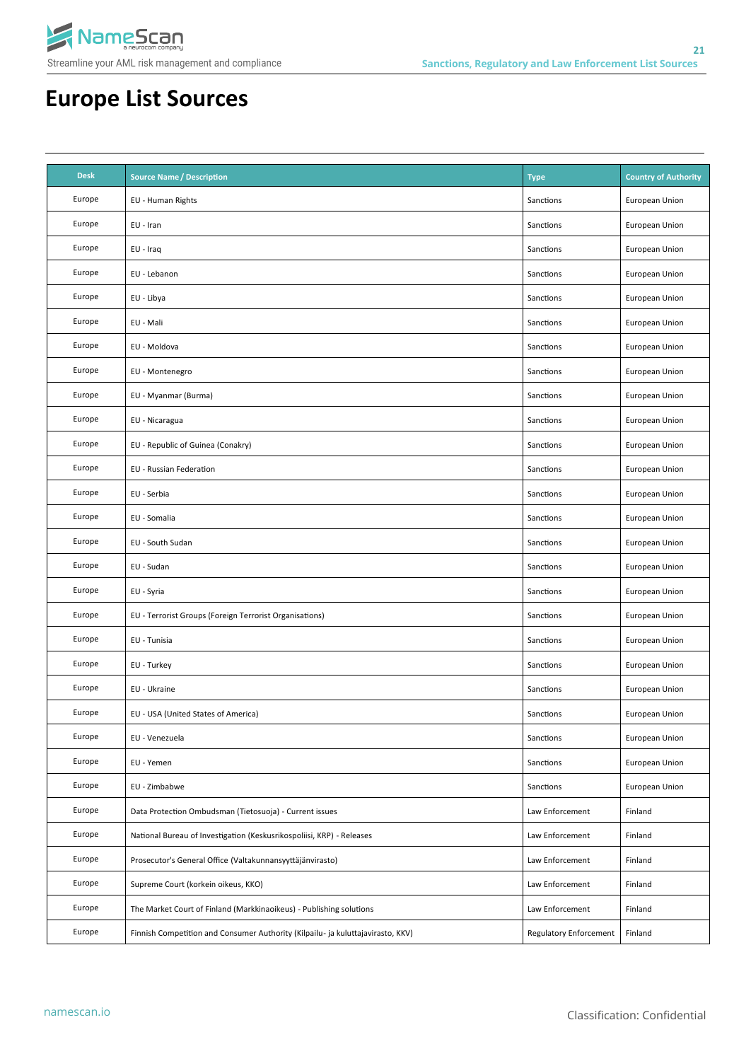# Europe List Sources

| Desk | Source Name / Description | Type | Country of Authority |
|---|---|---|---|
| Europe | EU - Human Rights | Sanctions | European Union |
| Europe | EU - Iran | Sanctions | European Union |
| Europe | EU - Iraq | Sanctions | European Union |
| Europe | EU - Lebanon | Sanctions | European Union |
| Europe | EU - Libya | Sanctions | European Union |
| Europe | EU - Mali | Sanctions | European Union |
| Europe | EU - Moldova | Sanctions | European Union |
| Europe | EU - Montenegro | Sanctions | European Union |
| Europe | EU - Myanmar (Burma) | Sanctions | European Union |
| Europe | EU - Nicaragua | Sanctions | European Union |
| Europe | EU - Republic of Guinea (Conakry) | Sanctions | European Union |
| Europe | EU - Russian Federation | Sanctions | European Union |
| Europe | EU - Serbia | Sanctions | European Union |
| Europe | EU - Somalia | Sanctions | European Union |
| Europe | EU - South Sudan | Sanctions | European Union |
| Europe | EU - Sudan | Sanctions | European Union |
| Europe | EU - Syria | Sanctions | European Union |
| Europe | EU - Terrorist Groups (Foreign Terrorist Organisations) | Sanctions | European Union |
| Europe | EU - Tunisia | Sanctions | European Union |
| Europe | EU - Turkey | Sanctions | European Union |
| Europe | EU - Ukraine | Sanctions | European Union |
| Europe | EU - USA (United States of America) | Sanctions | European Union |
| Europe | EU - Venezuela | Sanctions | European Union |
| Europe | EU - Yemen | Sanctions | European Union |
| Europe | EU - Zimbabwe | Sanctions | European Union |
| Europe | Data Protection Ombudsman (Tietosuoja) - Current issues | Law Enforcement | Finland |
| Europe | National Bureau of Investigation (Keskusrikospoliisi, KRP) - Releases | Law Enforcement | Finland |
| Europe | Prosecutor's General Office (Valtakunnansyyttäjänvirasto) | Law Enforcement | Finland |
| Europe | Supreme Court (korkein oikeus, KKO) | Law Enforcement | Finland |
| Europe | The Market Court of Finland (Markkinaoikeus) - Publishing solutions | Law Enforcement | Finland |
| Europe | Finnish Competition and Consumer Authority (Kilpailu- ja kuluttajavirasto, KKV) | Regulatory Enforcement | Finland |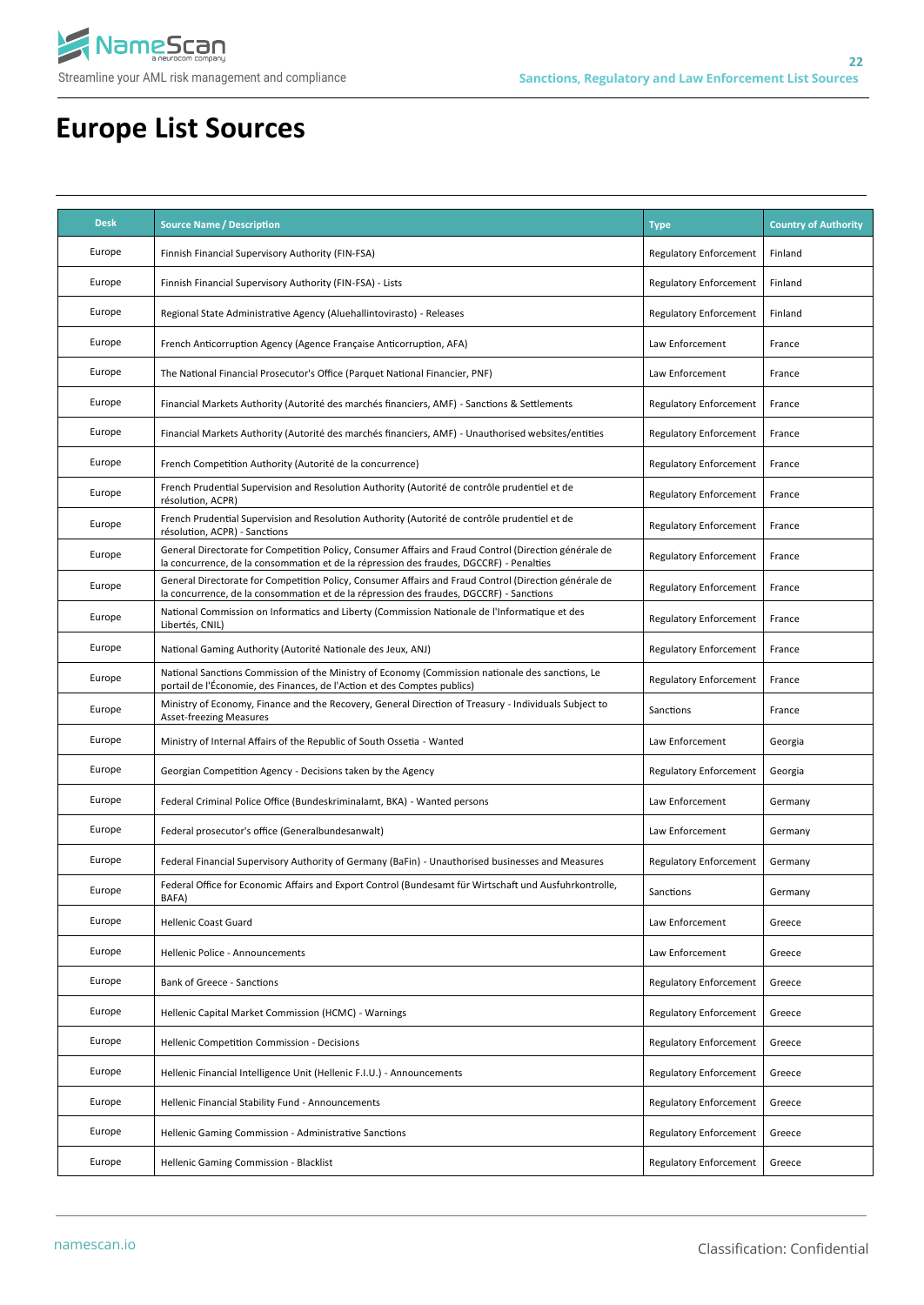# Europe List Sources

| Desk | Source Name / Description | Type | Country of Authority |
|---|---|---|---|
| Europe | Finnish Financial Supervisory Authority (FIN-FSA) | Regulatory Enforcement | Finland |
| Europe | Finnish Financial Supervisory Authority (FIN-FSA) - Lists | Regulatory Enforcement | Finland |
| Europe | Regional State Administrative Agency (Aluehallintovirasto) - Releases | Regulatory Enforcement | Finland |
| Europe | French Anticorruption Agency (Agence Française Anticorruption, AFA) | Law Enforcement | France |
| Europe | The National Financial Prosecutor's Office (Parquet National Financier, PNF) | Law Enforcement | France |
| Europe | Financial Markets Authority (Autorité des marchés financiers, AMF) - Sanctions & Settlements | Regulatory Enforcement | France |
| Europe | Financial Markets Authority (Autorité des marchés financiers, AMF) - Unauthorised websites/entities | Regulatory Enforcement | France |
| Europe | French Competition Authority (Autorité de la concurrence) | Regulatory Enforcement | France |
| Europe | French Prudential Supervision and Resolution Authority (Autorité de contrôle prudentiel et de résolution, ACPR) | Regulatory Enforcement | France |
| Europe | French Prudential Supervision and Resolution Authority (Autorité de contrôle prudentiel et de résolution, ACPR) - Sanctions | Regulatory Enforcement | France |
| Europe | General Directorate for Competition Policy, Consumer Affairs and Fraud Control (Direction générale de la concurrence, de la consommation et de la répression des fraudes, DGCCRF) - Penalties | Regulatory Enforcement | France |
| Europe | General Directorate for Competition Policy, Consumer Affairs and Fraud Control (Direction générale de la concurrence, de la consommation et de la répression des fraudes, DGCCRF) - Sanctions | Regulatory Enforcement | France |
| Europe | National Commission on Informatics and Liberty (Commission Nationale de l'Informatique et des Libertés, CNIL) | Regulatory Enforcement | France |
| Europe | National Gaming Authority (Autorité Nationale des Jeux, ANJ) | Regulatory Enforcement | France |
| Europe | National Sanctions Commission of the Ministry of Economy (Commission nationale des sanctions, Le portail de l'Économie, des Finances, de l'Action et des Comptes publics) | Regulatory Enforcement | France |
| Europe | Ministry of Economy, Finance and the Recovery, General Direction of Treasury - Individuals Subject to Asset-freezing Measures | Sanctions | France |
| Europe | Ministry of Internal Affairs of the Republic of South Ossetia - Wanted | Law Enforcement | Georgia |
| Europe | Georgian Competition Agency - Decisions taken by the Agency | Regulatory Enforcement | Georgia |
| Europe | Federal Criminal Police Office (Bundeskriminalamt, BKA) - Wanted persons | Law Enforcement | Germany |
| Europe | Federal prosecutor's office (Generalbundesanwalt) | Law Enforcement | Germany |
| Europe | Federal Financial Supervisory Authority of Germany (BaFin) - Unauthorised businesses and Measures | Regulatory Enforcement | Germany |
| Europe | Federal Office for Economic Affairs and Export Control (Bundesamt für Wirtschaft und Ausfuhrkontrolle, BAFA) | Sanctions | Germany |
| Europe | Hellenic Coast Guard | Law Enforcement | Greece |
| Europe | Hellenic Police - Announcements | Law Enforcement | Greece |
| Europe | Bank of Greece - Sanctions | Regulatory Enforcement | Greece |
| Europe | Hellenic Capital Market Commission (HCMC) - Warnings | Regulatory Enforcement | Greece |
| Europe | Hellenic Competition Commission - Decisions | Regulatory Enforcement | Greece |
| Europe | Hellenic Financial Intelligence Unit (Hellenic F.I.U.) - Announcements | Regulatory Enforcement | Greece |
| Europe | Hellenic Financial Stability Fund - Announcements | Regulatory Enforcement | Greece |
| Europe | Hellenic Gaming Commission - Administrative Sanctions | Regulatory Enforcement | Greece |
| Europe | Hellenic Gaming Commission - Blacklist | Regulatory Enforcement | Greece |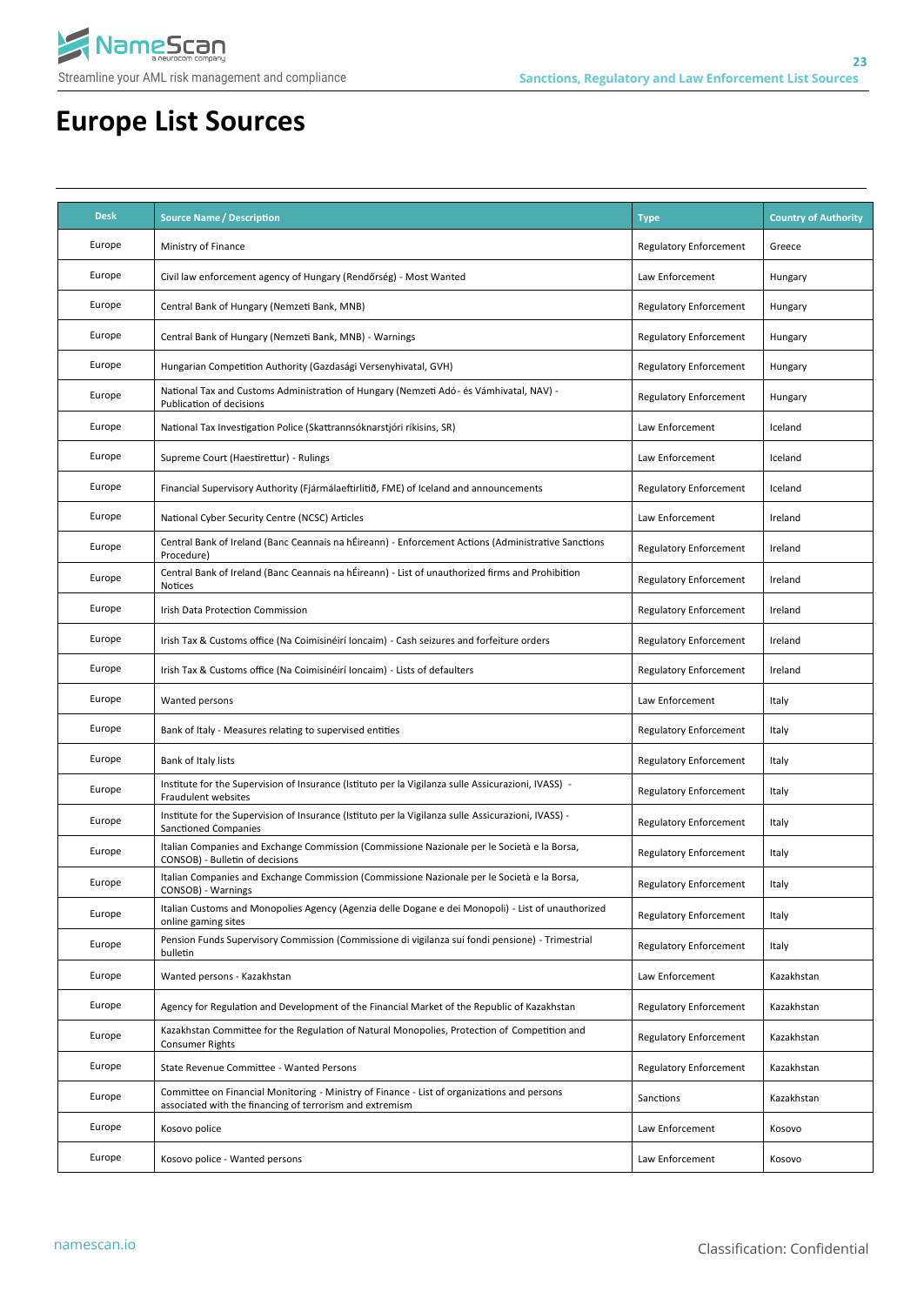# Europe List Sources

| Desk | Source Name / Description | Type | Country of Authority |
|---|---|---|---|
| Europe | Ministry of Finance | Regulatory Enforcement | Greece |
| Europe | Civil law enforcement agency of Hungary (Rendőrség) - Most Wanted | Law Enforcement | Hungary |
| Europe | Central Bank of Hungary (Nemzeti Bank, MNB) | Regulatory Enforcement | Hungary |
| Europe | Central Bank of Hungary (Nemzeti Bank, MNB) - Warnings | Regulatory Enforcement | Hungary |
| Europe | Hungarian Competition Authority (Gazdasági Versenyhivatal, GVH) | Regulatory Enforcement | Hungary |
| Europe | National Tax and Customs Administration of Hungary (Nemzeti Adó- és Vámhivatal, NAV) - Publication of decisions | Regulatory Enforcement | Hungary |
| Europe | National Tax Investigation Police (Skattrannsóknarstjóri ríkisins, SR) | Law Enforcement | Iceland |
| Europe | Supreme Court (Haestirettur) - Rulings | Law Enforcement | Iceland |
| Europe | Financial Supervisory Authority (Fjármálaeftirlitið, FME) of Iceland and announcements | Regulatory Enforcement | Iceland |
| Europe | National Cyber Security Centre (NCSC) Articles | Law Enforcement | Ireland |
| Europe | Central Bank of Ireland (Banc Ceannais na hÉireann) - Enforcement Actions (Administrative Sanctions Procedure) | Regulatory Enforcement | Ireland |
| Europe | Central Bank of Ireland (Banc Ceannais na hÉireann) - List of unauthorized firms and Prohibition Notices | Regulatory Enforcement | Ireland |
| Europe | Irish Data Protection Commission | Regulatory Enforcement | Ireland |
| Europe | Irish Tax & Customs office (Na Coimisinéirí Ioncaim) - Cash seizures and forfeiture orders | Regulatory Enforcement | Ireland |
| Europe | Irish Tax & Customs office (Na Coimisinéirí Ioncaim) - Lists of defaulters | Regulatory Enforcement | Ireland |
| Europe | Wanted persons | Law Enforcement | Italy |
| Europe | Bank of Italy - Measures relating to supervised entities | Regulatory Enforcement | Italy |
| Europe | Bank of Italy lists | Regulatory Enforcement | Italy |
| Europe | Institute for the Supervision of Insurance (Istituto per la Vigilanza sulle Assicurazioni, IVASS) - Fraudulent websites | Regulatory Enforcement | Italy |
| Europe | Institute for the Supervision of Insurance (Istituto per la Vigilanza sulle Assicurazioni, IVASS) - Sanctioned Companies | Regulatory Enforcement | Italy |
| Europe | Italian Companies and Exchange Commission (Commissione Nazionale per le Società e la Borsa, CONSOB) - Bulletin of decisions | Regulatory Enforcement | Italy |
| Europe | Italian Companies and Exchange Commission (Commissione Nazionale per le Società e la Borsa, CONSOB) - Warnings | Regulatory Enforcement | Italy |
| Europe | Italian Customs and Monopolies Agency (Agenzia delle Dogane e dei Monopoli) - List of unauthorized online gaming sites | Regulatory Enforcement | Italy |
| Europe | Pension Funds Supervisory Commission (Commissione di vigilanza sui fondi pensione) - Trimestrial bulletin | Regulatory Enforcement | Italy |
| Europe | Wanted persons - Kazakhstan | Law Enforcement | Kazakhstan |
| Europe | Agency for Regulation and Development of the Financial Market of the Republic of Kazakhstan | Regulatory Enforcement | Kazakhstan |
| Europe | Kazakhstan Committee for the Regulation of Natural Monopolies, Protection of Competition and Consumer Rights | Regulatory Enforcement | Kazakhstan |
| Europe | State Revenue Committee - Wanted Persons | Regulatory Enforcement | Kazakhstan |
| Europe | Committee on Financial Monitoring - Ministry of Finance - List of organizations and persons associated with the financing of terrorism and extremism | Sanctions | Kazakhstan |
| Europe | Kosovo police | Law Enforcement | Kosovo |
| Europe | Kosovo police - Wanted persons | Law Enforcement | Kosovo |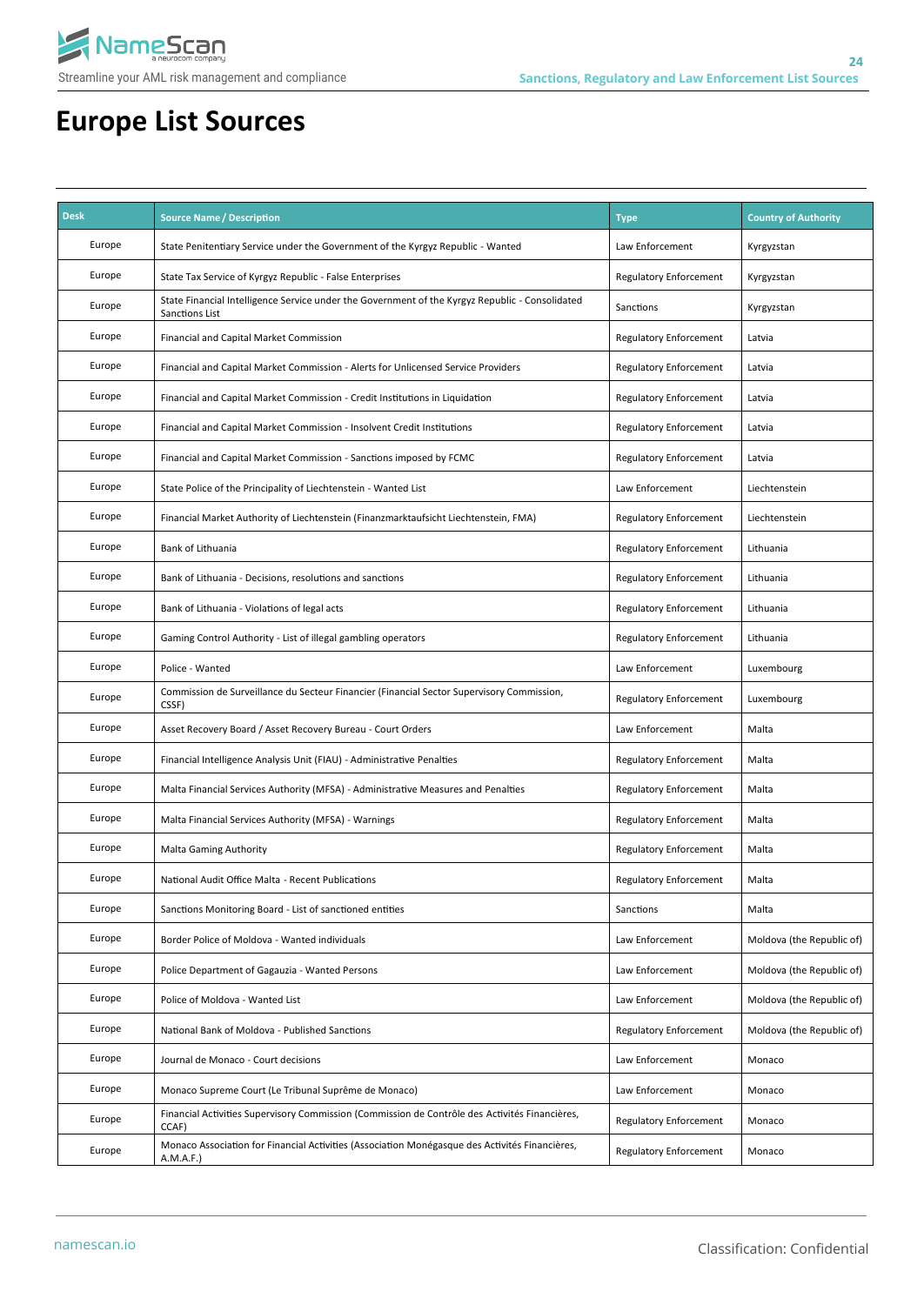# Europe List Sources

| Desk | Source Name / Description | Type | Country of Authority |
|---|---|---|---|
| Europe | State Penitentiary Service under the Government of the Kyrgyz Republic - Wanted | Law Enforcement | Kyrgyzstan |
| Europe | State Tax Service of Kyrgyz Republic - False Enterprises | Regulatory Enforcement | Kyrgyzstan |
| Europe | State Financial Intelligence Service under the Government of the Kyrgyz Republic - Consolidated Sanctions List | Sanctions | Kyrgyzstan |
| Europe | Financial and Capital Market Commission | Regulatory Enforcement | Latvia |
| Europe | Financial and Capital Market Commission - Alerts for Unlicensed Service Providers | Regulatory Enforcement | Latvia |
| Europe | Financial and Capital Market Commission - Credit Institutions in Liquidation | Regulatory Enforcement | Latvia |
| Europe | Financial and Capital Market Commission - Insolvent Credit Institutions | Regulatory Enforcement | Latvia |
| Europe | Financial and Capital Market Commission - Sanctions imposed by FCMC | Regulatory Enforcement | Latvia |
| Europe | State Police of the Principality of Liechtenstein - Wanted List | Law Enforcement | Liechtenstein |
| Europe | Financial Market Authority of Liechtenstein (Finanzmarktaufsicht Liechtenstein, FMA) | Regulatory Enforcement | Liechtenstein |
| Europe | Bank of Lithuania | Regulatory Enforcement | Lithuania |
| Europe | Bank of Lithuania - Decisions, resolutions and sanctions | Regulatory Enforcement | Lithuania |
| Europe | Bank of Lithuania - Violations of legal acts | Regulatory Enforcement | Lithuania |
| Europe | Gaming Control Authority - List of illegal gambling operators | Regulatory Enforcement | Lithuania |
| Europe | Police - Wanted | Law Enforcement | Luxembourg |
| Europe | Commission de Surveillance du Secteur Financier (Financial Sector Supervisory Commission, CSSF) | Regulatory Enforcement | Luxembourg |
| Europe | Asset Recovery Board / Asset Recovery Bureau - Court Orders | Law Enforcement | Malta |
| Europe | Financial Intelligence Analysis Unit (FIAU) - Administrative Penalties | Regulatory Enforcement | Malta |
| Europe | Malta Financial Services Authority (MFSA) - Administrative Measures and Penalties | Regulatory Enforcement | Malta |
| Europe | Malta Financial Services Authority (MFSA) - Warnings | Regulatory Enforcement | Malta |
| Europe | Malta Gaming Authority | Regulatory Enforcement | Malta |
| Europe | National Audit Office Malta - Recent Publications | Regulatory Enforcement | Malta |
| Europe | Sanctions Monitoring Board - List of sanctioned entities | Sanctions | Malta |
| Europe | Border Police of Moldova - Wanted individuals | Law Enforcement | Moldova (the Republic of) |
| Europe | Police Department of Gagauzia - Wanted Persons | Law Enforcement | Moldova (the Republic of) |
| Europe | Police of Moldova - Wanted List | Law Enforcement | Moldova (the Republic of) |
| Europe | National Bank of Moldova - Published Sanctions | Regulatory Enforcement | Moldova (the Republic of) |
| Europe | Journal de Monaco - Court decisions | Law Enforcement | Monaco |
| Europe | Monaco Supreme Court (Le Tribunal Suprême de Monaco) | Law Enforcement | Monaco |
| Europe | Financial Activities Supervisory Commission (Commission de Contrôle des Activités Financières, CCAF) | Regulatory Enforcement | Monaco |
| Europe | Monaco Association for Financial Activities (Association Monégasque des Activités Financières, A.M.A.F.) | Regulatory Enforcement | Monaco |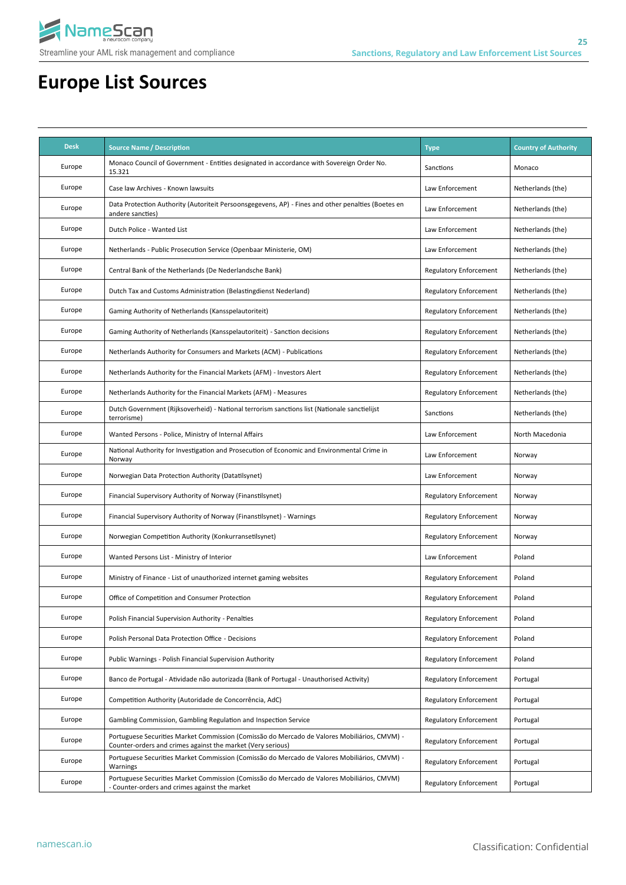# Europe List Sources

| Desk | Source Name / Description | Type | Country of Authority |
|---|---|---|---|
| Europe | Monaco Council of Government - Entities designated in accordance with Sovereign Order No. 15.321 | Sanctions | Monaco |
| Europe | Case law Archives - Known lawsuits | Law Enforcement | Netherlands (the) |
| Europe | Data Protection Authority (Autoriteit Persoonsgegevens, AP) - Fines and other penalties (Boetes en andere sancties) | Law Enforcement | Netherlands (the) |
| Europe | Dutch Police - Wanted List | Law Enforcement | Netherlands (the) |
| Europe | Netherlands - Public Prosecution Service (Openbaar Ministerie, OM) | Law Enforcement | Netherlands (the) |
| Europe | Central Bank of the Netherlands (De Nederlandsche Bank) | Regulatory Enforcement | Netherlands (the) |
| Europe | Dutch Tax and Customs Administration (Belastingdienst Nederland) | Regulatory Enforcement | Netherlands (the) |
| Europe | Gaming Authority of Netherlands (Kansspelautoriteit) | Regulatory Enforcement | Netherlands (the) |
| Europe | Gaming Authority of Netherlands (Kansspelautoriteit) - Sanction decisions | Regulatory Enforcement | Netherlands (the) |
| Europe | Netherlands Authority for Consumers and Markets (ACM) - Publications | Regulatory Enforcement | Netherlands (the) |
| Europe | Netherlands Authority for the Financial Markets (AFM) - Investors Alert | Regulatory Enforcement | Netherlands (the) |
| Europe | Netherlands Authority for the Financial Markets (AFM) - Measures | Regulatory Enforcement | Netherlands (the) |
| Europe | Dutch Government (Rijksoverheid) - National terrorism sanctions list (Nationale sanctielijst terrorisme) | Sanctions | Netherlands (the) |
| Europe | Wanted Persons - Police, Ministry of Internal Affairs | Law Enforcement | North Macedonia |
| Europe | National Authority for Investigation and Prosecution of Economic and Environmental Crime in Norway | Law Enforcement | Norway |
| Europe | Norwegian Data Protection Authority (Datatilsynet) | Law Enforcement | Norway |
| Europe | Financial Supervisory Authority of Norway (Finanstilsynet) | Regulatory Enforcement | Norway |
| Europe | Financial Supervisory Authority of Norway (Finanstilsynet) - Warnings | Regulatory Enforcement | Norway |
| Europe | Norwegian Competition Authority (Konkurransetilsynet) | Regulatory Enforcement | Norway |
| Europe | Wanted Persons List - Ministry of Interior | Law Enforcement | Poland |
| Europe | Ministry of Finance - List of unauthorized internet gaming websites | Regulatory Enforcement | Poland |
| Europe | Office of Competition and Consumer Protection | Regulatory Enforcement | Poland |
| Europe | Polish Financial Supervision Authority - Penalties | Regulatory Enforcement | Poland |
| Europe | Polish Personal Data Protection Office - Decisions | Regulatory Enforcement | Poland |
| Europe | Public Warnings - Polish Financial Supervision Authority | Regulatory Enforcement | Poland |
| Europe | Banco de Portugal - Atividade não autorizada (Bank of Portugal - Unauthorised Activity) | Regulatory Enforcement | Portugal |
| Europe | Competition Authority (Autoridade de Concorrência, AdC) | Regulatory Enforcement | Portugal |
| Europe | Gambling Commission, Gambling Regulation and Inspection Service | Regulatory Enforcement | Portugal |
| Europe | Portuguese Securities Market Commission (Comissão do Mercado de Valores Mobiliários, CMVM) - Counter-orders and crimes against the market (Very serious) | Regulatory Enforcement | Portugal |
| Europe | Portuguese Securities Market Commission (Comissão do Mercado de Valores Mobiliários, CMVM) - Warnings | Regulatory Enforcement | Portugal |
| Europe | Portuguese Securities Market Commission (Comissão do Mercado de Valores Mobiliários, CMVM) - Counter-orders and crimes against the market | Regulatory Enforcement | Portugal |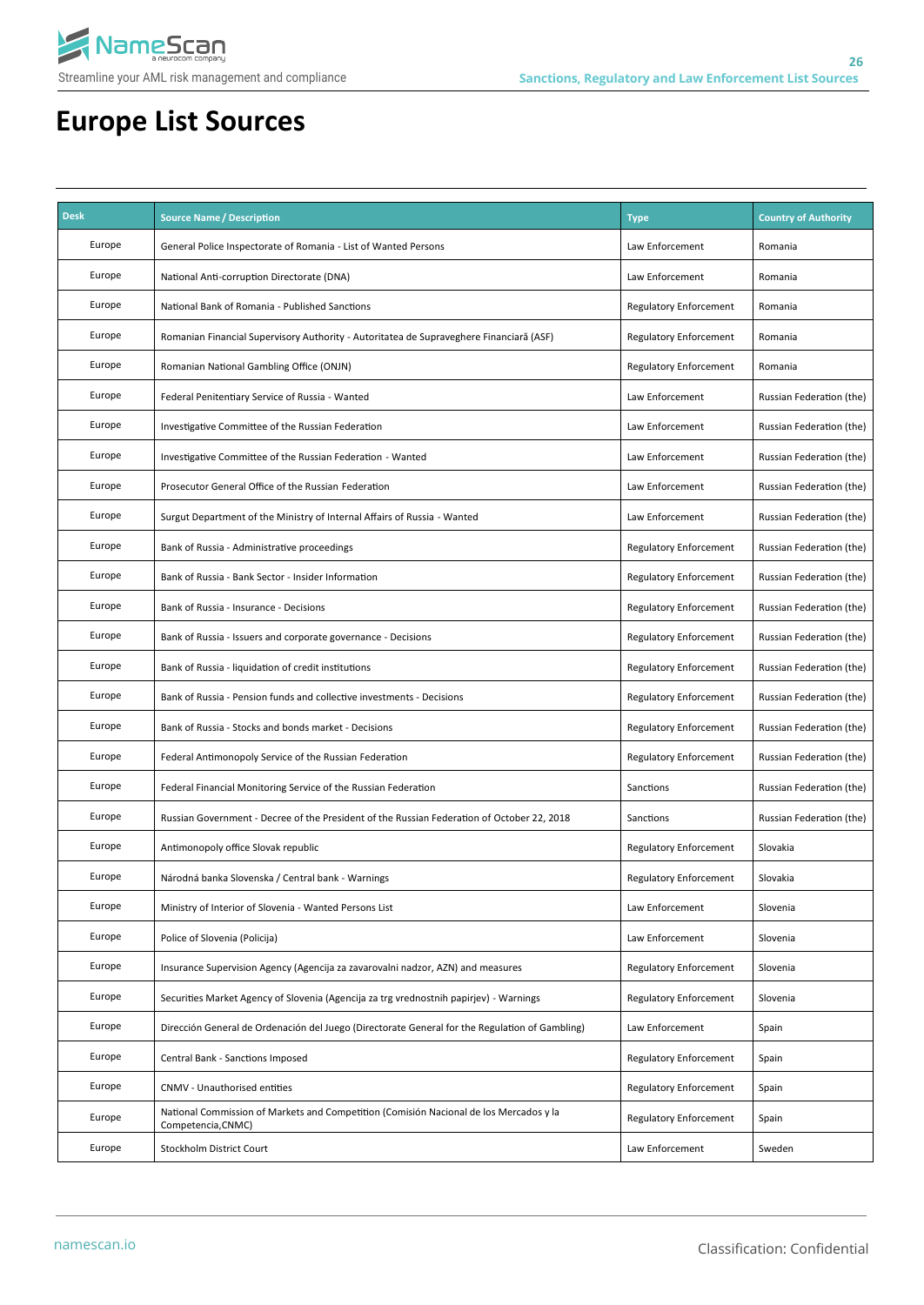# Europe List Sources

| Desk | Source Name / Description | Type | Country of Authority |
|---|---|---|---|
| Europe | General Police Inspectorate of Romania - List of Wanted Persons | Law Enforcement | Romania |
| Europe | National Anti-corruption Directorate (DNA) | Law Enforcement | Romania |
| Europe | National Bank of Romania - Published Sanctions | Regulatory Enforcement | Romania |
| Europe | Romanian Financial Supervisory Authority - Autoritatea de Supraveghere Financiară (ASF) | Regulatory Enforcement | Romania |
| Europe | Romanian National Gambling Office (ONJN) | Regulatory Enforcement | Romania |
| Europe | Federal Penitentiary Service of Russia - Wanted | Law Enforcement | Russian Federation (the) |
| Europe | Investigative Committee of the Russian Federation | Law Enforcement | Russian Federation (the) |
| Europe | Investigative Committee of the Russian Federation - Wanted | Law Enforcement | Russian Federation (the) |
| Europe | Prosecutor General Office of the Russian Federation | Law Enforcement | Russian Federation (the) |
| Europe | Surgut Department of the Ministry of Internal Affairs of Russia - Wanted | Law Enforcement | Russian Federation (the) |
| Europe | Bank of Russia - Administrative proceedings | Regulatory Enforcement | Russian Federation (the) |
| Europe | Bank of Russia - Bank Sector - Insider Information | Regulatory Enforcement | Russian Federation (the) |
| Europe | Bank of Russia - Insurance - Decisions | Regulatory Enforcement | Russian Federation (the) |
| Europe | Bank of Russia - Issuers and corporate governance - Decisions | Regulatory Enforcement | Russian Federation (the) |
| Europe | Bank of Russia - liquidation of credit institutions | Regulatory Enforcement | Russian Federation (the) |
| Europe | Bank of Russia - Pension funds and collective investments - Decisions | Regulatory Enforcement | Russian Federation (the) |
| Europe | Bank of Russia - Stocks and bonds market - Decisions | Regulatory Enforcement | Russian Federation (the) |
| Europe | Federal Antimonopoly Service of the Russian Federation | Regulatory Enforcement | Russian Federation (the) |
| Europe | Federal Financial Monitoring Service of the Russian Federation | Sanctions | Russian Federation (the) |
| Europe | Russian Government - Decree of the President of the Russian Federation of October 22, 2018 | Sanctions | Russian Federation (the) |
| Europe | Antimonopoly office Slovak republic | Regulatory Enforcement | Slovakia |
| Europe | Národná banka Slovenska / Central bank - Warnings | Regulatory Enforcement | Slovakia |
| Europe | Ministry of Interior of Slovenia - Wanted Persons List | Law Enforcement | Slovenia |
| Europe | Police of Slovenia (Policija) | Law Enforcement | Slovenia |
| Europe | Insurance Supervision Agency (Agencija za zavarovalni nadzor, AZN) and measures | Regulatory Enforcement | Slovenia |
| Europe | Securities Market Agency of Slovenia (Agencija za trg vrednostnih papirjev) - Warnings | Regulatory Enforcement | Slovenia |
| Europe | Dirección General de Ordenación del Juego (Directorate General for the Regulation of Gambling) | Law Enforcement | Spain |
| Europe | Central Bank - Sanctions Imposed | Regulatory Enforcement | Spain |
| Europe | CNMV - Unauthorised entities | Regulatory Enforcement | Spain |
| Europe | National Commission of Markets and Competition (Comisión Nacional de los Mercados y la Competencia,CNMC) | Regulatory Enforcement | Spain |
| Europe | Stockholm District Court | Law Enforcement | Sweden |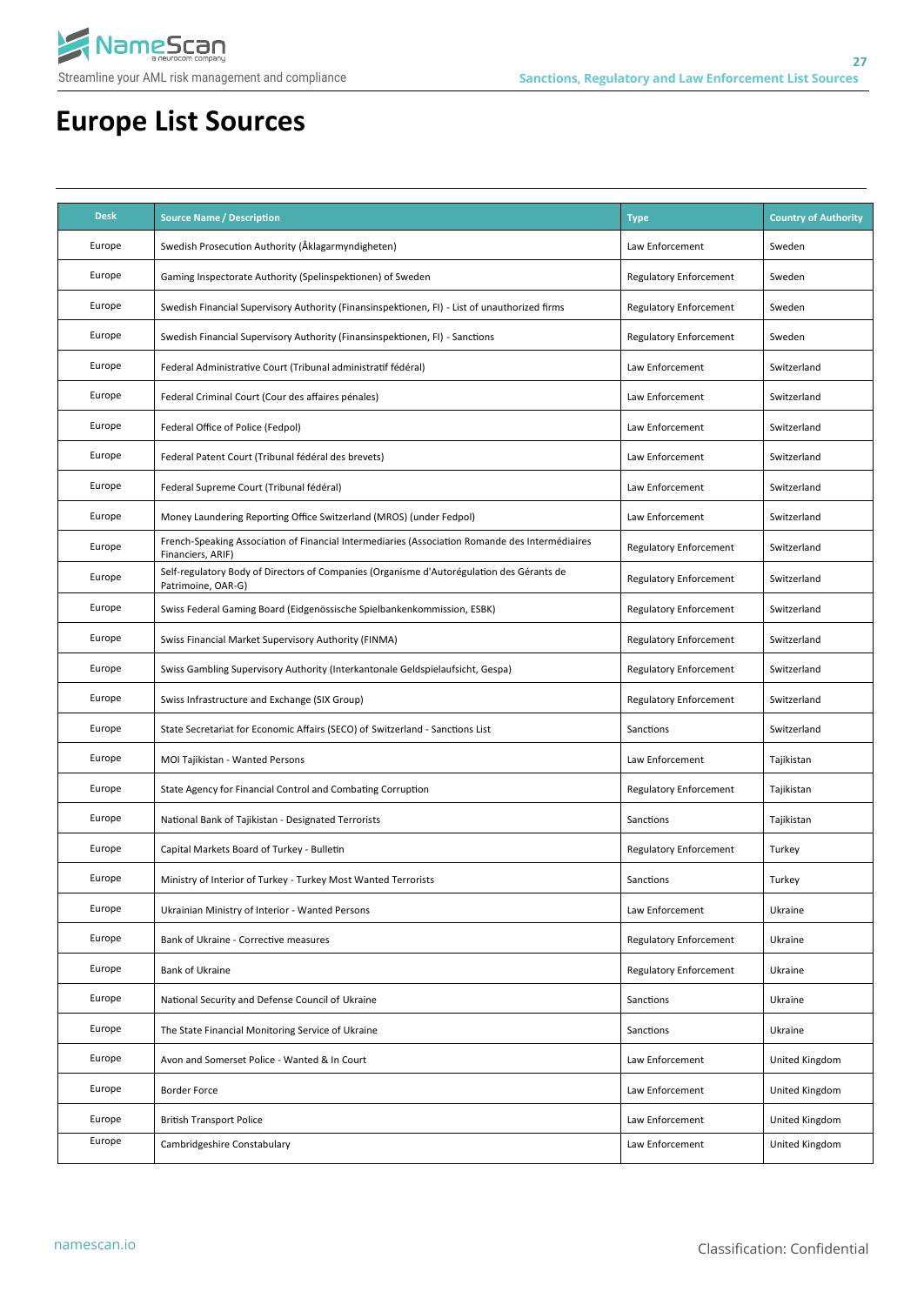# Europe List Sources

| Desk | Source Name / Description | Type | Country of Authority |
|---|---|---|---|
| Europe | Swedish Prosecution Authority (Åklagarmyndigheten) | Law Enforcement | Sweden |
| Europe | Gaming Inspectorate Authority (Spelinspektionen) of Sweden | Regulatory Enforcement | Sweden |
| Europe | Swedish Financial Supervisory Authority (Finansinspektionen, FI) - List of unauthorized firms | Regulatory Enforcement | Sweden |
| Europe | Swedish Financial Supervisory Authority (Finansinspektionen, FI) - Sanctions | Regulatory Enforcement | Sweden |
| Europe | Federal Administrative Court (Tribunal administratif fédéral) | Law Enforcement | Switzerland |
| Europe | Federal Criminal Court (Cour des affaires pénales) | Law Enforcement | Switzerland |
| Europe | Federal Office of Police (Fedpol) | Law Enforcement | Switzerland |
| Europe | Federal Patent Court (Tribunal fédéral des brevets) | Law Enforcement | Switzerland |
| Europe | Federal Supreme Court (Tribunal fédéral) | Law Enforcement | Switzerland |
| Europe | Money Laundering Reporting Office Switzerland (MROS) (under Fedpol) | Law Enforcement | Switzerland |
| Europe | French-Speaking Association of Financial Intermediaries (Association Romande des Intermédiaires Financiers, ARIF) | Regulatory Enforcement | Switzerland |
| Europe | Self-regulatory Body of Directors of Companies (Organisme d'Autorégulation des Gérants de Patrimoine, OAR-G) | Regulatory Enforcement | Switzerland |
| Europe | Swiss Federal Gaming Board (Eidgenössische Spielbankenkommission, ESBK) | Regulatory Enforcement | Switzerland |
| Europe | Swiss Financial Market Supervisory Authority (FINMA) | Regulatory Enforcement | Switzerland |
| Europe | Swiss Gambling Supervisory Authority (Interkantonale Geldspielaufsicht, Gespa) | Regulatory Enforcement | Switzerland |
| Europe | Swiss Infrastructure and Exchange (SIX Group) | Regulatory Enforcement | Switzerland |
| Europe | State Secretariat for Economic Affairs (SECO) of Switzerland - Sanctions List | Sanctions | Switzerland |
| Europe | MOI Tajikistan - Wanted Persons | Law Enforcement | Tajikistan |
| Europe | State Agency for Financial Control and Combating Corruption | Regulatory Enforcement | Tajikistan |
| Europe | National Bank of Tajikistan - Designated Terrorists | Sanctions | Tajikistan |
| Europe | Capital Markets Board of Turkey - Bulletin | Regulatory Enforcement | Turkey |
| Europe | Ministry of Interior of Turkey - Turkey Most Wanted Terrorists | Sanctions | Turkey |
| Europe | Ukrainian Ministry of Interior - Wanted Persons | Law Enforcement | Ukraine |
| Europe | Bank of Ukraine - Corrective measures | Regulatory Enforcement | Ukraine |
| Europe | Bank of Ukraine | Regulatory Enforcement | Ukraine |
| Europe | National Security and Defense Council of Ukraine | Sanctions | Ukraine |
| Europe | The State Financial Monitoring Service of Ukraine | Sanctions | Ukraine |
| Europe | Avon and Somerset Police - Wanted & In Court | Law Enforcement | United Kingdom |
| Europe | Border Force | Law Enforcement | United Kingdom |
| Europe | British Transport Police | Law Enforcement | United Kingdom |
| Europe | Cambridgeshire Constabulary | Law Enforcement | United Kingdom |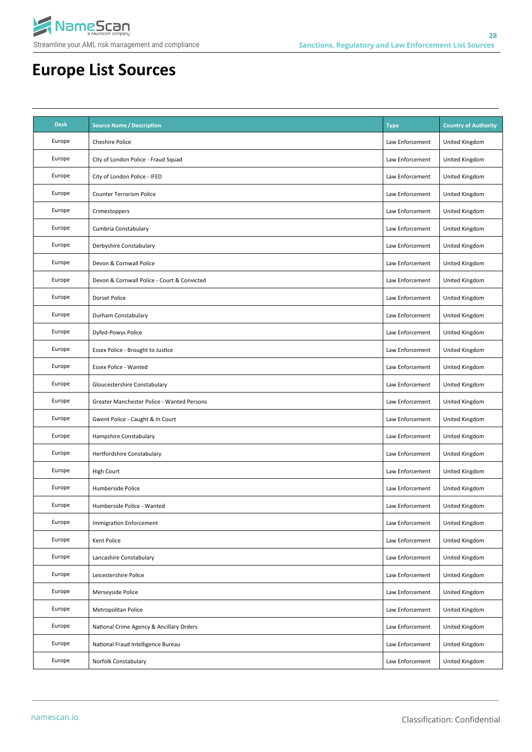# Europe List Sources

| Desk | Source Name / Description | Type | Country of Authority |
|---|---|---|---|
| Europe | Cheshire Police | Law Enforcement | United Kingdom |
| Europe | City of London Police - Fraud Squad | Law Enforcement | United Kingdom |
| Europe | City of London Police - IFED | Law Enforcement | United Kingdom |
| Europe | Counter Terrorism Police | Law Enforcement | United Kingdom |
| Europe | Crimestoppers | Law Enforcement | United Kingdom |
| Europe | Cumbria Constabulary | Law Enforcement | United Kingdom |
| Europe | Derbyshire Constabulary | Law Enforcement | United Kingdom |
| Europe | Devon & Cornwall Police | Law Enforcement | United Kingdom |
| Europe | Devon & Cornwall Police - Court & Convicted | Law Enforcement | United Kingdom |
| Europe | Dorset Police | Law Enforcement | United Kingdom |
| Europe | Durham Constabulary | Law Enforcement | United Kingdom |
| Europe | Dyfed-Powys Police | Law Enforcement | United Kingdom |
| Europe | Essex Police - Brought to Justice | Law Enforcement | United Kingdom |
| Europe | Essex Police - Wanted | Law Enforcement | United Kingdom |
| Europe | Gloucestershire Constabulary | Law Enforcement | United Kingdom |
| Europe | Greater Manchester Police - Wanted Persons | Law Enforcement | United Kingdom |
| Europe | Gwent Police - Caught & In Court | Law Enforcement | United Kingdom |
| Europe | Hampshire Constabulary | Law Enforcement | United Kingdom |
| Europe | Hertfordshire Constabulary | Law Enforcement | United Kingdom |
| Europe | High Court | Law Enforcement | United Kingdom |
| Europe | Humberside Police | Law Enforcement | United Kingdom |
| Europe | Humberside Police - Wanted | Law Enforcement | United Kingdom |
| Europe | Immigration Enforcement | Law Enforcement | United Kingdom |
| Europe | Kent Police | Law Enforcement | United Kingdom |
| Europe | Lancashire Constabulary | Law Enforcement | United Kingdom |
| Europe | Leicestershire Police | Law Enforcement | United Kingdom |
| Europe | Merseyside Police | Law Enforcement | United Kingdom |
| Europe | Metropolitan Police | Law Enforcement | United Kingdom |
| Europe | National Crime Agency & Ancillary Orders | Law Enforcement | United Kingdom |
| Europe | National Fraud Intelligence Bureau | Law Enforcement | United Kingdom |
| Europe | Norfolk Constabulary | Law Enforcement | United Kingdom |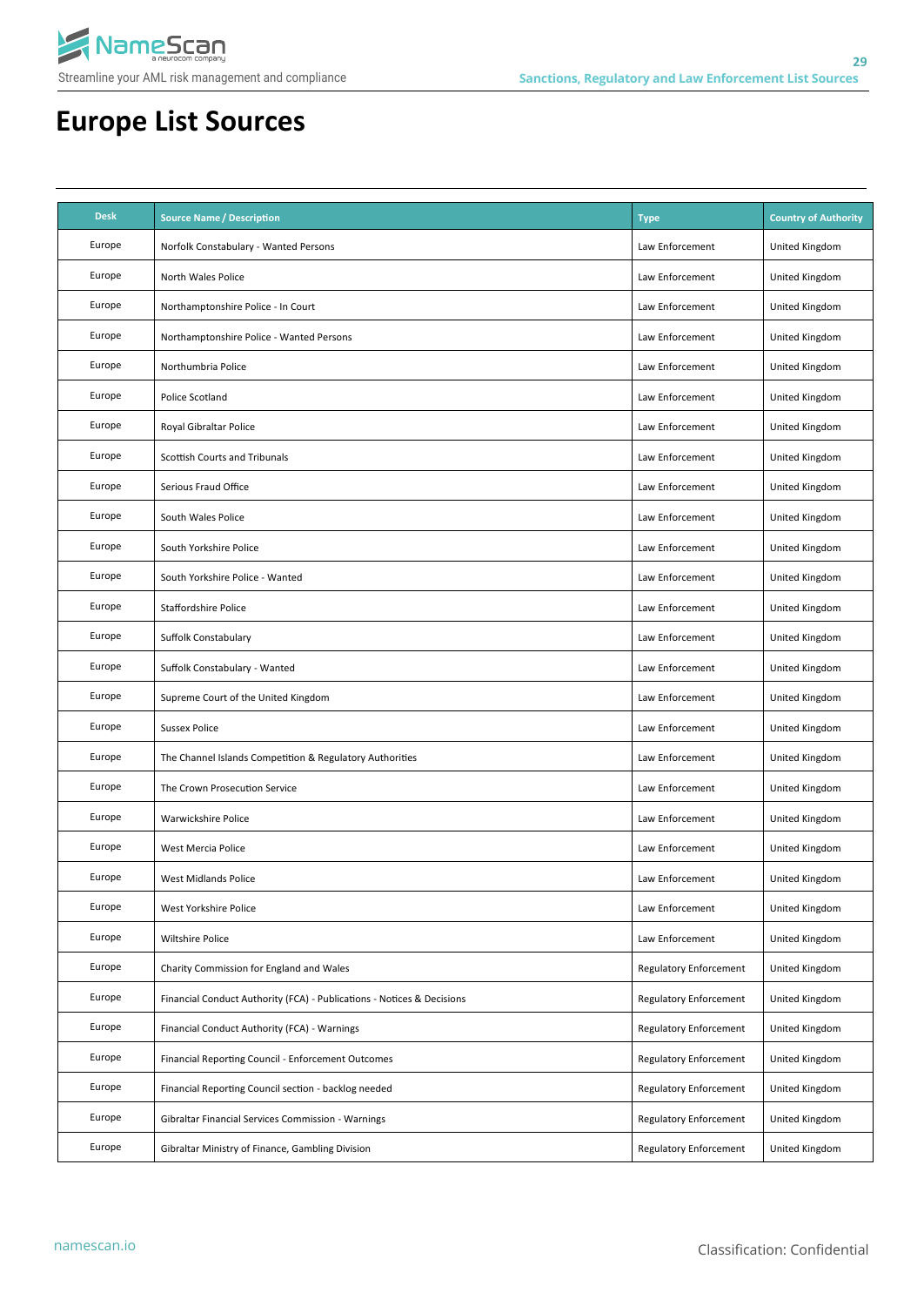# Europe List Sources

| Desk | Source Name / Description | Type | Country of Authority |
|---|---|---|---|
| Europe | Norfolk Constabulary - Wanted Persons | Law Enforcement | United Kingdom |
| Europe | North Wales Police | Law Enforcement | United Kingdom |
| Europe | Northamptonshire Police - In Court | Law Enforcement | United Kingdom |
| Europe | Northamptonshire Police - Wanted Persons | Law Enforcement | United Kingdom |
| Europe | Northumbria Police | Law Enforcement | United Kingdom |
| Europe | Police Scotland | Law Enforcement | United Kingdom |
| Europe | Royal Gibraltar Police | Law Enforcement | United Kingdom |
| Europe | Scottish Courts and Tribunals | Law Enforcement | United Kingdom |
| Europe | Serious Fraud Office | Law Enforcement | United Kingdom |
| Europe | South Wales Police | Law Enforcement | United Kingdom |
| Europe | South Yorkshire Police | Law Enforcement | United Kingdom |
| Europe | South Yorkshire Police - Wanted | Law Enforcement | United Kingdom |
| Europe | Staffordshire Police | Law Enforcement | United Kingdom |
| Europe | Suffolk Constabulary | Law Enforcement | United Kingdom |
| Europe | Suffolk Constabulary - Wanted | Law Enforcement | United Kingdom |
| Europe | Supreme Court of the United Kingdom | Law Enforcement | United Kingdom |
| Europe | Sussex Police | Law Enforcement | United Kingdom |
| Europe | The Channel Islands Competition & Regulatory Authorities | Law Enforcement | United Kingdom |
| Europe | The Crown Prosecution Service | Law Enforcement | United Kingdom |
| Europe | Warwickshire Police | Law Enforcement | United Kingdom |
| Europe | West Mercia Police | Law Enforcement | United Kingdom |
| Europe | West Midlands Police | Law Enforcement | United Kingdom |
| Europe | West Yorkshire Police | Law Enforcement | United Kingdom |
| Europe | Wiltshire Police | Law Enforcement | United Kingdom |
| Europe | Charity Commission for England and Wales | Regulatory Enforcement | United Kingdom |
| Europe | Financial Conduct Authority (FCA) - Publications - Notices & Decisions | Regulatory Enforcement | United Kingdom |
| Europe | Financial Conduct Authority (FCA) - Warnings | Regulatory Enforcement | United Kingdom |
| Europe | Financial Reporting Council - Enforcement Outcomes | Regulatory Enforcement | United Kingdom |
| Europe | Financial Reporting Council section - backlog needed | Regulatory Enforcement | United Kingdom |
| Europe | Gibraltar Financial Services Commission - Warnings | Regulatory Enforcement | United Kingdom |
| Europe | Gibraltar Ministry of Finance, Gambling Division | Regulatory Enforcement | United Kingdom |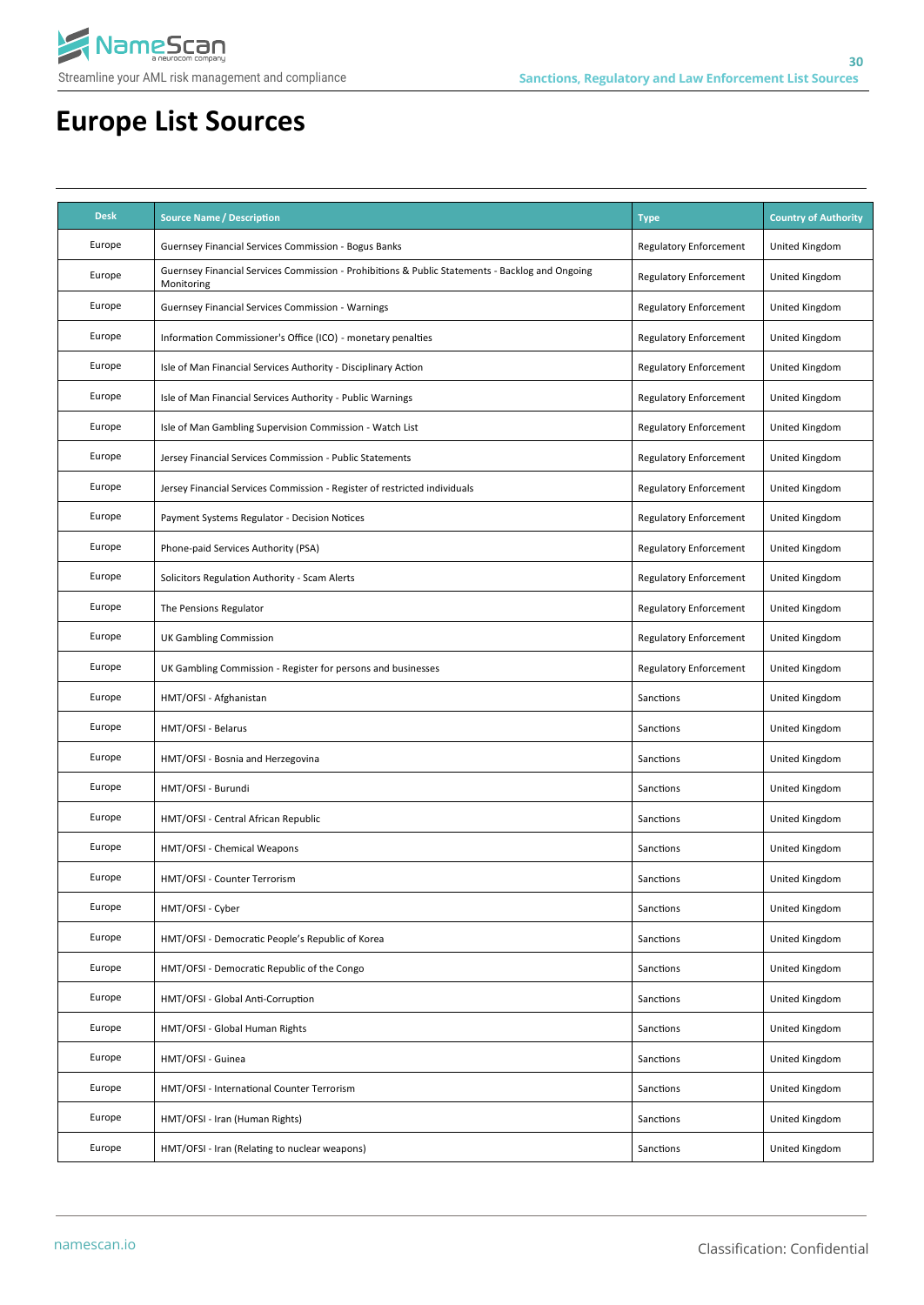# Europe List Sources

| Desk | Source Name / Description | Type | Country of Authority |
|---|---|---|---|
| Europe | Guernsey Financial Services Commission - Bogus Banks | Regulatory Enforcement | United Kingdom |
| Europe | Guernsey Financial Services Commission - Prohibitions & Public Statements - Backlog and Ongoing Monitoring | Regulatory Enforcement | United Kingdom |
| Europe | Guernsey Financial Services Commission - Warnings | Regulatory Enforcement | United Kingdom |
| Europe | Information Commissioner's Office (ICO) - monetary penalties | Regulatory Enforcement | United Kingdom |
| Europe | Isle of Man Financial Services Authority - Disciplinary Action | Regulatory Enforcement | United Kingdom |
| Europe | Isle of Man Financial Services Authority - Public Warnings | Regulatory Enforcement | United Kingdom |
| Europe | Isle of Man Gambling Supervision Commission - Watch List | Regulatory Enforcement | United Kingdom |
| Europe | Jersey Financial Services Commission - Public Statements | Regulatory Enforcement | United Kingdom |
| Europe | Jersey Financial Services Commission - Register of restricted individuals | Regulatory Enforcement | United Kingdom |
| Europe | Payment Systems Regulator - Decision Notices | Regulatory Enforcement | United Kingdom |
| Europe | Phone-paid Services Authority (PSA) | Regulatory Enforcement | United Kingdom |
| Europe | Solicitors Regulation Authority - Scam Alerts | Regulatory Enforcement | United Kingdom |
| Europe | The Pensions Regulator | Regulatory Enforcement | United Kingdom |
| Europe | UK Gambling Commission | Regulatory Enforcement | United Kingdom |
| Europe | UK Gambling Commission - Register for persons and businesses | Regulatory Enforcement | United Kingdom |
| Europe | HMT/OFSI - Afghanistan | Sanctions | United Kingdom |
| Europe | HMT/OFSI - Belarus | Sanctions | United Kingdom |
| Europe | HMT/OFSI - Bosnia and Herzegovina | Sanctions | United Kingdom |
| Europe | HMT/OFSI - Burundi | Sanctions | United Kingdom |
| Europe | HMT/OFSI - Central African Republic | Sanctions | United Kingdom |
| Europe | HMT/OFSI - Chemical Weapons | Sanctions | United Kingdom |
| Europe | HMT/OFSI - Counter Terrorism | Sanctions | United Kingdom |
| Europe | HMT/OFSI - Cyber | Sanctions | United Kingdom |
| Europe | HMT/OFSI - Democratic People's Republic of Korea | Sanctions | United Kingdom |
| Europe | HMT/OFSI - Democratic Republic of the Congo | Sanctions | United Kingdom |
| Europe | HMT/OFSI - Global Anti-Corruption | Sanctions | United Kingdom |
| Europe | HMT/OFSI - Global Human Rights | Sanctions | United Kingdom |
| Europe | HMT/OFSI - Guinea | Sanctions | United Kingdom |
| Europe | HMT/OFSI - International Counter Terrorism | Sanctions | United Kingdom |
| Europe | HMT/OFSI - Iran (Human Rights) | Sanctions | United Kingdom |
| Europe | HMT/OFSI - Iran (Relating to nuclear weapons) | Sanctions | United Kingdom |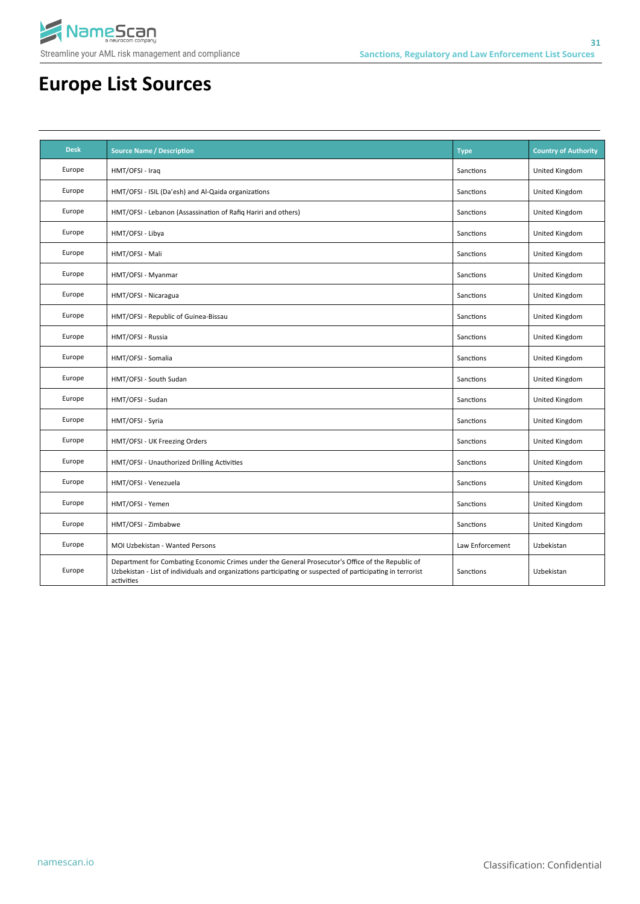# Europe List Sources

| Desk | Source Name / Description | Type | Country of Authority |
|---|---|---|---|
| Europe | HMT/OFSI - Iraq | Sanctions | United Kingdom |
| Europe | HMT/OFSI - ISIL (Da'esh) and Al-Qaida organizations | Sanctions | United Kingdom |
| Europe | HMT/OFSI - Lebanon (Assassination of Rafiq Hariri and others) | Sanctions | United Kingdom |
| Europe | HMT/OFSI - Libya | Sanctions | United Kingdom |
| Europe | HMT/OFSI - Mali | Sanctions | United Kingdom |
| Europe | HMT/OFSI - Myanmar | Sanctions | United Kingdom |
| Europe | HMT/OFSI - Nicaragua | Sanctions | United Kingdom |
| Europe | HMT/OFSI - Republic of Guinea-Bissau | Sanctions | United Kingdom |
| Europe | HMT/OFSI - Russia | Sanctions | United Kingdom |
| Europe | HMT/OFSI - Somalia | Sanctions | United Kingdom |
| Europe | HMT/OFSI - South Sudan | Sanctions | United Kingdom |
| Europe | HMT/OFSI - Sudan | Sanctions | United Kingdom |
| Europe | HMT/OFSI - Syria | Sanctions | United Kingdom |
| Europe | HMT/OFSI - UK Freezing Orders | Sanctions | United Kingdom |
| Europe | HMT/OFSI - Unauthorized Drilling Activities | Sanctions | United Kingdom |
| Europe | HMT/OFSI - Venezuela | Sanctions | United Kingdom |
| Europe | HMT/OFSI - Yemen | Sanctions | United Kingdom |
| Europe | HMT/OFSI - Zimbabwe | Sanctions | United Kingdom |
| Europe | MOI Uzbekistan - Wanted Persons | Law Enforcement | Uzbekistan |
| Europe | Department for Combating Economic Crimes under the General Prosecutor's Office of the Republic of Uzbekistan - List of individuals and organizations participating or suspected of participating in terrorist activities | Sanctions | Uzbekistan |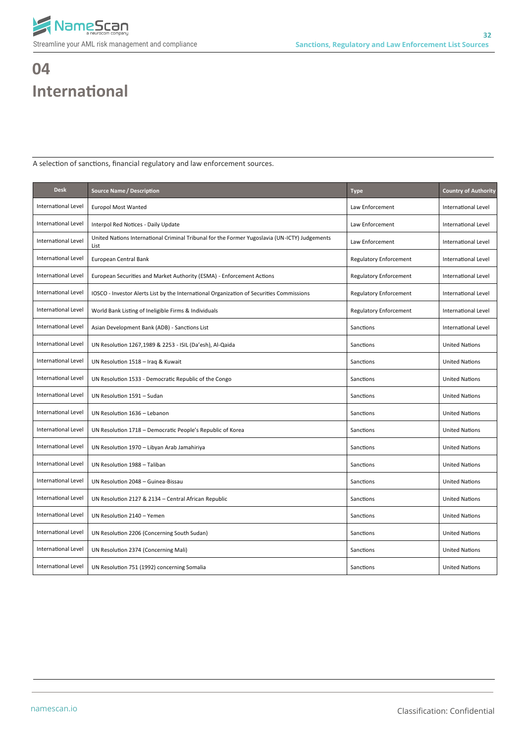# 04 International

A selection of sanctions, financial regulatory and law enforcement sources.

| Desk | Source Name / Description | Type | Country of Authority |
|---|---|---|---|
| International Level | Europol Most Wanted | Law Enforcement | International Level |
| International Level | Interpol Red Notices - Daily Update | Law Enforcement | International Level |
| International Level | United Nations International Criminal Tribunal for the Former Yugoslavia (UN-ICTY) Judgements List | Law Enforcement | International Level |
| International Level | European Central Bank | Regulatory Enforcement | International Level |
| International Level | European Securities and Market Authority (ESMA) - Enforcement Actions | Regulatory Enforcement | International Level |
| International Level | IOSCO - Investor Alerts List by the International Organization of Securities Commissions | Regulatory Enforcement | International Level |
| International Level | World Bank Listing of Ineligible Firms & Individuals | Regulatory Enforcement | International Level |
| International Level | Asian Development Bank (ADB) - Sanctions List | Sanctions | International Level |
| International Level | UN Resolution 1267,1989 & 2253 - ISIL (Da'esh), Al-Qaida | Sanctions | United Nations |
| International Level | UN Resolution 1518 – Iraq & Kuwait | Sanctions | United Nations |
| International Level | UN Resolution 1533 - Democratic Republic of the Congo | Sanctions | United Nations |
| International Level | UN Resolution 1591 – Sudan | Sanctions | United Nations |
| International Level | UN Resolution 1636 – Lebanon | Sanctions | United Nations |
| International Level | UN Resolution 1718 – Democratic People's Republic of Korea | Sanctions | United Nations |
| International Level | UN Resolution 1970 – Libyan Arab Jamahiriya | Sanctions | United Nations |
| International Level | UN Resolution 1988 – Taliban | Sanctions | United Nations |
| International Level | UN Resolution 2048 – Guinea-Bissau | Sanctions | United Nations |
| International Level | UN Resolution 2127 & 2134 – Central African Republic | Sanctions | United Nations |
| International Level | UN Resolution 2140 – Yemen | Sanctions | United Nations |
| International Level | UN Resolution 2206 (Concerning South Sudan) | Sanctions | United Nations |
| International Level | UN Resolution 2374 (Concerning Mali) | Sanctions | United Nations |
| International Level | UN Resolution 751 (1992) concerning Somalia | Sanctions | United Nations |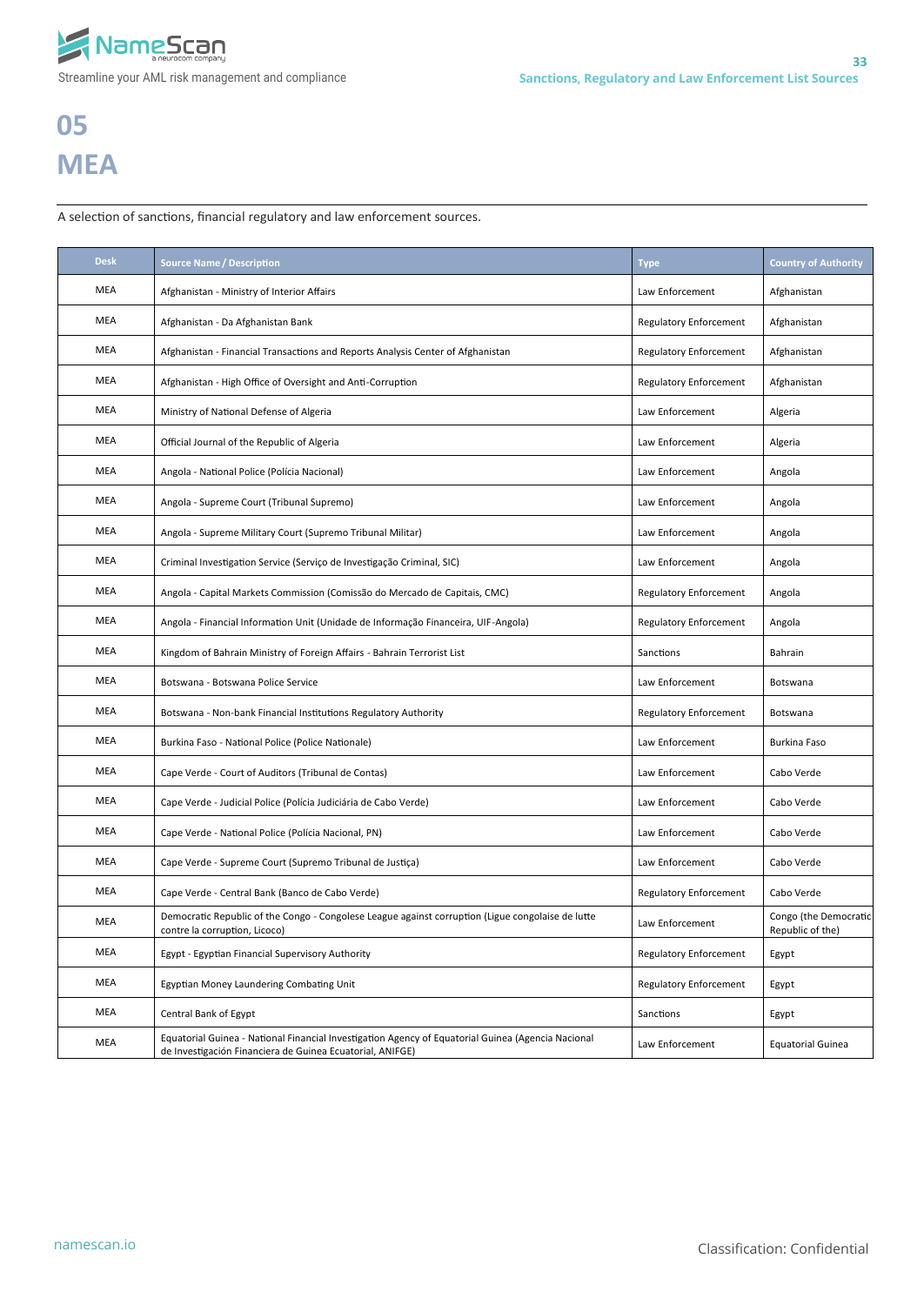# 05

# MEA

A selection of sanctions, financial regulatory and law enforcement sources.

| Desk | Source Name / Description | Type | Country of Authority |
|---|---|---|---|
| MEA | Afghanistan - Ministry of Interior Affairs | Law Enforcement | Afghanistan |
| MEA | Afghanistan - Da Afghanistan Bank | Regulatory Enforcement | Afghanistan |
| MEA | Afghanistan - Financial Transactions and Reports Analysis Center of Afghanistan | Regulatory Enforcement | Afghanistan |
| MEA | Afghanistan - High Office of Oversight and Anti-Corruption | Regulatory Enforcement | Afghanistan |
| MEA | Ministry of National Defense of Algeria | Law Enforcement | Algeria |
| MEA | Official Journal of the Republic of Algeria | Law Enforcement | Algeria |
| MEA | Angola - National Police (Polícia Nacional) | Law Enforcement | Angola |
| MEA | Angola - Supreme Court (Tribunal Supremo) | Law Enforcement | Angola |
| MEA | Angola - Supreme Military Court (Supremo Tribunal Militar) | Law Enforcement | Angola |
| MEA | Criminal Investigation Service (Serviço de Investigação Criminal, SIC) | Law Enforcement | Angola |
| MEA | Angola - Capital Markets Commission (Comissão do Mercado de Capitais, CMC) | Regulatory Enforcement | Angola |
| MEA | Angola - Financial Information Unit (Unidade de Informação Financeira, UIF-Angola) | Regulatory Enforcement | Angola |
| MEA | Kingdom of Bahrain Ministry of Foreign Affairs - Bahrain Terrorist List | Sanctions | Bahrain |
| MEA | Botswana - Botswana Police Service | Law Enforcement | Botswana |
| MEA | Botswana - Non-bank Financial Institutions Regulatory Authority | Regulatory Enforcement | Botswana |
| MEA | Burkina Faso - National Police (Police Nationale) | Law Enforcement | Burkina Faso |
| MEA | Cape Verde - Court of Auditors (Tribunal de Contas) | Law Enforcement | Cabo Verde |
| MEA | Cape Verde - Judicial Police (Polícia Judiciária de Cabo Verde) | Law Enforcement | Cabo Verde |
| MEA | Cape Verde - National Police (Polícia Nacional, PN) | Law Enforcement | Cabo Verde |
| MEA | Cape Verde - Supreme Court (Supremo Tribunal de Justiça) | Law Enforcement | Cabo Verde |
| MEA | Cape Verde - Central Bank (Banco de Cabo Verde) | Regulatory Enforcement | Cabo Verde |
| MEA | Democratic Republic of the Congo - Congolese League against corruption (Ligue congolaise de lutte contre la corruption, Licoco) | Law Enforcement | Congo (the Democratic Republic of the) |
| MEA | Egypt - Egyptian Financial Supervisory Authority | Regulatory Enforcement | Egypt |
| MEA | Egyptian Money Laundering Combating Unit | Regulatory Enforcement | Egypt |
| MEA | Central Bank of Egypt | Sanctions | Egypt |
| MEA | Equatorial Guinea - National Financial Investigation Agency of Equatorial Guinea (Agencia Nacional de Investigación Financiera de Guinea Ecuatorial, ANIFGE) | Law Enforcement | Equatorial Guinea |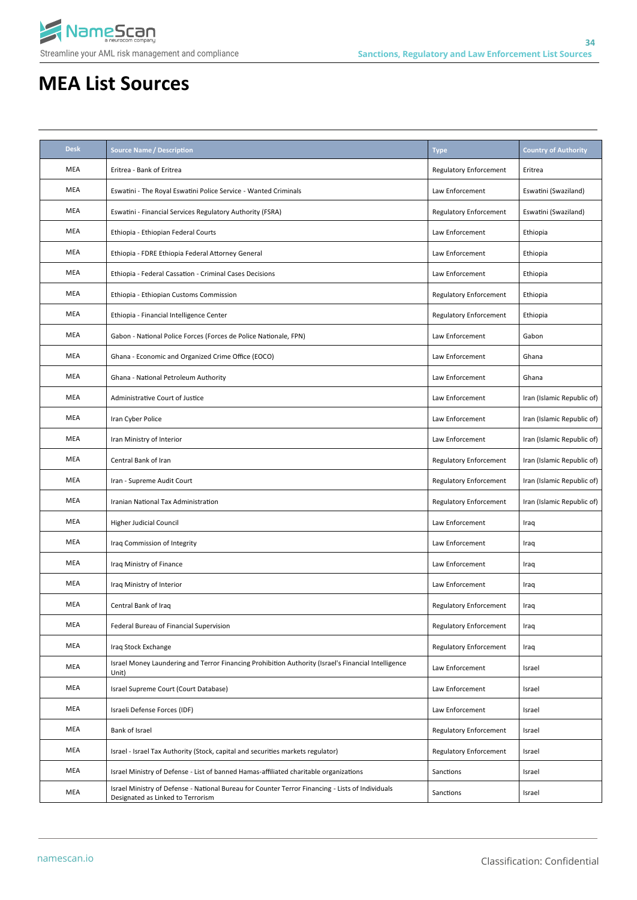# MEA List Sources

| Desk | Source Name / Description | Type | Country of Authority |
|---|---|---|---|
| MEA | Eritrea - Bank of Eritrea | Regulatory Enforcement | Eritrea |
| MEA | Eswatini - The Royal Eswatini Police Service - Wanted Criminals | Law Enforcement | Eswatini (Swaziland) |
| MEA | Eswatini - Financial Services Regulatory Authority (FSRA) | Regulatory Enforcement | Eswatini (Swaziland) |
| MEA | Ethiopia - Ethiopian Federal Courts | Law Enforcement | Ethiopia |
| MEA | Ethiopia - FDRE Ethiopia Federal Attorney General | Law Enforcement | Ethiopia |
| MEA | Ethiopia - Federal Cassation - Criminal Cases Decisions | Law Enforcement | Ethiopia |
| MEA | Ethiopia - Ethiopian Customs Commission | Regulatory Enforcement | Ethiopia |
| MEA | Ethiopia - Financial Intelligence Center | Regulatory Enforcement | Ethiopia |
| MEA | Gabon - National Police Forces (Forces de Police Nationale, FPN) | Law Enforcement | Gabon |
| MEA | Ghana - Economic and Organized Crime Office (EOCO) | Law Enforcement | Ghana |
| MEA | Ghana - National Petroleum Authority | Law Enforcement | Ghana |
| MEA | Administrative Court of Justice | Law Enforcement | Iran (Islamic Republic of) |
| MEA | Iran Cyber Police | Law Enforcement | Iran (Islamic Republic of) |
| MEA | Iran Ministry of Interior | Law Enforcement | Iran (Islamic Republic of) |
| MEA | Central Bank of Iran | Regulatory Enforcement | Iran (Islamic Republic of) |
| MEA | Iran - Supreme Audit Court | Regulatory Enforcement | Iran (Islamic Republic of) |
| MEA | Iranian National Tax Administration | Regulatory Enforcement | Iran (Islamic Republic of) |
| MEA | Higher Judicial Council | Law Enforcement | Iraq |
| MEA | Iraq Commission of Integrity | Law Enforcement | Iraq |
| MEA | Iraq Ministry of Finance | Law Enforcement | Iraq |
| MEA | Iraq Ministry of Interior | Law Enforcement | Iraq |
| MEA | Central Bank of Iraq | Regulatory Enforcement | Iraq |
| MEA | Federal Bureau of Financial Supervision | Regulatory Enforcement | Iraq |
| MEA | Iraq Stock Exchange | Regulatory Enforcement | Iraq |
| MEA | Israel Money Laundering and Terror Financing Prohibition Authority (Israel's Financial Intelligence Unit) | Law Enforcement | Israel |
| MEA | Israel Supreme Court (Court Database) | Law Enforcement | Israel |
| MEA | Israeli Defense Forces (IDF) | Law Enforcement | Israel |
| MEA | Bank of Israel | Regulatory Enforcement | Israel |
| MEA | Israel - Israel Tax Authority (Stock, capital and securities markets regulator) | Regulatory Enforcement | Israel |
| MEA | Israel Ministry of Defense - List of banned Hamas-affiliated charitable organizations | Sanctions | Israel |
| MEA | Israel Ministry of Defense - National Bureau for Counter Terror Financing - Lists of Individuals Designated as Linked to Terrorism | Sanctions | Israel |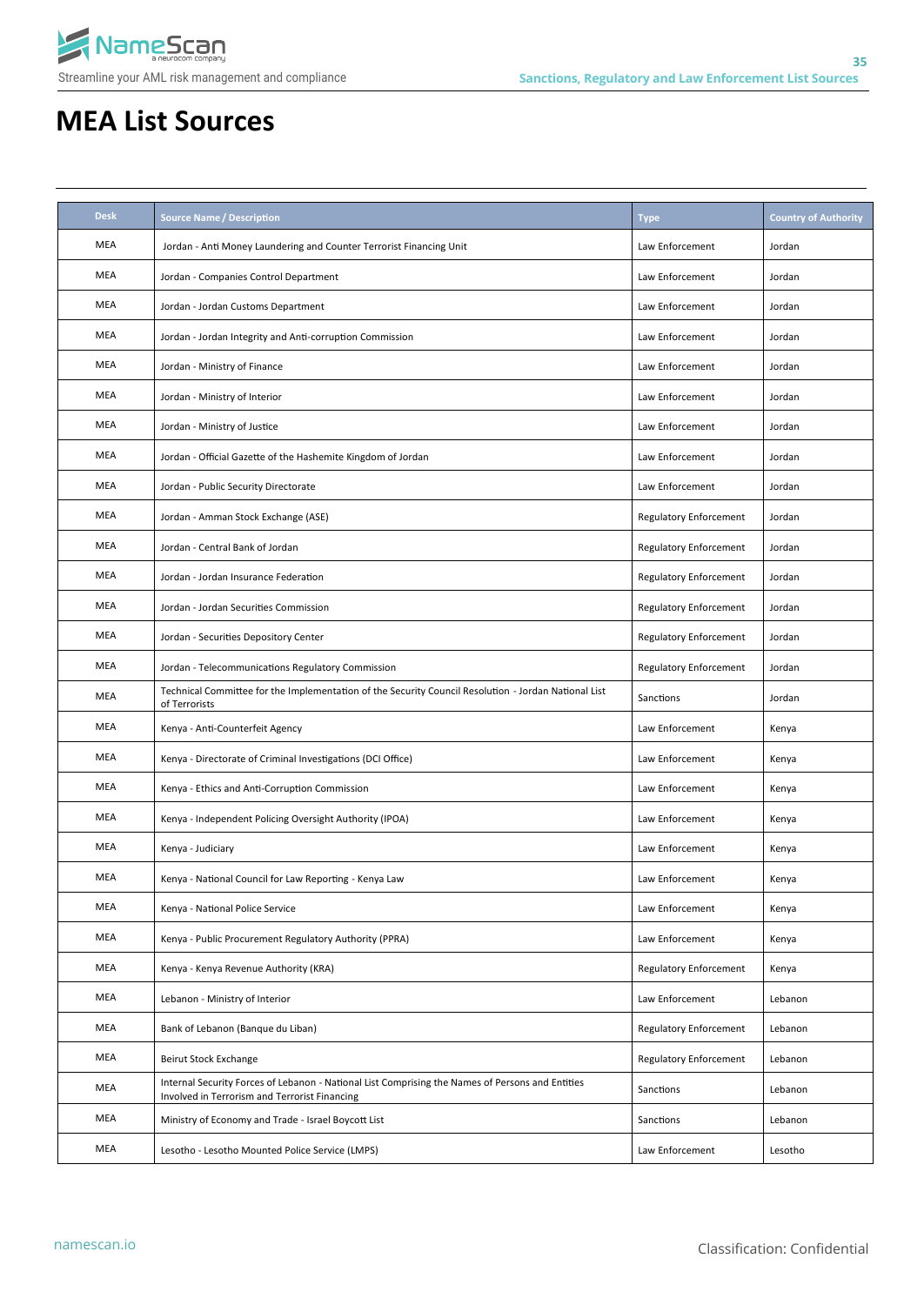# MEA List Sources

| Desk | Source Name / Description | Type | Country of Authority |
|---|---|---|---|
| MEA | Jordan - Anti Money Laundering and Counter Terrorist Financing Unit | Law Enforcement | Jordan |
| MEA | Jordan - Companies Control Department | Law Enforcement | Jordan |
| MEA | Jordan - Jordan Customs Department | Law Enforcement | Jordan |
| MEA | Jordan - Jordan Integrity and Anti-corruption Commission | Law Enforcement | Jordan |
| MEA | Jordan - Ministry of Finance | Law Enforcement | Jordan |
| MEA | Jordan - Ministry of Interior | Law Enforcement | Jordan |
| MEA | Jordan - Ministry of Justice | Law Enforcement | Jordan |
| MEA | Jordan - Official Gazette of the Hashemite Kingdom of Jordan | Law Enforcement | Jordan |
| MEA | Jordan - Public Security Directorate | Law Enforcement | Jordan |
| MEA | Jordan - Amman Stock Exchange (ASE) | Regulatory Enforcement | Jordan |
| MEA | Jordan - Central Bank of Jordan | Regulatory Enforcement | Jordan |
| MEA | Jordan - Jordan Insurance Federation | Regulatory Enforcement | Jordan |
| MEA | Jordan - Jordan Securities Commission | Regulatory Enforcement | Jordan |
| MEA | Jordan - Securities Depository Center | Regulatory Enforcement | Jordan |
| MEA | Jordan - Telecommunications Regulatory Commission | Regulatory Enforcement | Jordan |
| MEA | Technical Committee for the Implementation of the Security Council Resolution - Jordan National List of Terrorists | Sanctions | Jordan |
| MEA | Kenya - Anti-Counterfeit Agency | Law Enforcement | Kenya |
| MEA | Kenya - Directorate of Criminal Investigations (DCI Office) | Law Enforcement | Kenya |
| MEA | Kenya - Ethics and Anti-Corruption Commission | Law Enforcement | Kenya |
| MEA | Kenya - Independent Policing Oversight Authority (IPOA) | Law Enforcement | Kenya |
| MEA | Kenya - Judiciary | Law Enforcement | Kenya |
| MEA | Kenya - National Council for Law Reporting - Kenya Law | Law Enforcement | Kenya |
| MEA | Kenya - National Police Service | Law Enforcement | Kenya |
| MEA | Kenya - Public Procurement Regulatory Authority (PPRA) | Law Enforcement | Kenya |
| MEA | Kenya - Kenya Revenue Authority (KRA) | Regulatory Enforcement | Kenya |
| MEA | Lebanon - Ministry of Interior | Law Enforcement | Lebanon |
| MEA | Bank of Lebanon (Banque du Liban) | Regulatory Enforcement | Lebanon |
| MEA | Beirut Stock Exchange | Regulatory Enforcement | Lebanon |
| MEA | Internal Security Forces of Lebanon - National List Comprising the Names of Persons and Entities Involved in Terrorism and Terrorist Financing | Sanctions | Lebanon |
| MEA | Ministry of Economy and Trade - Israel Boycott List | Sanctions | Lebanon |
| MEA | Lesotho - Lesotho Mounted Police Service (LMPS) | Law Enforcement | Lesotho |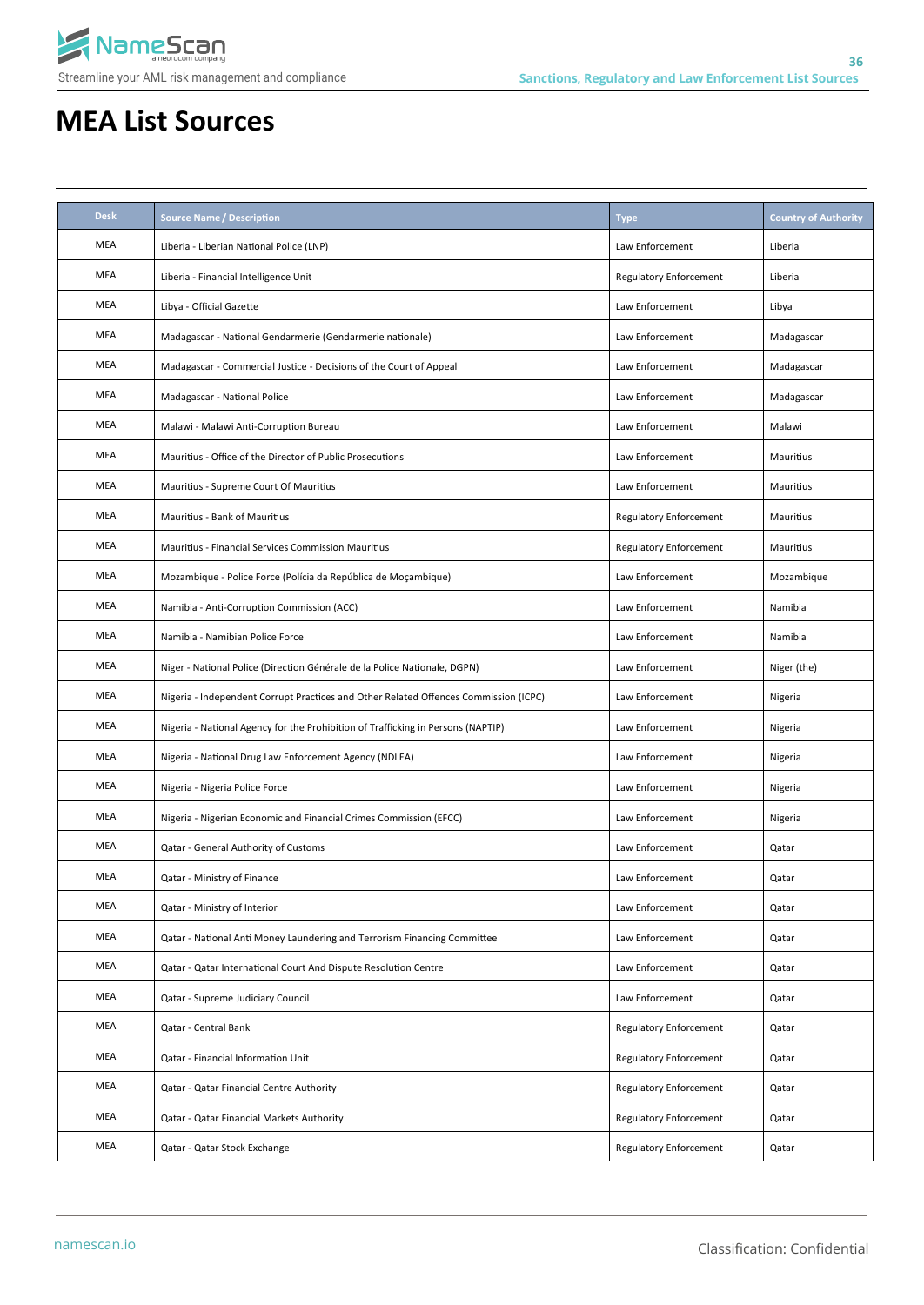# MEA List Sources

| Desk | Source Name / Description | Type | Country of Authority |
|---|---|---|---|
| MEA | Liberia - Liberian National Police (LNP) | Law Enforcement | Liberia |
| MEA | Liberia - Financial Intelligence Unit | Regulatory Enforcement | Liberia |
| MEA | Libya - Official Gazette | Law Enforcement | Libya |
| MEA | Madagascar - National Gendarmerie (Gendarmerie nationale) | Law Enforcement | Madagascar |
| MEA | Madagascar - Commercial Justice - Decisions of the Court of Appeal | Law Enforcement | Madagascar |
| MEA | Madagascar - National Police | Law Enforcement | Madagascar |
| MEA | Malawi - Malawi Anti-Corruption Bureau | Law Enforcement | Malawi |
| MEA | Mauritius - Office of the Director of Public Prosecutions | Law Enforcement | Mauritius |
| MEA | Mauritius - Supreme Court Of Mauritius | Law Enforcement | Mauritius |
| MEA | Mauritius - Bank of Mauritius | Regulatory Enforcement | Mauritius |
| MEA | Mauritius - Financial Services Commission Mauritius | Regulatory Enforcement | Mauritius |
| MEA | Mozambique - Police Force (Polícia da República de Moçambique) | Law Enforcement | Mozambique |
| MEA | Namibia - Anti-Corruption Commission (ACC) | Law Enforcement | Namibia |
| MEA | Namibia - Namibian Police Force | Law Enforcement | Namibia |
| MEA | Niger - National Police (Direction Générale de la Police Nationale, DGPN) | Law Enforcement | Niger (the) |
| MEA | Nigeria - Independent Corrupt Practices and Other Related Offences Commission (ICPC) | Law Enforcement | Nigeria |
| MEA | Nigeria - National Agency for the Prohibition of Trafficking in Persons (NAPTIP) | Law Enforcement | Nigeria |
| MEA | Nigeria - National Drug Law Enforcement Agency (NDLEA) | Law Enforcement | Nigeria |
| MEA | Nigeria - Nigeria Police Force | Law Enforcement | Nigeria |
| MEA | Nigeria - Nigerian Economic and Financial Crimes Commission (EFCC) | Law Enforcement | Nigeria |
| MEA | Qatar - General Authority of Customs | Law Enforcement | Qatar |
| MEA | Qatar - Ministry of Finance | Law Enforcement | Qatar |
| MEA | Qatar - Ministry of Interior | Law Enforcement | Qatar |
| MEA | Qatar - National Anti Money Laundering and Terrorism Financing Committee | Law Enforcement | Qatar |
| MEA | Qatar - Qatar International Court And Dispute Resolution Centre | Law Enforcement | Qatar |
| MEA | Qatar - Supreme Judiciary Council | Law Enforcement | Qatar |
| MEA | Qatar - Central Bank | Regulatory Enforcement | Qatar |
| MEA | Qatar - Financial Information Unit | Regulatory Enforcement | Qatar |
| MEA | Qatar - Qatar Financial Centre Authority | Regulatory Enforcement | Qatar |
| MEA | Qatar - Qatar Financial Markets Authority | Regulatory Enforcement | Qatar |
| MEA | Qatar - Qatar Stock Exchange | Regulatory Enforcement | Qatar |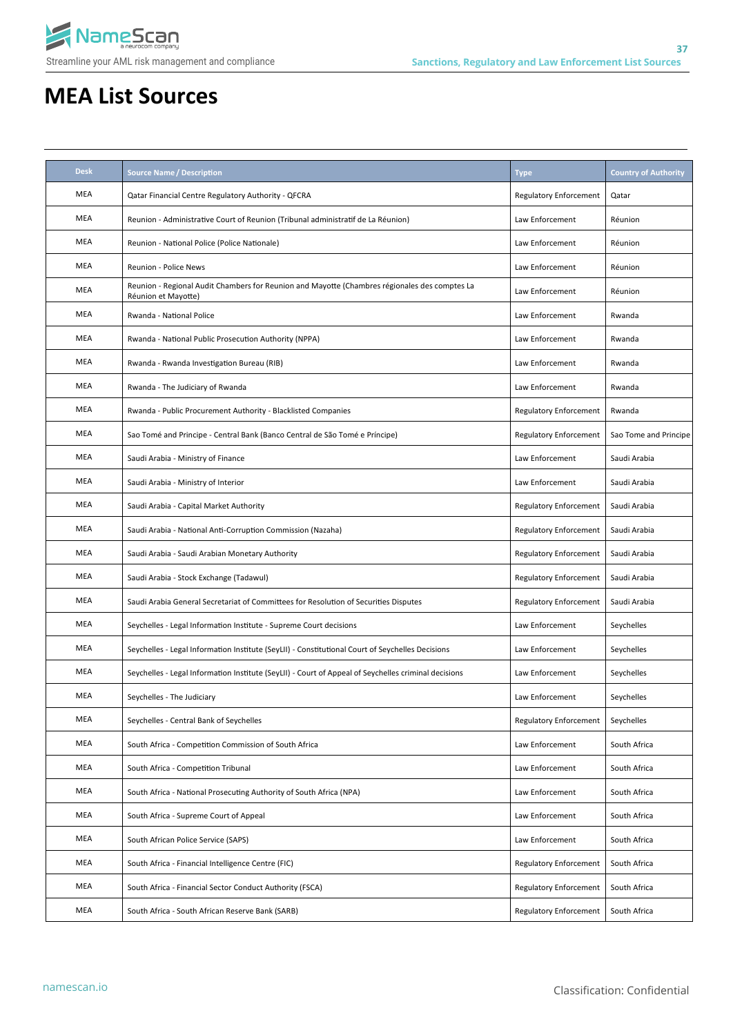# MEA List Sources

| Desk | Source Name / Description | Type | Country of Authority |
|---|---|---|---|
| MEA | Qatar Financial Centre Regulatory Authority - QFCRA | Regulatory Enforcement | Qatar |
| MEA | Reunion - Administrative Court of Reunion (Tribunal administratif de La Réunion) | Law Enforcement | Réunion |
| MEA | Reunion - National Police (Police Nationale) | Law Enforcement | Réunion |
| MEA | Reunion - Police News | Law Enforcement | Réunion |
| MEA | Reunion - Regional Audit Chambers for Reunion and Mayotte (Chambres régionales des comptes La Réunion et Mayotte) | Law Enforcement | Réunion |
| MEA | Rwanda - National Police | Law Enforcement | Rwanda |
| MEA | Rwanda - National Public Prosecution Authority (NPPA) | Law Enforcement | Rwanda |
| MEA | Rwanda - Rwanda Investigation Bureau (RIB) | Law Enforcement | Rwanda |
| MEA | Rwanda - The Judiciary of Rwanda | Law Enforcement | Rwanda |
| MEA | Rwanda - Public Procurement Authority - Blacklisted Companies | Regulatory Enforcement | Rwanda |
| MEA | Sao Tomé and Principe - Central Bank (Banco Central de São Tomé e Príncipe) | Regulatory Enforcement | Sao Tome and Principe |
| MEA | Saudi Arabia - Ministry of Finance | Law Enforcement | Saudi Arabia |
| MEA | Saudi Arabia - Ministry of Interior | Law Enforcement | Saudi Arabia |
| MEA | Saudi Arabia - Capital Market Authority | Regulatory Enforcement | Saudi Arabia |
| MEA | Saudi Arabia - National Anti-Corruption Commission (Nazaha) | Regulatory Enforcement | Saudi Arabia |
| MEA | Saudi Arabia - Saudi Arabian Monetary Authority | Regulatory Enforcement | Saudi Arabia |
| MEA | Saudi Arabia - Stock Exchange (Tadawul) | Regulatory Enforcement | Saudi Arabia |
| MEA | Saudi Arabia General Secretariat of Committees for Resolution of Securities Disputes | Regulatory Enforcement | Saudi Arabia |
| MEA | Seychelles - Legal Information Institute - Supreme Court decisions | Law Enforcement | Seychelles |
| MEA | Seychelles - Legal Information Institute (SeyLII) - Constitutional Court of Seychelles Decisions | Law Enforcement | Seychelles |
| MEA | Seychelles - Legal Information Institute (SeyLII) - Court of Appeal of Seychelles criminal decisions | Law Enforcement | Seychelles |
| MEA | Seychelles - The Judiciary | Law Enforcement | Seychelles |
| MEA | Seychelles - Central Bank of Seychelles | Regulatory Enforcement | Seychelles |
| MEA | South Africa - Competition Commission of South Africa | Law Enforcement | South Africa |
| MEA | South Africa - Competition Tribunal | Law Enforcement | South Africa |
| MEA | South Africa - National Prosecuting Authority of South Africa (NPA) | Law Enforcement | South Africa |
| MEA | South Africa - Supreme Court of Appeal | Law Enforcement | South Africa |
| MEA | South African Police Service (SAPS) | Law Enforcement | South Africa |
| MEA | South Africa - Financial Intelligence Centre (FIC) | Regulatory Enforcement | South Africa |
| MEA | South Africa - Financial Sector Conduct Authority (FSCA) | Regulatory Enforcement | South Africa |
| MEA | South Africa - South African Reserve Bank (SARB) | Regulatory Enforcement | South Africa |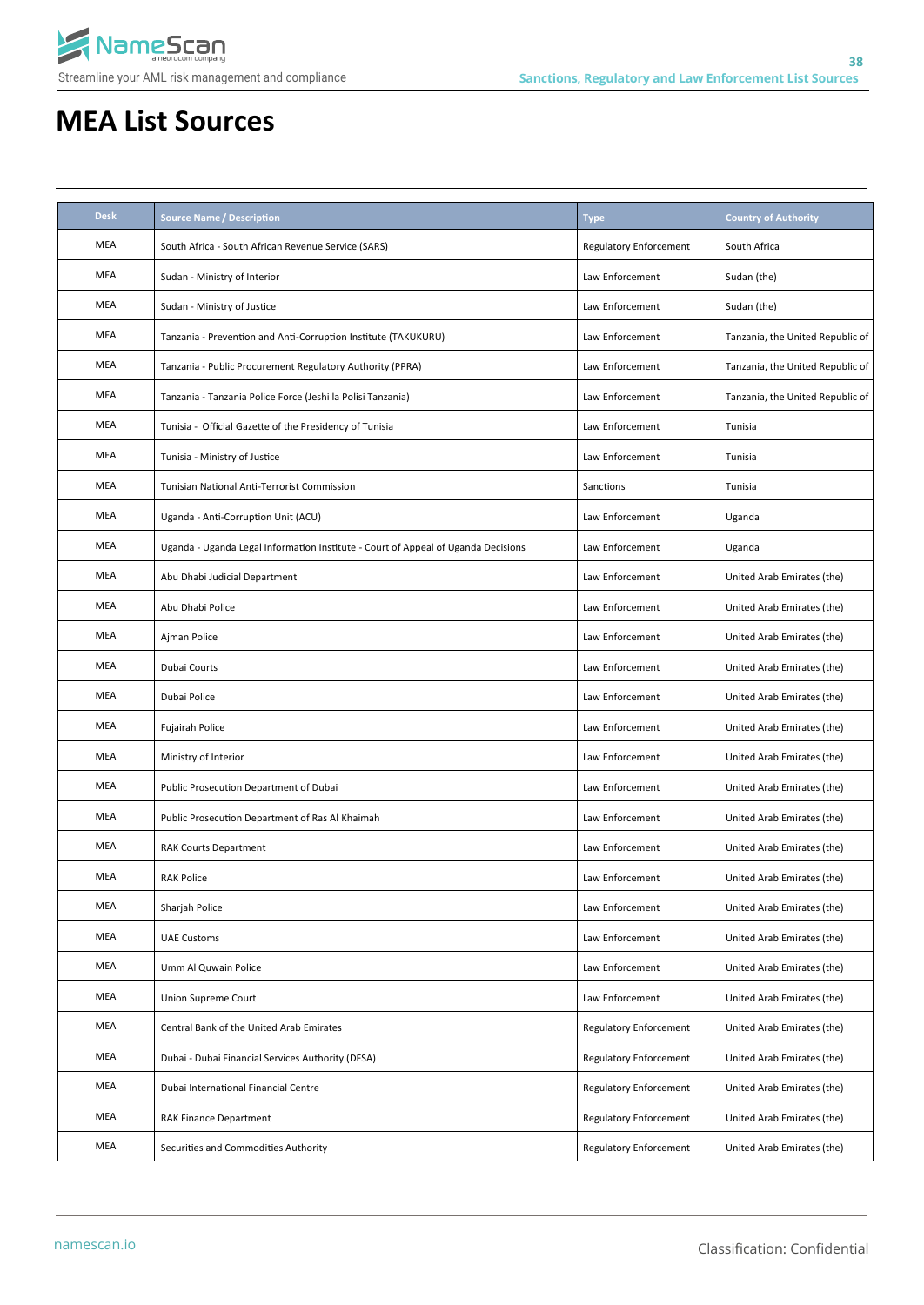# MEA List Sources

| Desk | Source Name / Description | Type | Country of Authority |
|---|---|---|---|
| MEA | South Africa - South African Revenue Service (SARS) | Regulatory Enforcement | South Africa |
| MEA | Sudan - Ministry of Interior | Law Enforcement | Sudan (the) |
| MEA | Sudan - Ministry of Justice | Law Enforcement | Sudan (the) |
| MEA | Tanzania - Prevention and Anti-Corruption Institute (TAKUKURU) | Law Enforcement | Tanzania, the United Republic of |
| MEA | Tanzania - Public Procurement Regulatory Authority (PPRA) | Law Enforcement | Tanzania, the United Republic of |
| MEA | Tanzania - Tanzania Police Force (Jeshi la Polisi Tanzania) | Law Enforcement | Tanzania, the United Republic of |
| MEA | Tunisia - Official Gazette of the Presidency of Tunisia | Law Enforcement | Tunisia |
| MEA | Tunisia - Ministry of Justice | Law Enforcement | Tunisia |
| MEA | Tunisian National Anti-Terrorist Commission | Sanctions | Tunisia |
| MEA | Uganda - Anti-Corruption Unit (ACU) | Law Enforcement | Uganda |
| MEA | Uganda - Uganda Legal Information Institute - Court of Appeal of Uganda Decisions | Law Enforcement | Uganda |
| MEA | Abu Dhabi Judicial Department | Law Enforcement | United Arab Emirates (the) |
| MEA | Abu Dhabi Police | Law Enforcement | United Arab Emirates (the) |
| MEA | Ajman Police | Law Enforcement | United Arab Emirates (the) |
| MEA | Dubai Courts | Law Enforcement | United Arab Emirates (the) |
| MEA | Dubai Police | Law Enforcement | United Arab Emirates (the) |
| MEA | Fujairah Police | Law Enforcement | United Arab Emirates (the) |
| MEA | Ministry of Interior | Law Enforcement | United Arab Emirates (the) |
| MEA | Public Prosecution Department of Dubai | Law Enforcement | United Arab Emirates (the) |
| MEA | Public Prosecution Department of Ras Al Khaimah | Law Enforcement | United Arab Emirates (the) |
| MEA | RAK Courts Department | Law Enforcement | United Arab Emirates (the) |
| MEA | RAK Police | Law Enforcement | United Arab Emirates (the) |
| MEA | Sharjah Police | Law Enforcement | United Arab Emirates (the) |
| MEA | UAE Customs | Law Enforcement | United Arab Emirates (the) |
| MEA | Umm Al Quwain Police | Law Enforcement | United Arab Emirates (the) |
| MEA | Union Supreme Court | Law Enforcement | United Arab Emirates (the) |
| MEA | Central Bank of the United Arab Emirates | Regulatory Enforcement | United Arab Emirates (the) |
| MEA | Dubai - Dubai Financial Services Authority (DFSA) | Regulatory Enforcement | United Arab Emirates (the) |
| MEA | Dubai International Financial Centre | Regulatory Enforcement | United Arab Emirates (the) |
| MEA | RAK Finance Department | Regulatory Enforcement | United Arab Emirates (the) |
| MEA | Securities and Commodities Authority | Regulatory Enforcement | United Arab Emirates (the) |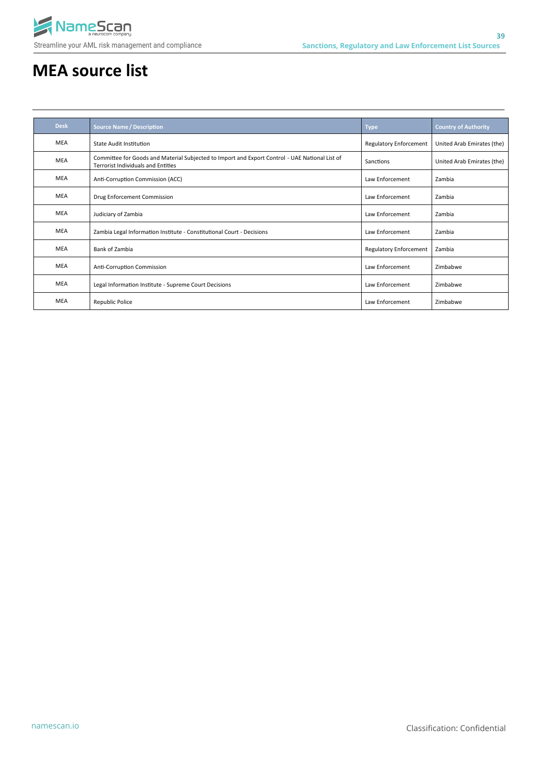# MEA source list

| Desk | Source Name / Description | Type | Country of Authority |
|---|---|---|---|
| MEA | State Audit Institution | Regulatory Enforcement | United Arab Emirates (the) |
| MEA | Committee for Goods and Material Subjected to Import and Export Control - UAE National List of Terrorist Individuals and Entities | Sanctions | United Arab Emirates (the) |
| MEA | Anti-Corruption Commission (ACC) | Law Enforcement | Zambia |
| MEA | Drug Enforcement Commission | Law Enforcement | Zambia |
| MEA | Judiciary of Zambia | Law Enforcement | Zambia |
| MEA | Zambia Legal Information Institute - Constitutional Court - Decisions | Law Enforcement | Zambia |
| MEA | Bank of Zambia | Regulatory Enforcement | Zambia |
| MEA | Anti-Corruption Commission | Law Enforcement | Zimbabwe |
| MEA | Legal Information Institute - Supreme Court Decisions | Law Enforcement | Zimbabwe |
| MEA | Republic Police | Law Enforcement | Zimbabwe |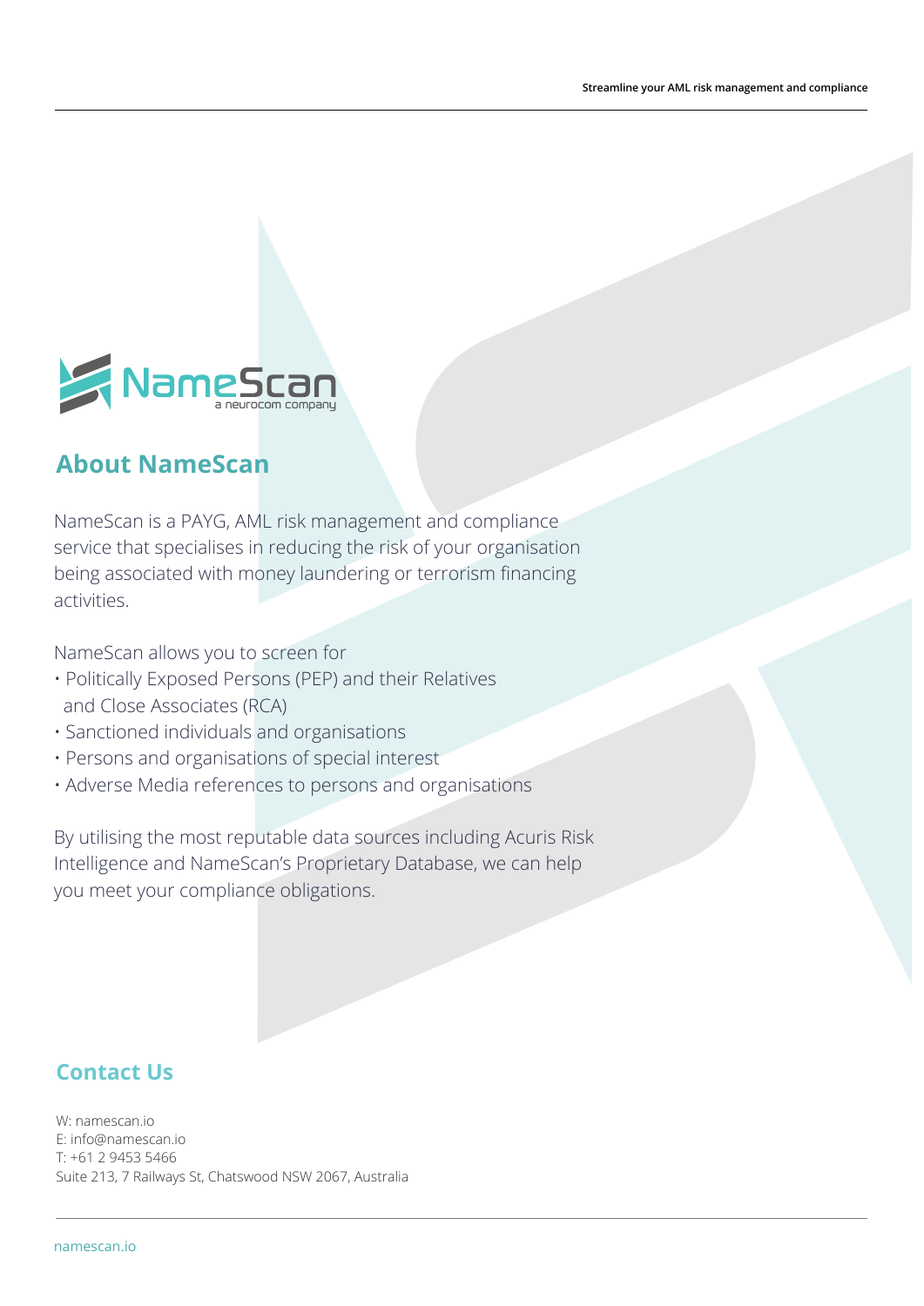NameScan
a neurocom company

## About NameScan

NameScan is a PAYG, AML risk management and compliance service that specialises in reducing the risk of your organisation being associated with money laundering or terrorism financing activities.

NameScan allows you to screen for

- Politically Exposed Persons (PEP) and their Relatives and Close Associates (RCA)
- Sanctioned individuals and organisations
- Persons and organisations of special interest
- Adverse Media references to persons and organisations

By utilising the most reputable data sources including Acuris Risk Intelligence and NameScan's Proprietary Database, we can help you meet your compliance obligations.

## Contact Us

W: namescan.io
E: info@namescan.io
T: +61 2 9453 5466
Suite 213, 7 Railways St, Chatswood NSW 2067, Australia